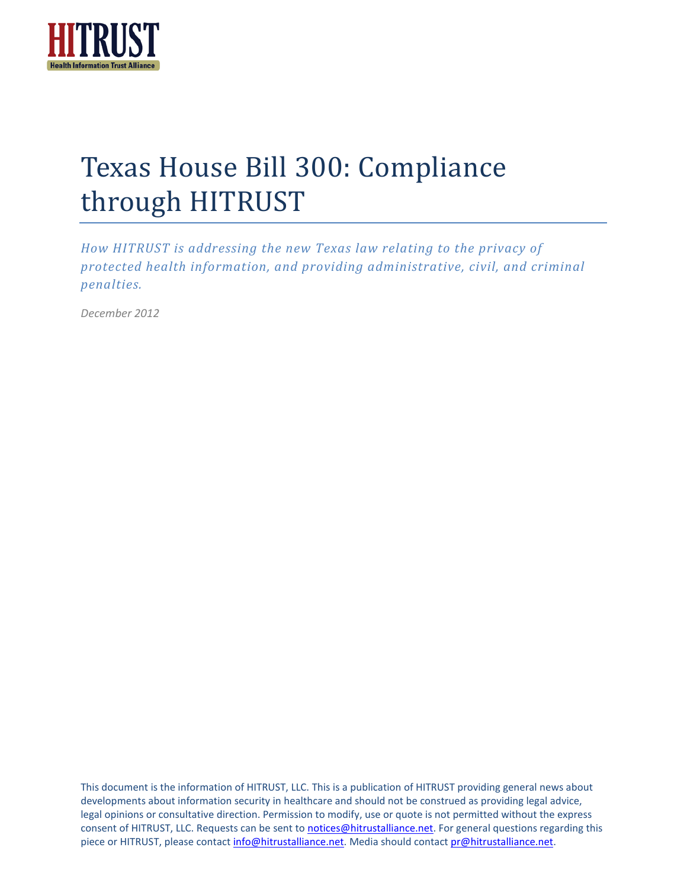HITRUST

Health Information Trust Alliance

# Texas House Bill 300: Compliance through HITRUST

*How HITRUST is addressing the new Texas law relating to the privacy of protected health information, and providing administrative, civil, and criminal penalties.*

*December 2012*

This document is the information of HITRUST, LLC. This is a publication of HITRUST providing general news about developments about information security in healthcare and should not be construed as providing legal advice, legal opinions or consultative direction. Permission to modify, use or quote is not permitted without the express consent of HITRUST, LLC. Requests can be sent to notices@hitrustalliance.net. For general questions regarding this piece or HITRUST, please contact info@hitrustalliance.net. Media should contact pr@hitrustalliance.net.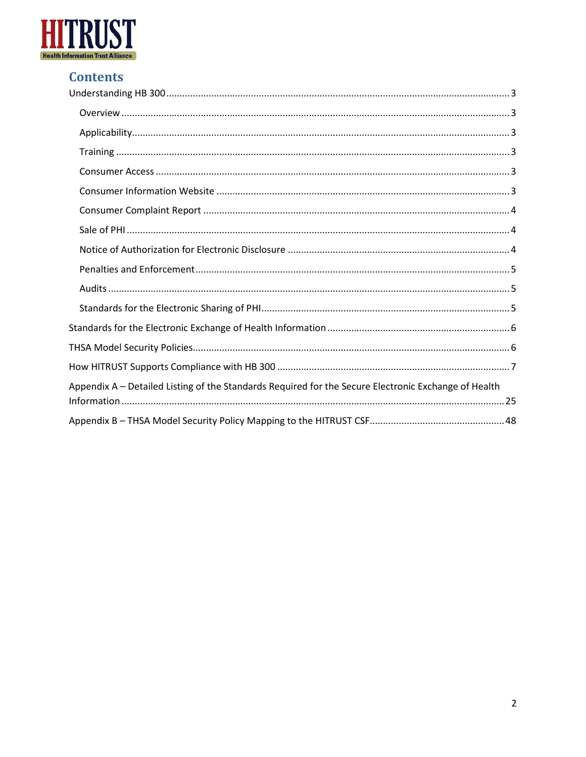# Contents

Understanding HB 300 ........................................ 3

- Overview ........................................ 3
- Applicability ........................................ 3
- Training ........................................ 3
- Consumer Access ........................................ 3
- Consumer Information Website ........................................ 3
- Consumer Complaint Report ........................................ 4
- Sale of PHI ........................................ 4
- Notice of Authorization for Electronic Disclosure ........................................ 4
- Penalties and Enforcement ........................................ 5
- Audits ........................................ 5
- Standards for the Electronic Sharing of PHI ........................................ 5

Standards for the Electronic Exchange of Health Information ........................................ 6

THSA Model Security Policies ........................................ 6

How HITRUST Supports Compliance with HB 300 ........................................ 7

Appendix A – Detailed Listing of the Standards Required for the Secure Electronic Exchange of Health Information ........................................ 25

Appendix B – THSA Model Security Policy Mapping to the HITRUST CSF ........................................ 48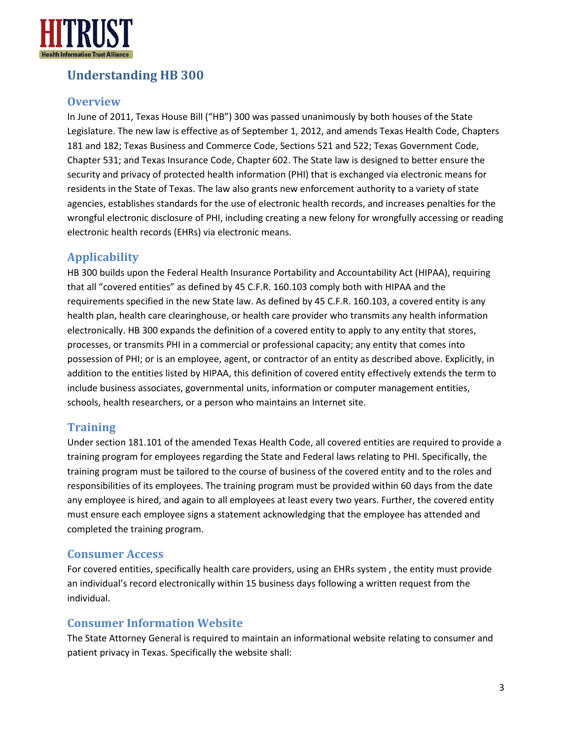# Understanding HB 300

## Overview

In June of 2011, Texas House Bill ("HB") 300 was passed unanimously by both houses of the State Legislature. The new law is effective as of September 1, 2012, and amends Texas Health Code, Chapters 181 and 182; Texas Business and Commerce Code, Sections 521 and 522; Texas Government Code, Chapter 531; and Texas Insurance Code, Chapter 602. The State law is designed to better ensure the security and privacy of protected health information (PHI) that is exchanged via electronic means for residents in the State of Texas. The law also grants new enforcement authority to a variety of state agencies, establishes standards for the use of electronic health records, and increases penalties for the wrongful electronic disclosure of PHI, including creating a new felony for wrongfully accessing or reading electronic health records (EHRs) via electronic means.

## Applicability

HB 300 builds upon the Federal Health Insurance Portability and Accountability Act (HIPAA), requiring that all "covered entities" as defined by 45 C.F.R. 160.103 comply both with HIPAA and the requirements specified in the new State law. As defined by 45 C.F.R. 160.103, a covered entity is any health plan, health care clearinghouse, or health care provider who transmits any health information electronically. HB 300 expands the definition of a covered entity to apply to any entity that stores, processes, or transmits PHI in a commercial or professional capacity; any entity that comes into possession of PHI; or is an employee, agent, or contractor of an entity as described above. Explicitly, in addition to the entities listed by HIPAA, this definition of covered entity effectively extends the term to include business associates, governmental units, information or computer management entities, schools, health researchers, or a person who maintains an Internet site.

## Training

Under section 181.101 of the amended Texas Health Code, all covered entities are required to provide a training program for employees regarding the State and Federal laws relating to PHI. Specifically, the training program must be tailored to the course of business of the covered entity and to the roles and responsibilities of its employees. The training program must be provided within 60 days from the date any employee is hired, and again to all employees at least every two years. Further, the covered entity must ensure each employee signs a statement acknowledging that the employee has attended and completed the training program.

## Consumer Access

For covered entities, specifically health care providers, using an EHRs system , the entity must provide an individual's record electronically within 15 business days following a written request from the individual.

## Consumer Information Website

The State Attorney General is required to maintain an informational website relating to consumer and patient privacy in Texas. Specifically the website shall: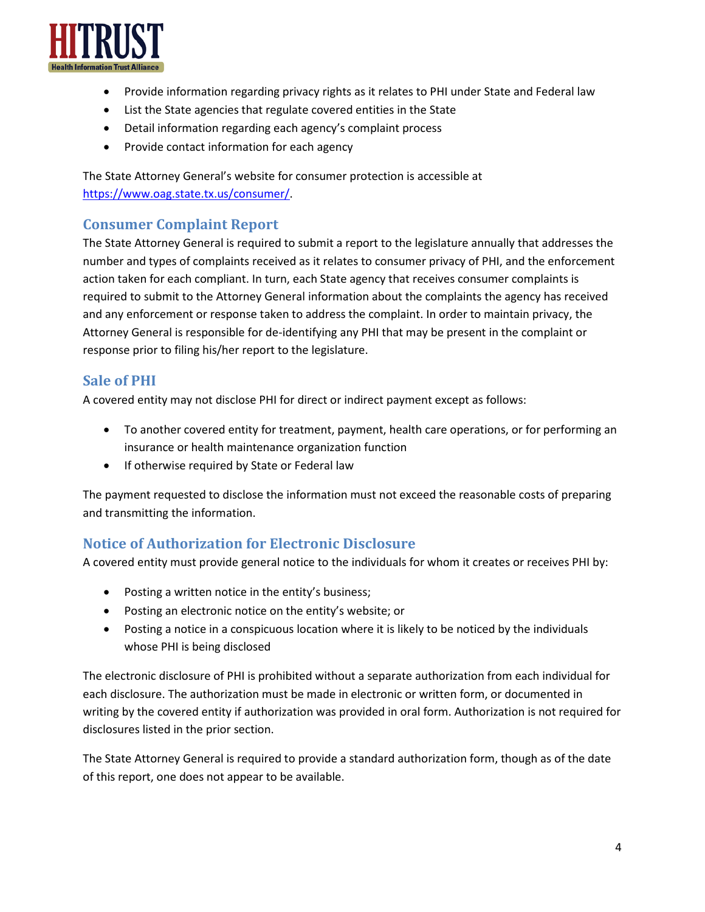- Provide information regarding privacy rights as it relates to PHI under State and Federal law
- List the State agencies that regulate covered entities in the State
- Detail information regarding each agency's complaint process
- Provide contact information for each agency

The State Attorney General's website for consumer protection is accessible at [https://www.oag.state.tx.us/consumer/](https://www.oag.state.tx.us/consumer/).

## Consumer Complaint Report

The State Attorney General is required to submit a report to the legislature annually that addresses the number and types of complaints received as it relates to consumer privacy of PHI, and the enforcement action taken for each compliant. In turn, each State agency that receives consumer complaints is required to submit to the Attorney General information about the complaints the agency has received and any enforcement or response taken to address the complaint. In order to maintain privacy, the Attorney General is responsible for de-identifying any PHI that may be present in the complaint or response prior to filing his/her report to the legislature.

## Sale of PHI

A covered entity may not disclose PHI for direct or indirect payment except as follows:

- To another covered entity for treatment, payment, health care operations, or for performing an insurance or health maintenance organization function
- If otherwise required by State or Federal law

The payment requested to disclose the information must not exceed the reasonable costs of preparing and transmitting the information.

## Notice of Authorization for Electronic Disclosure

A covered entity must provide general notice to the individuals for whom it creates or receives PHI by:

- Posting a written notice in the entity's business;
- Posting an electronic notice on the entity's website; or
- Posting a notice in a conspicuous location where it is likely to be noticed by the individuals whose PHI is being disclosed

The electronic disclosure of PHI is prohibited without a separate authorization from each individual for each disclosure. The authorization must be made in electronic or written form, or documented in writing by the covered entity if authorization was provided in oral form. Authorization is not required for disclosures listed in the prior section.

The State Attorney General is required to provide a standard authorization form, though as of the date of this report, one does not appear to be available.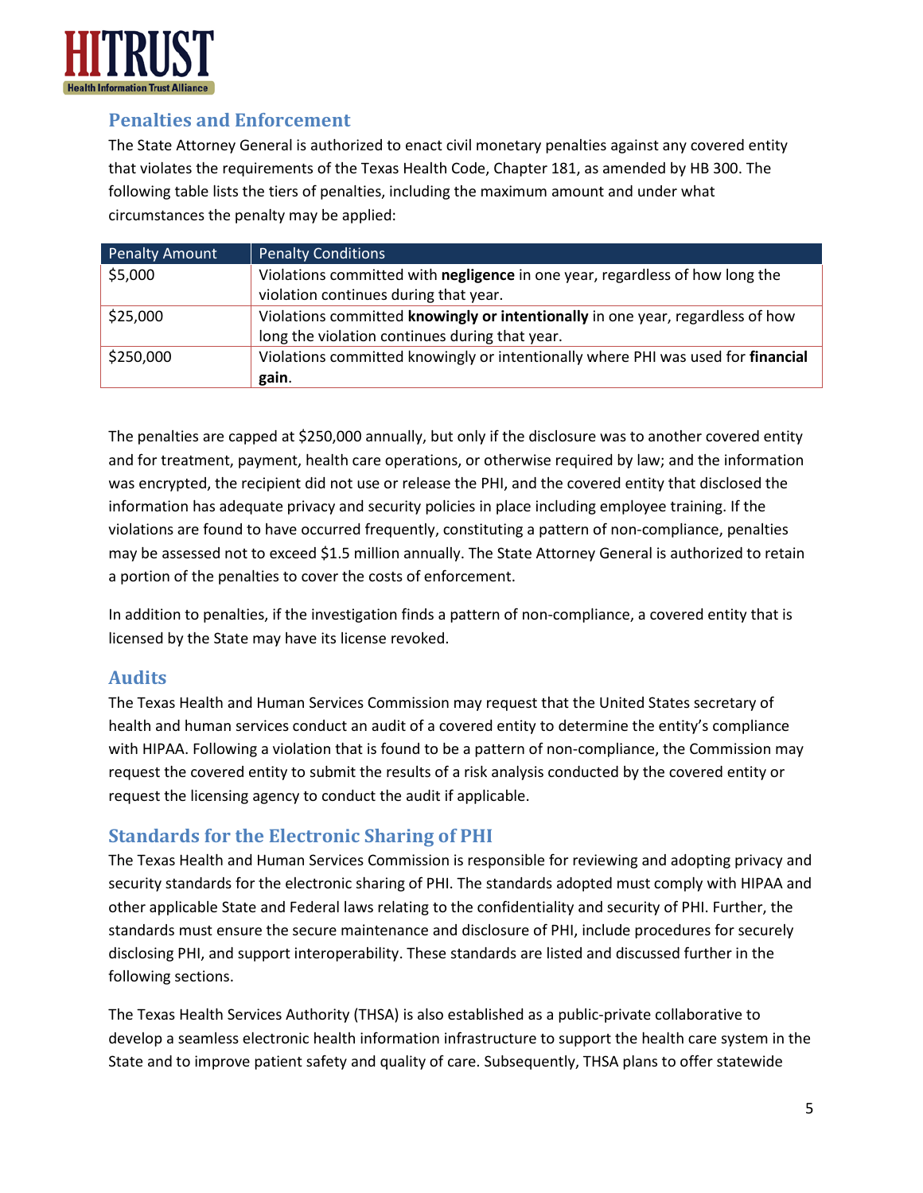## Penalties and Enforcement

The State Attorney General is authorized to enact civil monetary penalties against any covered entity that violates the requirements of the Texas Health Code, Chapter 181, as amended by HB 300. The following table lists the tiers of penalties, including the maximum amount and under what circumstances the penalty may be applied:

| Penalty Amount | Penalty Conditions |
| --- | --- |
| $5,000 | Violations committed with **negligence** in one year, regardless of how long the violation continues during that year. |
| $25,000 | Violations committed **knowingly or intentionally** in one year, regardless of how long the violation continues during that year. |
| $250,000 | Violations committed knowingly or intentionally where PHI was used for **financial gain**. |

The penalties are capped at $250,000 annually, but only if the disclosure was to another covered entity and for treatment, payment, health care operations, or otherwise required by law; and the information was encrypted, the recipient did not use or release the PHI, and the covered entity that disclosed the information has adequate privacy and security policies in place including employee training. If the violations are found to have occurred frequently, constituting a pattern of non-compliance, penalties may be assessed not to exceed $1.5 million annually. The State Attorney General is authorized to retain a portion of the penalties to cover the costs of enforcement.

In addition to penalties, if the investigation finds a pattern of non-compliance, a covered entity that is licensed by the State may have its license revoked.

## Audits

The Texas Health and Human Services Commission may request that the United States secretary of health and human services conduct an audit of a covered entity to determine the entity's compliance with HIPAA. Following a violation that is found to be a pattern of non-compliance, the Commission may request the covered entity to submit the results of a risk analysis conducted by the covered entity or request the licensing agency to conduct the audit if applicable.

## Standards for the Electronic Sharing of PHI

The Texas Health and Human Services Commission is responsible for reviewing and adopting privacy and security standards for the electronic sharing of PHI. The standards adopted must comply with HIPAA and other applicable State and Federal laws relating to the confidentiality and security of PHI. Further, the standards must ensure the secure maintenance and disclosure of PHI, include procedures for securely disclosing PHI, and support interoperability. These standards are listed and discussed further in the following sections.

The Texas Health Services Authority (THSA) is also established as a public-private collaborative to develop a seamless electronic health information infrastructure to support the health care system in the State and to improve patient safety and quality of care. Subsequently, THSA plans to offer statewide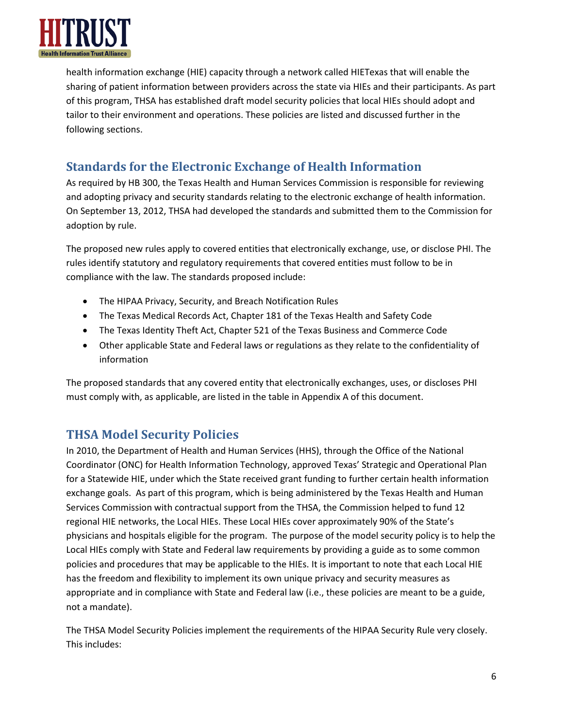health information exchange (HIE) capacity through a network called HIETexas that will enable the sharing of patient information between providers across the state via HIEs and their participants. As part of this program, THSA has established draft model security policies that local HIEs should adopt and tailor to their environment and operations. These policies are listed and discussed further in the following sections.

## Standards for the Electronic Exchange of Health Information

As required by HB 300, the Texas Health and Human Services Commission is responsible for reviewing and adopting privacy and security standards relating to the electronic exchange of health information. On September 13, 2012, THSA had developed the standards and submitted them to the Commission for adoption by rule.

The proposed new rules apply to covered entities that electronically exchange, use, or disclose PHI. The rules identify statutory and regulatory requirements that covered entities must follow to be in compliance with the law. The standards proposed include:

- The HIPAA Privacy, Security, and Breach Notification Rules
- The Texas Medical Records Act, Chapter 181 of the Texas Health and Safety Code
- The Texas Identity Theft Act, Chapter 521 of the Texas Business and Commerce Code
- Other applicable State and Federal laws or regulations as they relate to the confidentiality of information

The proposed standards that any covered entity that electronically exchanges, uses, or discloses PHI must comply with, as applicable, are listed in the table in Appendix A of this document.

## THSA Model Security Policies

In 2010, the Department of Health and Human Services (HHS), through the Office of the National Coordinator (ONC) for Health Information Technology, approved Texas' Strategic and Operational Plan for a Statewide HIE, under which the State received grant funding to further certain health information exchange goals. As part of this program, which is being administered by the Texas Health and Human Services Commission with contractual support from the THSA, the Commission helped to fund 12 regional HIE networks, the Local HIEs. These Local HIEs cover approximately 90% of the State's physicians and hospitals eligible for the program. The purpose of the model security policy is to help the Local HIEs comply with State and Federal law requirements by providing a guide as to some common policies and procedures that may be applicable to the HIEs. It is important to note that each Local HIE has the freedom and flexibility to implement its own unique privacy and security measures as appropriate and in compliance with State and Federal law (i.e., these policies are meant to be a guide, not a mandate).

The THSA Model Security Policies implement the requirements of the HIPAA Security Rule very closely. This includes: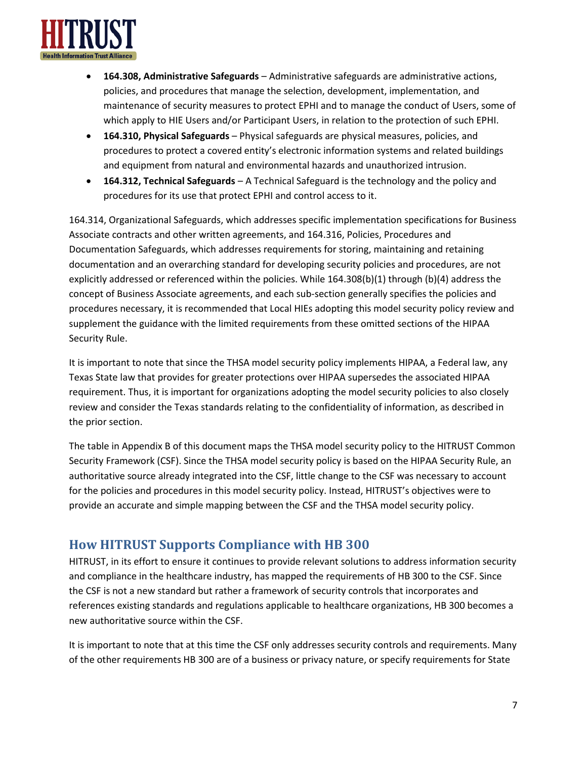- **164.308, Administrative Safeguards** – Administrative safeguards are administrative actions, policies, and procedures that manage the selection, development, implementation, and maintenance of security measures to protect EPHI and to manage the conduct of Users, some of which apply to HIE Users and/or Participant Users, in relation to the protection of such EPHI.
- **164.310, Physical Safeguards** – Physical safeguards are physical measures, policies, and procedures to protect a covered entity's electronic information systems and related buildings and equipment from natural and environmental hazards and unauthorized intrusion.
- **164.312, Technical Safeguards** – A Technical Safeguard is the technology and the policy and procedures for its use that protect EPHI and control access to it.

164.314, Organizational Safeguards, which addresses specific implementation specifications for Business Associate contracts and other written agreements, and 164.316, Policies, Procedures and Documentation Safeguards, which addresses requirements for storing, maintaining and retaining documentation and an overarching standard for developing security policies and procedures, are not explicitly addressed or referenced within the policies. While 164.308(b)(1) through (b)(4) address the concept of Business Associate agreements, and each sub-section generally specifies the policies and procedures necessary, it is recommended that Local HIEs adopting this model security policy review and supplement the guidance with the limited requirements from these omitted sections of the HIPAA Security Rule.

It is important to note that since the THSA model security policy implements HIPAA, a Federal law, any Texas State law that provides for greater protections over HIPAA supersedes the associated HIPAA requirement. Thus, it is important for organizations adopting the model security policies to also closely review and consider the Texas standards relating to the confidentiality of information, as described in the prior section.

The table in Appendix B of this document maps the THSA model security policy to the HITRUST Common Security Framework (CSF). Since the THSA model security policy is based on the HIPAA Security Rule, an authoritative source already integrated into the CSF, little change to the CSF was necessary to account for the policies and procedures in this model security policy. Instead, HITRUST's objectives were to provide an accurate and simple mapping between the CSF and the THSA model security policy.

## How HITRUST Supports Compliance with HB 300

HITRUST, in its effort to ensure it continues to provide relevant solutions to address information security and compliance in the healthcare industry, has mapped the requirements of HB 300 to the CSF. Since the CSF is not a new standard but rather a framework of security controls that incorporates and references existing standards and regulations applicable to healthcare organizations, HB 300 becomes a new authoritative source within the CSF.

It is important to note that at this time the CSF only addresses security controls and requirements. Many of the other requirements HB 300 are of a business or privacy nature, or specify requirements for State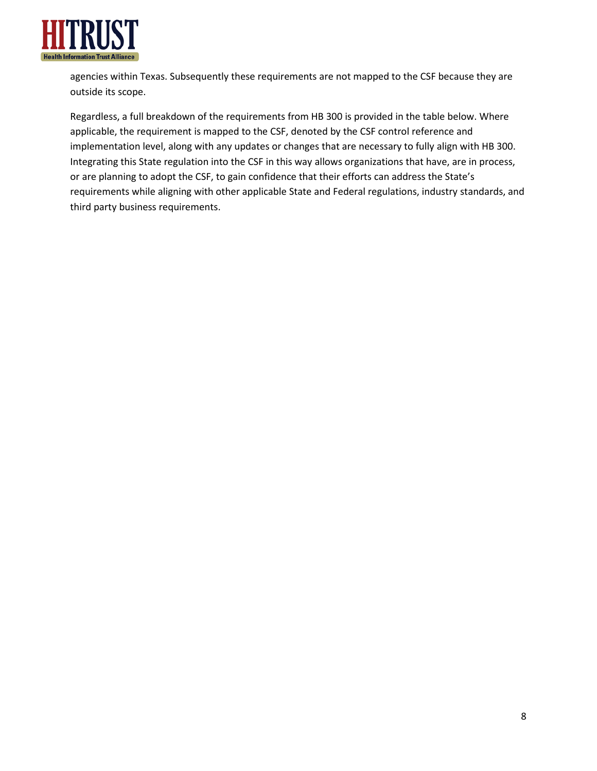agencies within Texas. Subsequently these requirements are not mapped to the CSF because they are outside its scope.

Regardless, a full breakdown of the requirements from HB 300 is provided in the table below. Where applicable, the requirement is mapped to the CSF, denoted by the CSF control reference and implementation level, along with any updates or changes that are necessary to fully align with HB 300. Integrating this State regulation into the CSF in this way allows organizations that have, are in process, or are planning to adopt the CSF, to gain confidence that their efforts can address the State's requirements while aligning with other applicable State and Federal regulations, industry standards, and third party business requirements.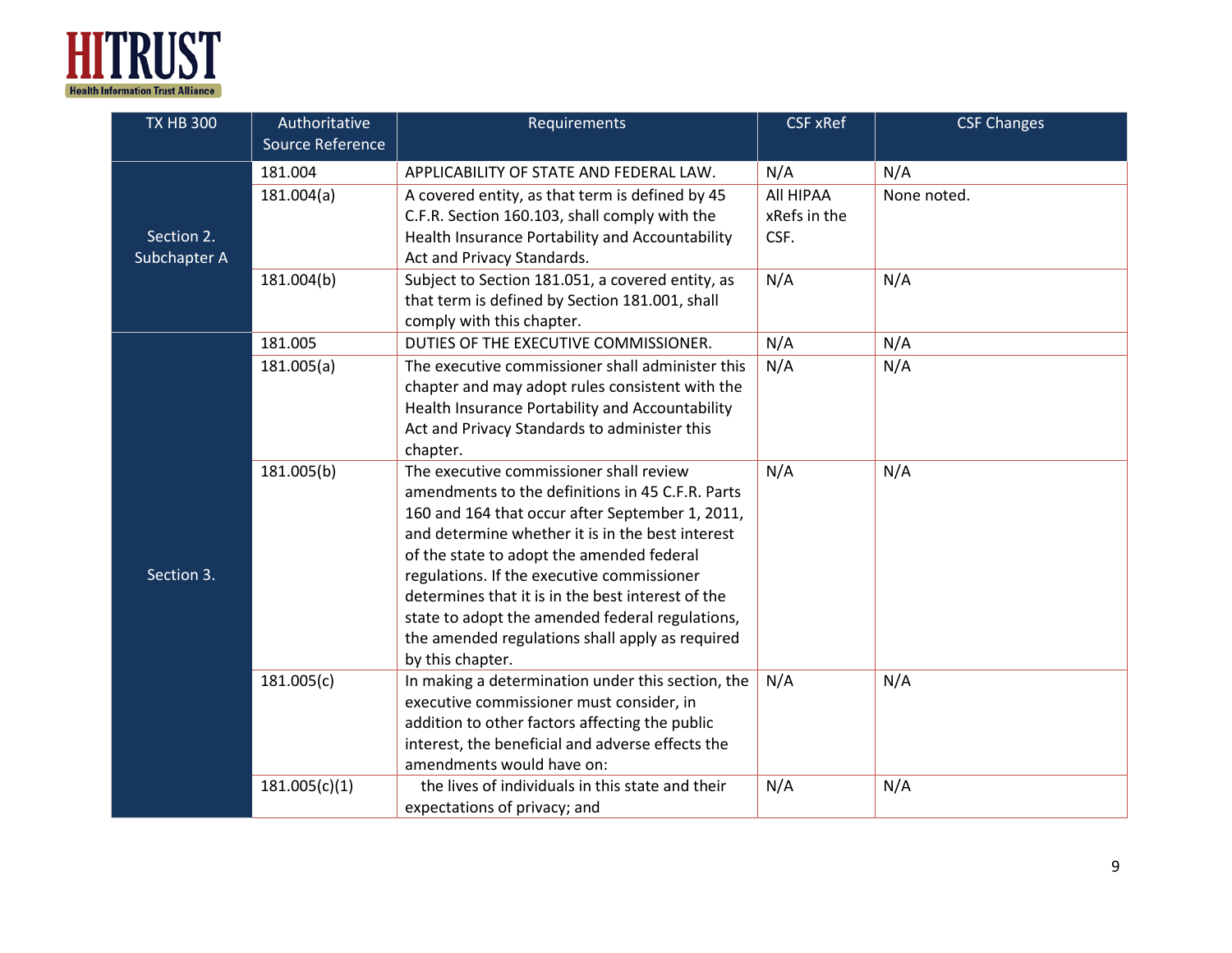| TX HB 300 | Authoritative Source Reference | Requirements | CSF xRef | CSF Changes |
|---|---|---|---|---|
| Section 2. Subchapter A | 181.004 | APPLICABILITY OF STATE AND FEDERAL LAW. | N/A | N/A |
| | 181.004(a) | A covered entity, as that term is defined by 45 C.F.R. Section 160.103, shall comply with the Health Insurance Portability and Accountability Act and Privacy Standards. | All HIPAA xRefs in the CSF. | None noted. |
| | 181.004(b) | Subject to Section 181.051, a covered entity, as that term is defined by Section 181.001, shall comply with this chapter. | N/A | N/A |
| Section 3. | 181.005 | DUTIES OF THE EXECUTIVE COMMISSIONER. | N/A | N/A |
| | 181.005(a) | The executive commissioner shall administer this chapter and may adopt rules consistent with the Health Insurance Portability and Accountability Act and Privacy Standards to administer this chapter. | N/A | N/A |
| | 181.005(b) | The executive commissioner shall review amendments to the definitions in 45 C.F.R. Parts 160 and 164 that occur after September 1, 2011, and determine whether it is in the best interest of the state to adopt the amended federal regulations. If the executive commissioner determines that it is in the best interest of the state to adopt the amended federal regulations, the amended regulations shall apply as required by this chapter. | N/A | N/A |
| | 181.005(c) | In making a determination under this section, the executive commissioner must consider, in addition to other factors affecting the public interest, the beneficial and adverse effects the amendments would have on: | N/A | N/A |
| | 181.005(c)(1) | the lives of individuals in this state and their expectations of privacy; and | N/A | N/A |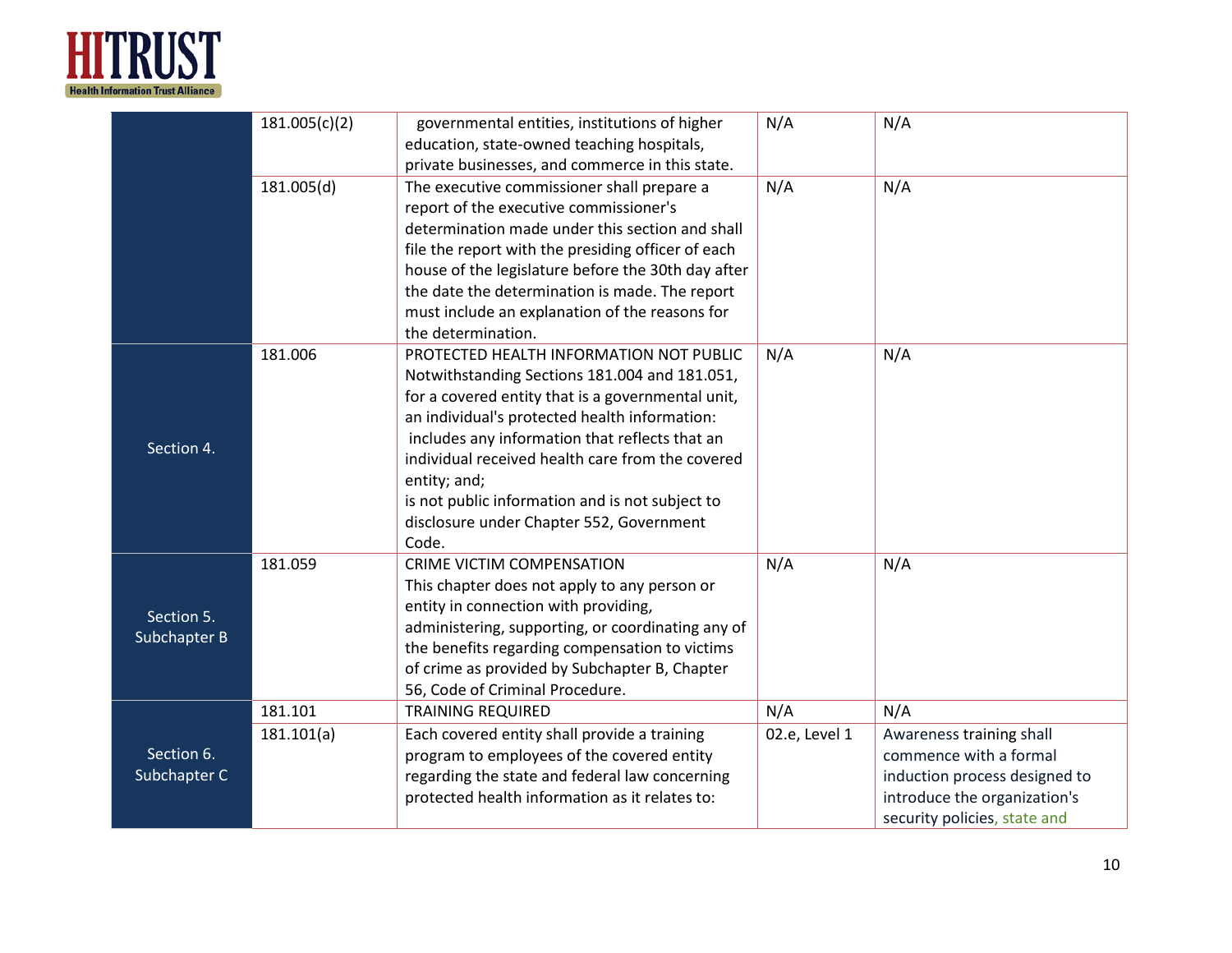| | | | | |
|---|---|---|---|---|
| | 181.005(c)(2) | governmental entities, institutions of higher education, state-owned teaching hospitals, private businesses, and commerce in this state. | N/A | N/A |
| | 181.005(d) | The executive commissioner shall prepare a report of the executive commissioner's determination made under this section and shall file the report with the presiding officer of each house of the legislature before the 30th day after the date the determination is made. The report must include an explanation of the reasons for the determination. | N/A | N/A |
| Section 4. | 181.006 | PROTECTED HEALTH INFORMATION NOT PUBLIC Notwithstanding Sections 181.004 and 181.051, for a covered entity that is a governmental unit, an individual's protected health information: includes any information that reflects that an individual received health care from the covered entity; and; is not public information and is not subject to disclosure under Chapter 552, Government Code. | N/A | N/A |
| Section 5. Subchapter B | 181.059 | CRIME VICTIM COMPENSATION This chapter does not apply to any person or entity in connection with providing, administering, supporting, or coordinating any of the benefits regarding compensation to victims of crime as provided by Subchapter B, Chapter 56, Code of Criminal Procedure. | N/A | N/A |
| Section 6. Subchapter C | 181.101 | TRAINING REQUIRED | N/A | N/A |
| | 181.101(a) | Each covered entity shall provide a training program to employees of the covered entity regarding the state and federal law concerning protected health information as it relates to: | 02.e, Level 1 | Awareness training shall commence with a formal induction process designed to introduce the organization's security policies, state and |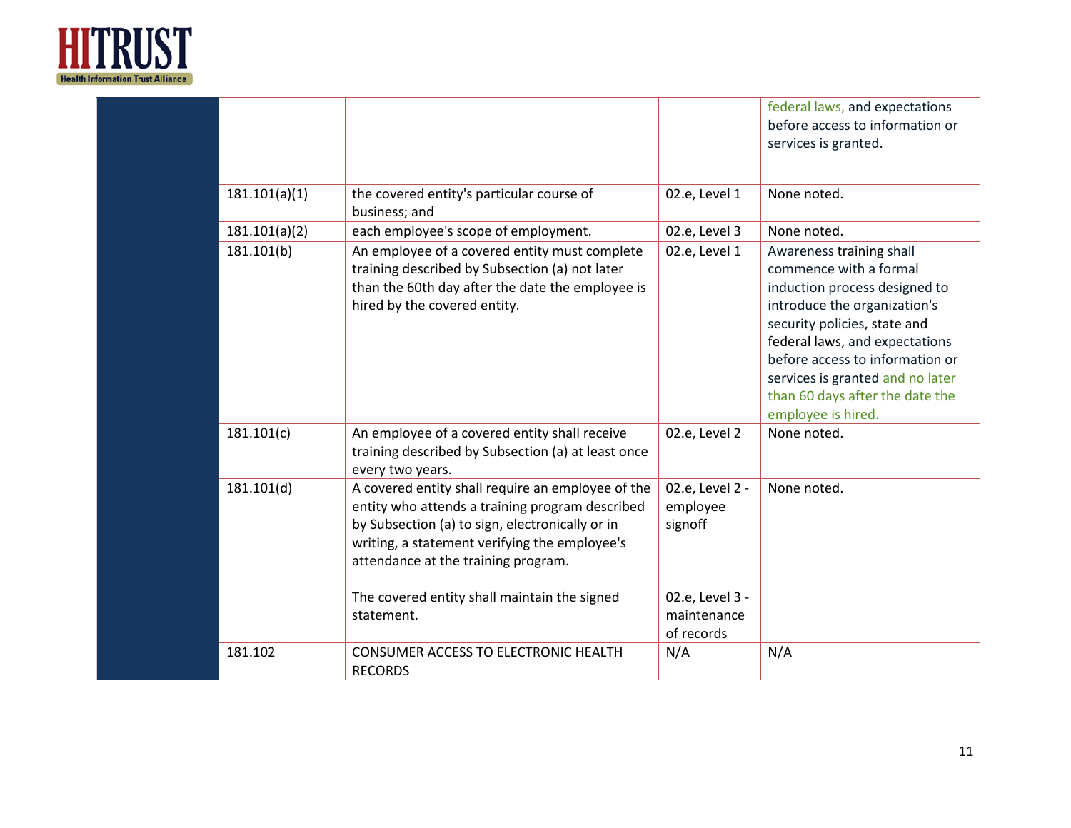| | | | |
|---|---|---|---|
| | | | federal laws, and expectations before access to information or services is granted. |
| 181.101(a)(1) | the covered entity's particular course of business; and | 02.e, Level 1 | None noted. |
| 181.101(a)(2) | each employee's scope of employment. | 02.e, Level 3 | None noted. |
| 181.101(b) | An employee of a covered entity must complete training described by Subsection (a) not later than the 60th day after the date the employee is hired by the covered entity. | 02.e, Level 1 | Awareness training shall commence with a formal induction process designed to introduce the organization's security policies, state and federal laws, and expectations before access to information or services is granted and no later than 60 days after the date the employee is hired. |
| 181.101(c) | An employee of a covered entity shall receive training described by Subsection (a) at least once every two years. | 02.e, Level 2 | None noted. |
| 181.101(d) | A covered entity shall require an employee of the entity who attends a training program described by Subsection (a) to sign, electronically or in writing, a statement verifying the employee's attendance at the training program.<br><br>The covered entity shall maintain the signed statement. | 02.e, Level 2 - employee signoff<br><br>02.e, Level 3 - maintenance of records | None noted. |
| 181.102 | CONSUMER ACCESS TO ELECTRONIC HEALTH RECORDS | N/A | N/A |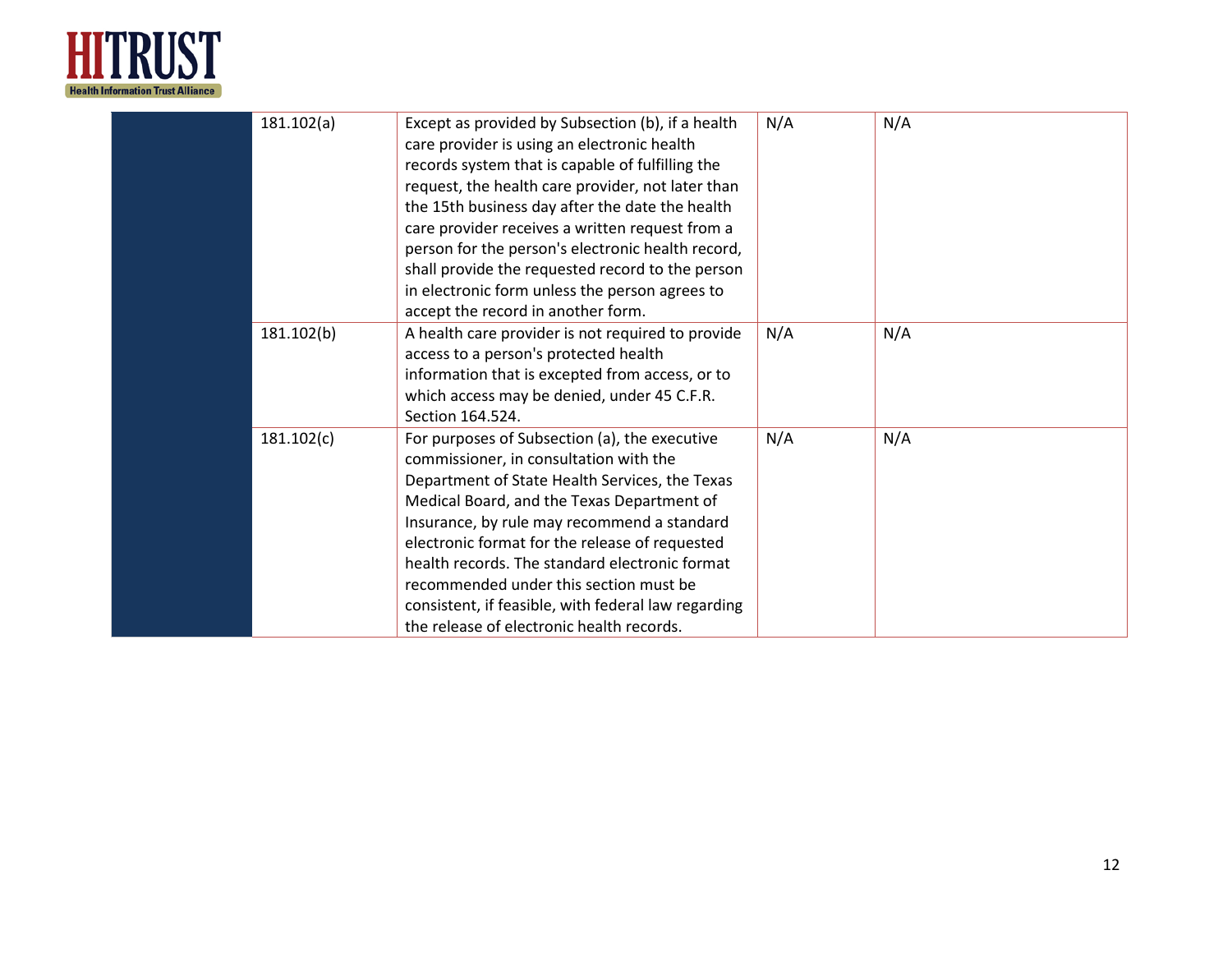| | | | | |
|---|---|---|---|---|
| | 181.102(a) | Except as provided by Subsection (b), if a health care provider is using an electronic health records system that is capable of fulfilling the request, the health care provider, not later than the 15th business day after the date the health care provider receives a written request from a person for the person's electronic health record, shall provide the requested record to the person in electronic form unless the person agrees to accept the record in another form. | N/A | N/A |
| | 181.102(b) | A health care provider is not required to provide access to a person's protected health information that is excepted from access, or to which access may be denied, under 45 C.F.R. Section 164.524. | N/A | N/A |
| | 181.102(c) | For purposes of Subsection (a), the executive commissioner, in consultation with the Department of State Health Services, the Texas Medical Board, and the Texas Department of Insurance, by rule may recommend a standard electronic format for the release of requested health records. The standard electronic format recommended under this section must be consistent, if feasible, with federal law regarding the release of electronic health records. | N/A | N/A |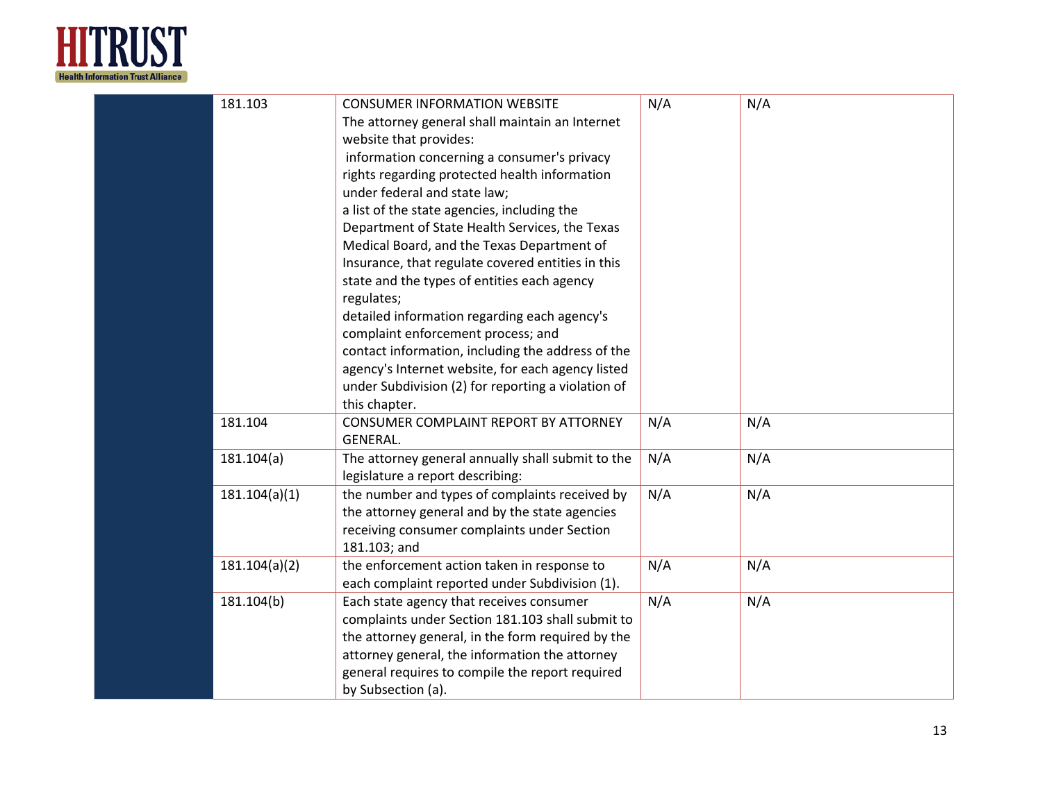| | | | | |
|---|---|---|---|---|
| | 181.103 | CONSUMER INFORMATION WEBSITE<br>The attorney general shall maintain an Internet website that provides:<br>information concerning a consumer's privacy rights regarding protected health information under federal and state law;<br>a list of the state agencies, including the Department of State Health Services, the Texas Medical Board, and the Texas Department of Insurance, that regulate covered entities in this state and the types of entities each agency regulates;<br>detailed information regarding each agency's complaint enforcement process; and<br>contact information, including the address of the agency's Internet website, for each agency listed under Subdivision (2) for reporting a violation of this chapter. | N/A | N/A |
| | 181.104 | CONSUMER COMPLAINT REPORT BY ATTORNEY GENERAL. | N/A | N/A |
| | 181.104(a) | The attorney general annually shall submit to the legislature a report describing: | N/A | N/A |
| | 181.104(a)(1) | the number and types of complaints received by the attorney general and by the state agencies receiving consumer complaints under Section 181.103; and | N/A | N/A |
| | 181.104(a)(2) | the enforcement action taken in response to each complaint reported under Subdivision (1). | N/A | N/A |
| | 181.104(b) | Each state agency that receives consumer complaints under Section 181.103 shall submit to the attorney general, in the form required by the attorney general, the information the attorney general requires to compile the report required by Subsection (a). | N/A | N/A |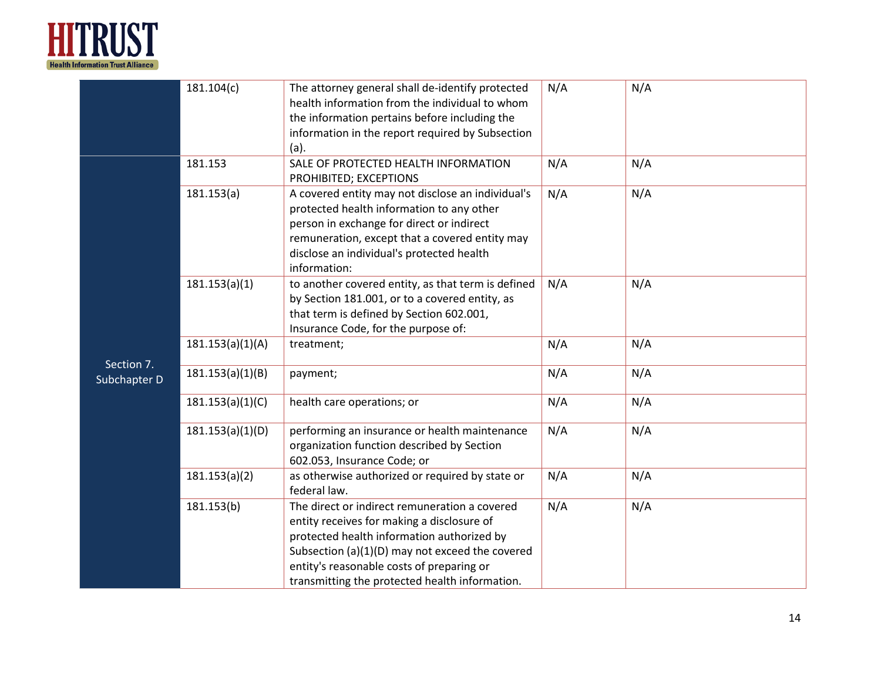| | | | | |
|---|---|---|---|---|
| | 181.104(c) | The attorney general shall de-identify protected health information from the individual to whom the information pertains before including the information in the report required by Subsection (a). | N/A | N/A |
| Section 7. Subchapter D | 181.153 | SALE OF PROTECTED HEALTH INFORMATION PROHIBITED; EXCEPTIONS | N/A | N/A |
| | 181.153(a) | A covered entity may not disclose an individual's protected health information to any other person in exchange for direct or indirect remuneration, except that a covered entity may disclose an individual's protected health information: | N/A | N/A |
| | 181.153(a)(1) | to another covered entity, as that term is defined by Section 181.001, or to a covered entity, as that term is defined by Section 602.001, Insurance Code, for the purpose of: | N/A | N/A |
| | 181.153(a)(1)(A) | treatment; | N/A | N/A |
| | 181.153(a)(1)(B) | payment; | N/A | N/A |
| | 181.153(a)(1)(C) | health care operations; or | N/A | N/A |
| | 181.153(a)(1)(D) | performing an insurance or health maintenance organization function described by Section 602.053, Insurance Code; or | N/A | N/A |
| | 181.153(a)(2) | as otherwise authorized or required by state or federal law. | N/A | N/A |
| | 181.153(b) | The direct or indirect remuneration a covered entity receives for making a disclosure of protected health information authorized by Subsection (a)(1)(D) may not exceed the covered entity's reasonable costs of preparing or transmitting the protected health information. | N/A | N/A |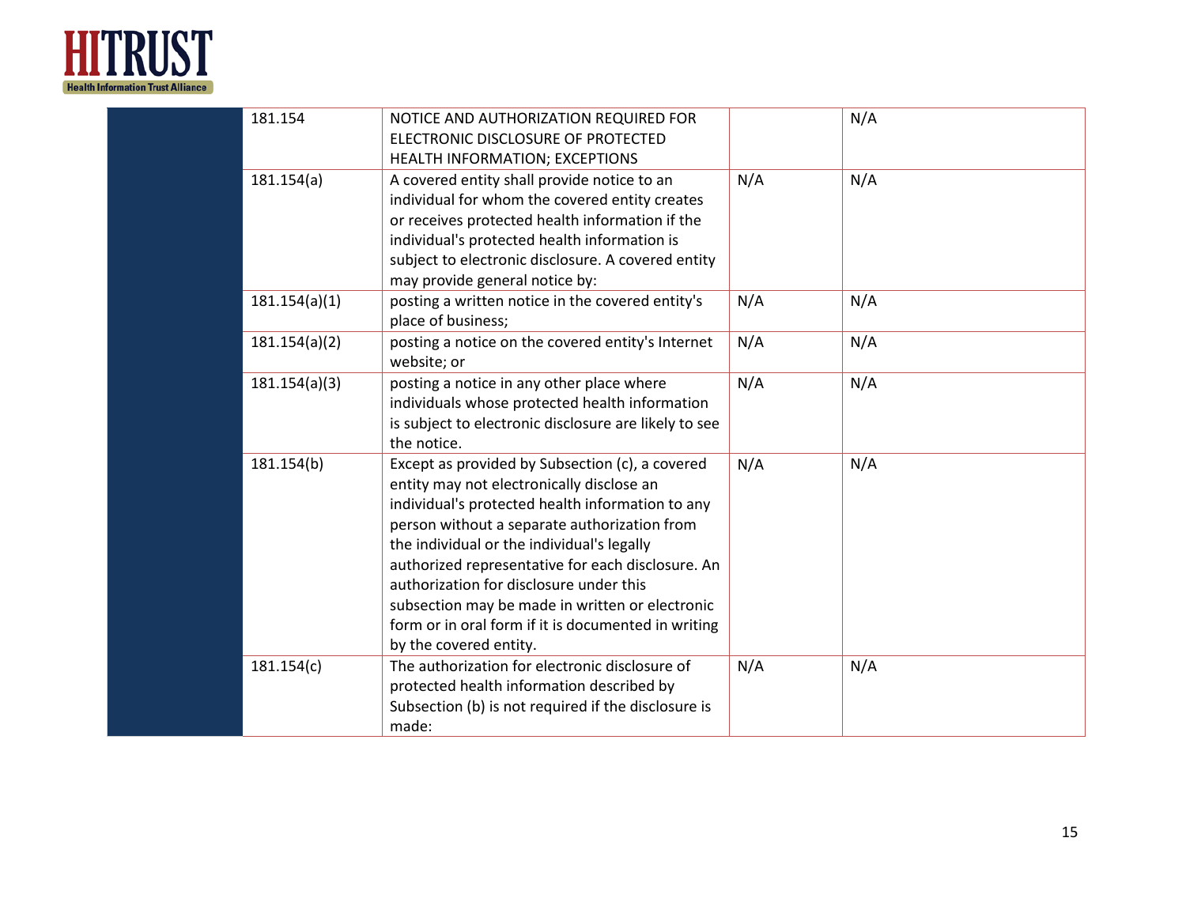| | | | | |
|---|---|---|---|---|
| | 181.154 | NOTICE AND AUTHORIZATION REQUIRED FOR ELECTRONIC DISCLOSURE OF PROTECTED HEALTH INFORMATION; EXCEPTIONS | | N/A |
| | 181.154(a) | A covered entity shall provide notice to an individual for whom the covered entity creates or receives protected health information if the individual's protected health information is subject to electronic disclosure. A covered entity may provide general notice by: | N/A | N/A |
| | 181.154(a)(1) | posting a written notice in the covered entity's place of business; | N/A | N/A |
| | 181.154(a)(2) | posting a notice on the covered entity's Internet website; or | N/A | N/A |
| | 181.154(a)(3) | posting a notice in any other place where individuals whose protected health information is subject to electronic disclosure are likely to see the notice. | N/A | N/A |
| | 181.154(b) | Except as provided by Subsection (c), a covered entity may not electronically disclose an individual's protected health information to any person without a separate authorization from the individual or the individual's legally authorized representative for each disclosure. An authorization for disclosure under this subsection may be made in written or electronic form or in oral form if it is documented in writing by the covered entity. | N/A | N/A |
| | 181.154(c) | The authorization for electronic disclosure of protected health information described by Subsection (b) is not required if the disclosure is made: | N/A | N/A |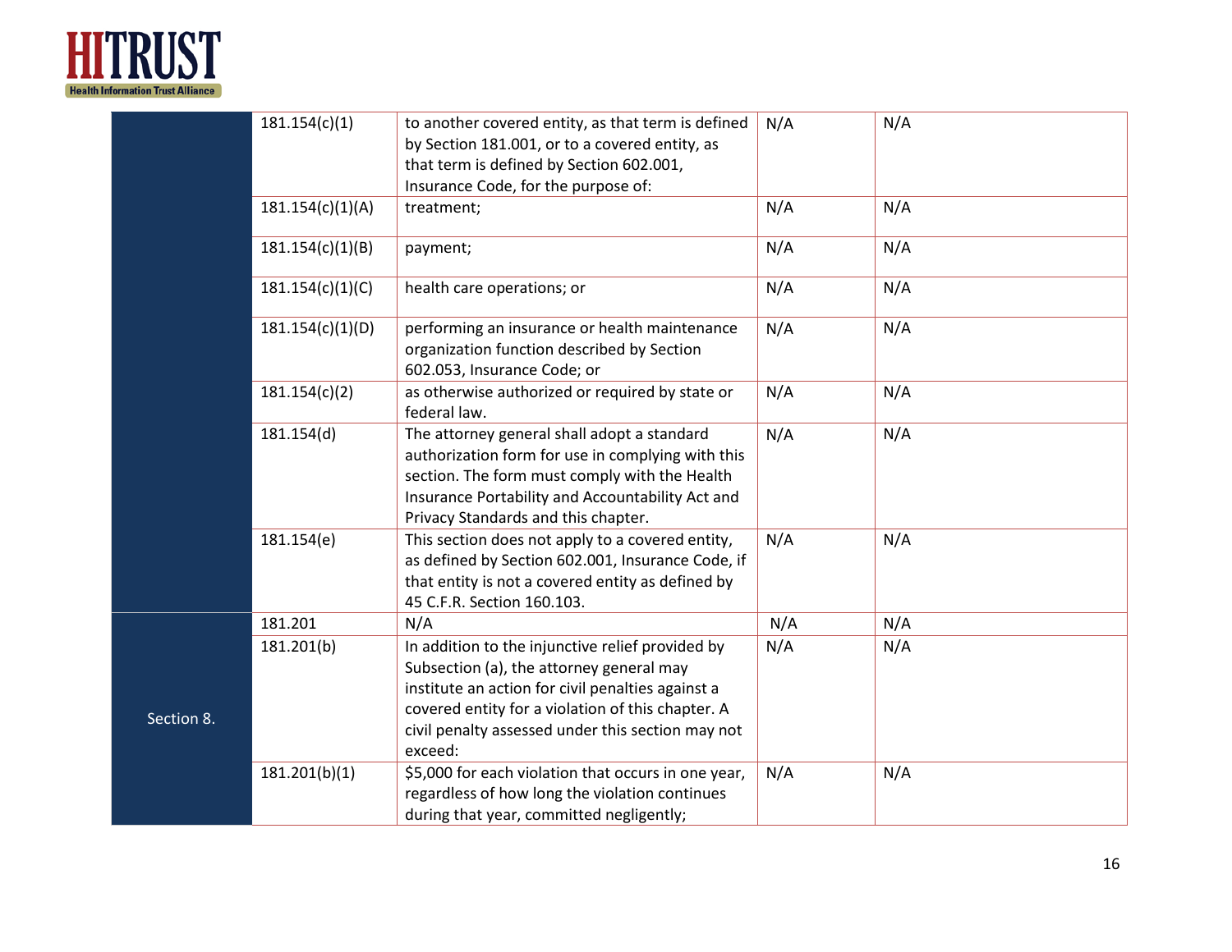| | | | | |
|---|---|---|---|---|
| | 181.154(c)(1) | to another covered entity, as that term is defined by Section 181.001, or to a covered entity, as that term is defined by Section 602.001, Insurance Code, for the purpose of: | N/A | N/A |
| | 181.154(c)(1)(A) | treatment; | N/A | N/A |
| | 181.154(c)(1)(B) | payment; | N/A | N/A |
| | 181.154(c)(1)(C) | health care operations; or | N/A | N/A |
| | 181.154(c)(1)(D) | performing an insurance or health maintenance organization function described by Section 602.053, Insurance Code; or | N/A | N/A |
| | 181.154(c)(2) | as otherwise authorized or required by state or federal law. | N/A | N/A |
| | 181.154(d) | The attorney general shall adopt a standard authorization form for use in complying with this section. The form must comply with the Health Insurance Portability and Accountability Act and Privacy Standards and this chapter. | N/A | N/A |
| | 181.154(e) | This section does not apply to a covered entity, as defined by Section 602.001, Insurance Code, if that entity is not a covered entity as defined by 45 C.F.R. Section 160.103. | N/A | N/A |
| Section 8. | 181.201 | N/A | N/A | N/A |
| | 181.201(b) | In addition to the injunctive relief provided by Subsection (a), the attorney general may institute an action for civil penalties against a covered entity for a violation of this chapter. A civil penalty assessed under this section may not exceed: | N/A | N/A |
| | 181.201(b)(1) | $5,000 for each violation that occurs in one year, regardless of how long the violation continues during that year, committed negligently; | N/A | N/A |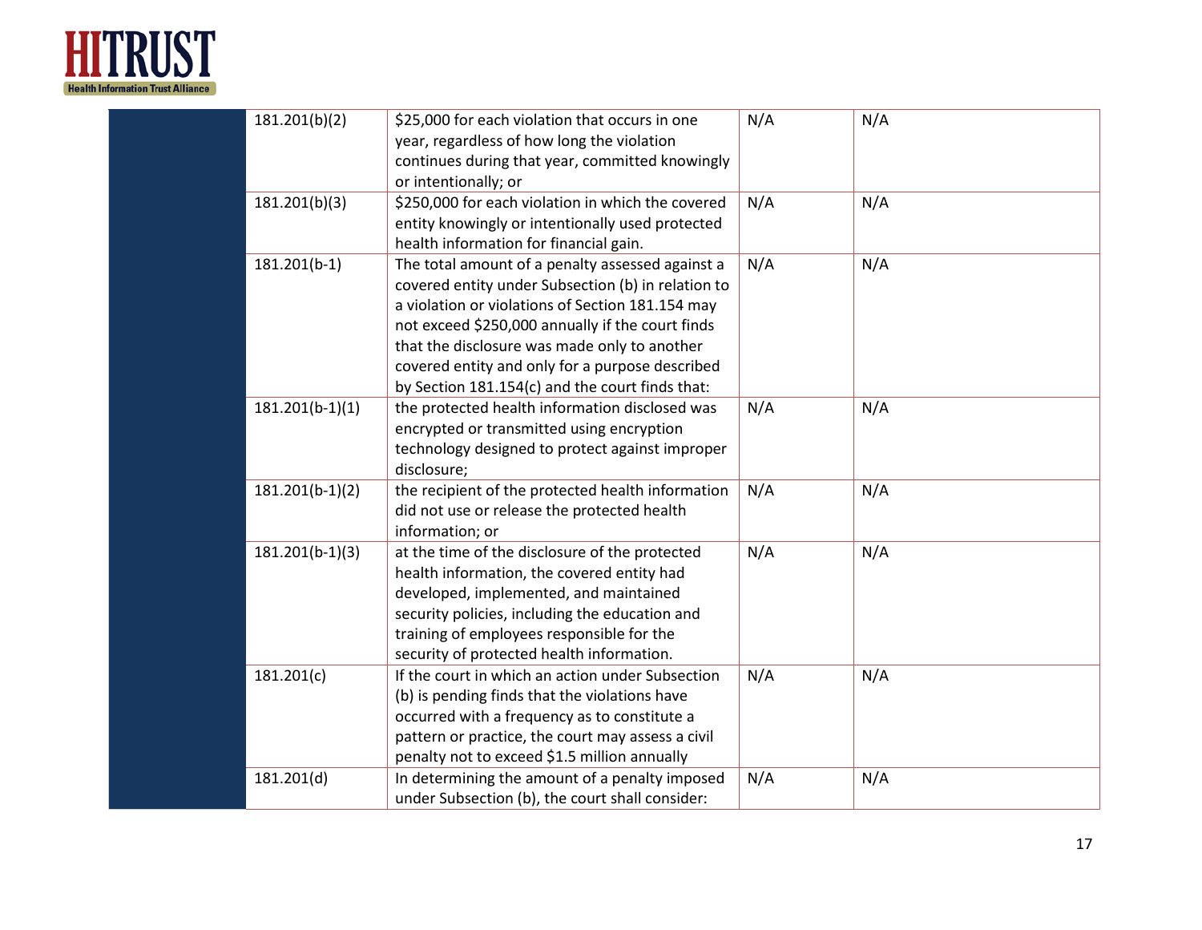| | | | | |
|---|---|---|---|---|
| | 181.201(b)(2) | $25,000 for each violation that occurs in one year, regardless of how long the violation continues during that year, committed knowingly or intentionally; or | N/A | N/A |
| | 181.201(b)(3) | $250,000 for each violation in which the covered entity knowingly or intentionally used protected health information for financial gain. | N/A | N/A |
| | 181.201(b-1) | The total amount of a penalty assessed against a covered entity under Subsection (b) in relation to a violation or violations of Section 181.154 may not exceed $250,000 annually if the court finds that the disclosure was made only to another covered entity and only for a purpose described by Section 181.154(c) and the court finds that: | N/A | N/A |
| | 181.201(b-1)(1) | the protected health information disclosed was encrypted or transmitted using encryption technology designed to protect against improper disclosure; | N/A | N/A |
| | 181.201(b-1)(2) | the recipient of the protected health information did not use or release the protected health information; or | N/A | N/A |
| | 181.201(b-1)(3) | at the time of the disclosure of the protected health information, the covered entity had developed, implemented, and maintained security policies, including the education and training of employees responsible for the security of protected health information. | N/A | N/A |
| | 181.201(c) | If the court in which an action under Subsection (b) is pending finds that the violations have occurred with a frequency as to constitute a pattern or practice, the court may assess a civil penalty not to exceed $1.5 million annually | N/A | N/A |
| | 181.201(d) | In determining the amount of a penalty imposed under Subsection (b), the court shall consider: | N/A | N/A |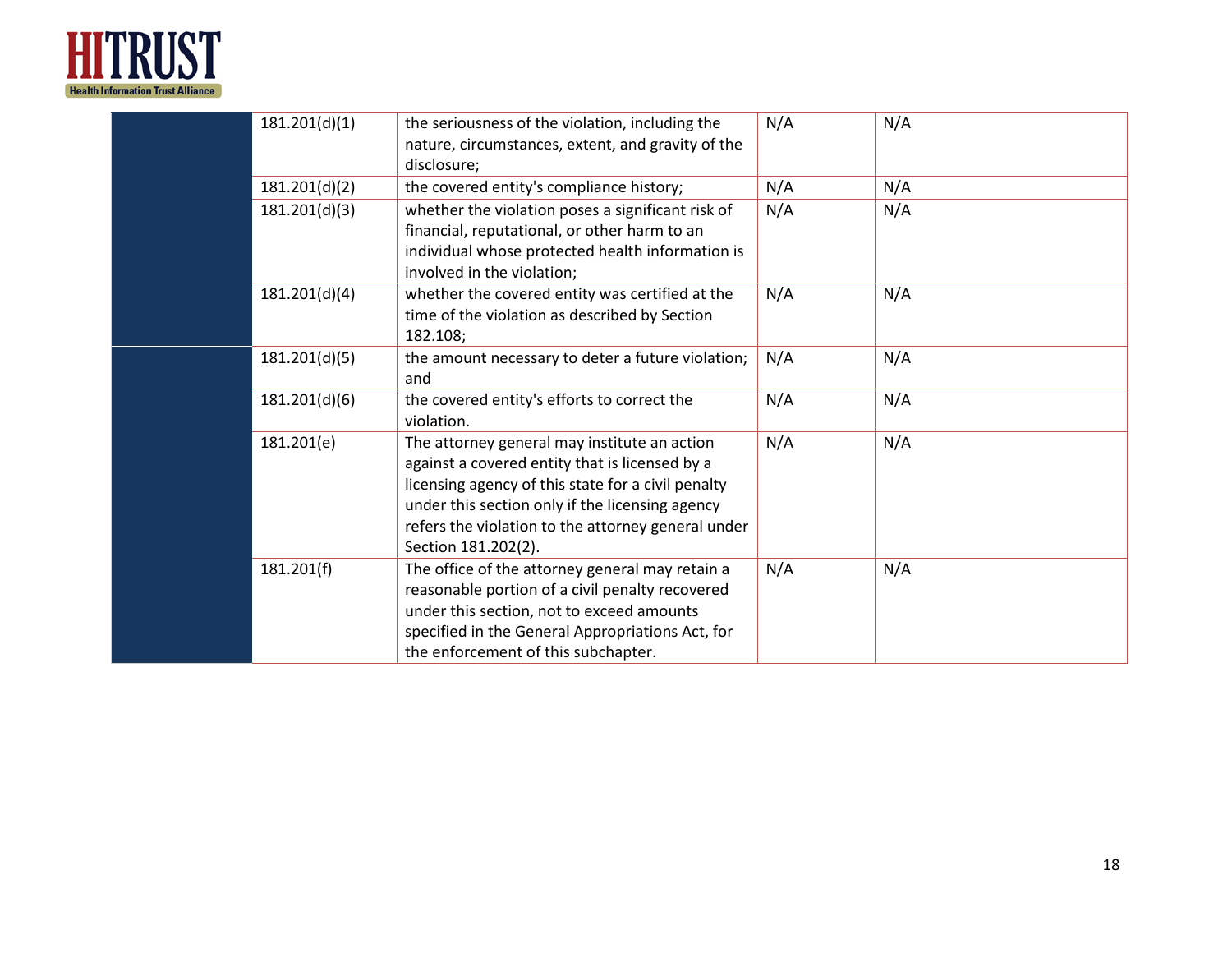| | | | | |
|---|---|---|---|---|
| | 181.201(d)(1) | the seriousness of the violation, including the nature, circumstances, extent, and gravity of the disclosure; | N/A | N/A |
| | 181.201(d)(2) | the covered entity's compliance history; | N/A | N/A |
| | 181.201(d)(3) | whether the violation poses a significant risk of financial, reputational, or other harm to an individual whose protected health information is involved in the violation; | N/A | N/A |
| | 181.201(d)(4) | whether the covered entity was certified at the time of the violation as described by Section 182.108; | N/A | N/A |
| | 181.201(d)(5) | the amount necessary to deter a future violation; and | N/A | N/A |
| | 181.201(d)(6) | the covered entity's efforts to correct the violation. | N/A | N/A |
| | 181.201(e) | The attorney general may institute an action against a covered entity that is licensed by a licensing agency of this state for a civil penalty under this section only if the licensing agency refers the violation to the attorney general under Section 181.202(2). | N/A | N/A |
| | 181.201(f) | The office of the attorney general may retain a reasonable portion of a civil penalty recovered under this section, not to exceed amounts specified in the General Appropriations Act, for the enforcement of this subchapter. | N/A | N/A |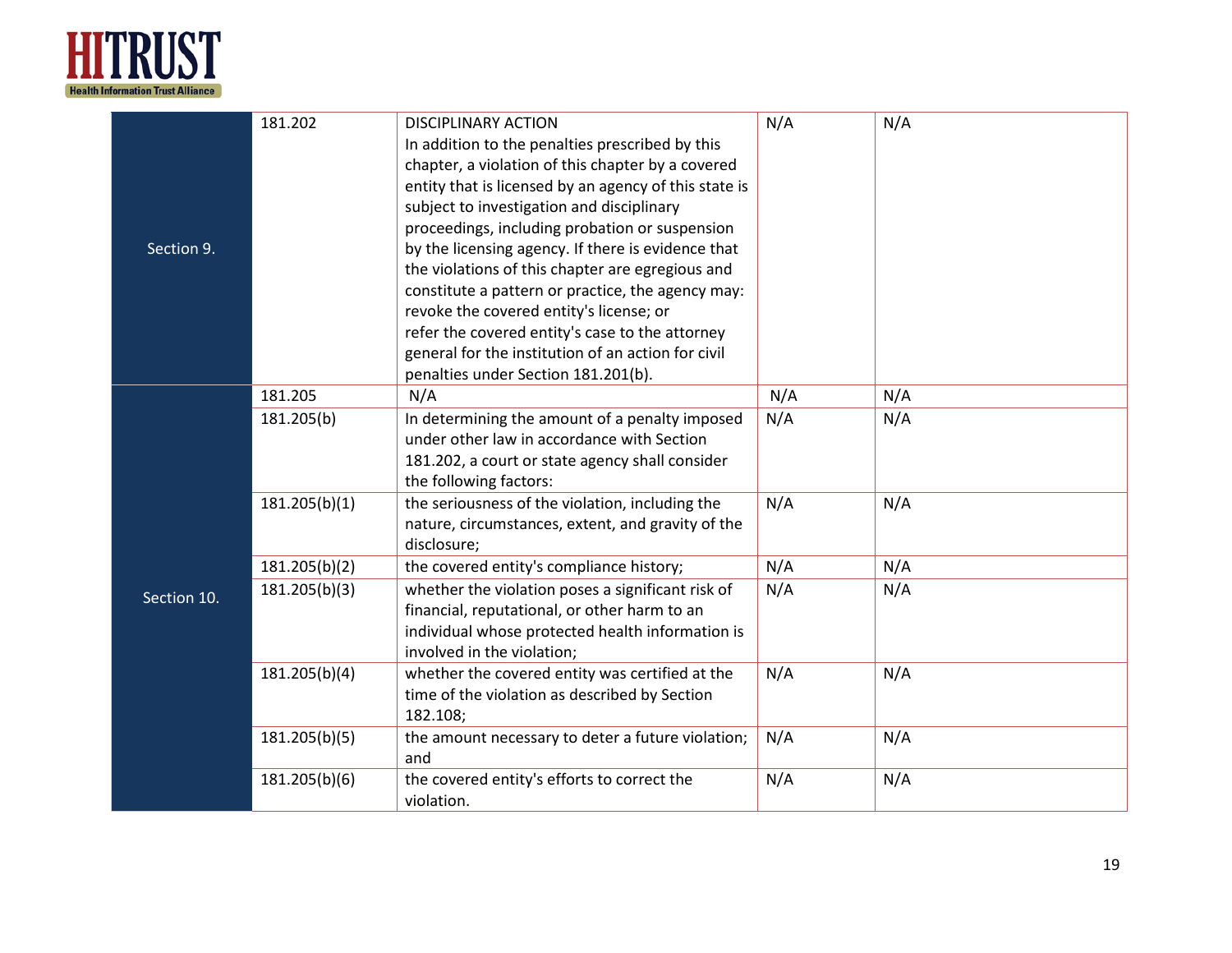| | | | | |
|---|---|---|---|---|
| Section 9. | 181.202 | DISCIPLINARY ACTION<br>In addition to the penalties prescribed by this chapter, a violation of this chapter by a covered entity that is licensed by an agency of this state is subject to investigation and disciplinary proceedings, including probation or suspension by the licensing agency. If there is evidence that the violations of this chapter are egregious and constitute a pattern or practice, the agency may:<br>revoke the covered entity's license; or<br>refer the covered entity's case to the attorney general for the institution of an action for civil penalties under Section 181.201(b). | N/A | N/A |
| Section 10. | 181.205 | N/A | N/A | N/A |
| | 181.205(b) | In determining the amount of a penalty imposed under other law in accordance with Section 181.202, a court or state agency shall consider the following factors: | N/A | N/A |
| | 181.205(b)(1) | the seriousness of the violation, including the nature, circumstances, extent, and gravity of the disclosure; | N/A | N/A |
| | 181.205(b)(2) | the covered entity's compliance history; | N/A | N/A |
| | 181.205(b)(3) | whether the violation poses a significant risk of financial, reputational, or other harm to an individual whose protected health information is involved in the violation; | N/A | N/A |
| | 181.205(b)(4) | whether the covered entity was certified at the time of the violation as described by Section 182.108; | N/A | N/A |
| | 181.205(b)(5) | the amount necessary to deter a future violation; and | N/A | N/A |
| | 181.205(b)(6) | the covered entity's efforts to correct the violation. | N/A | N/A |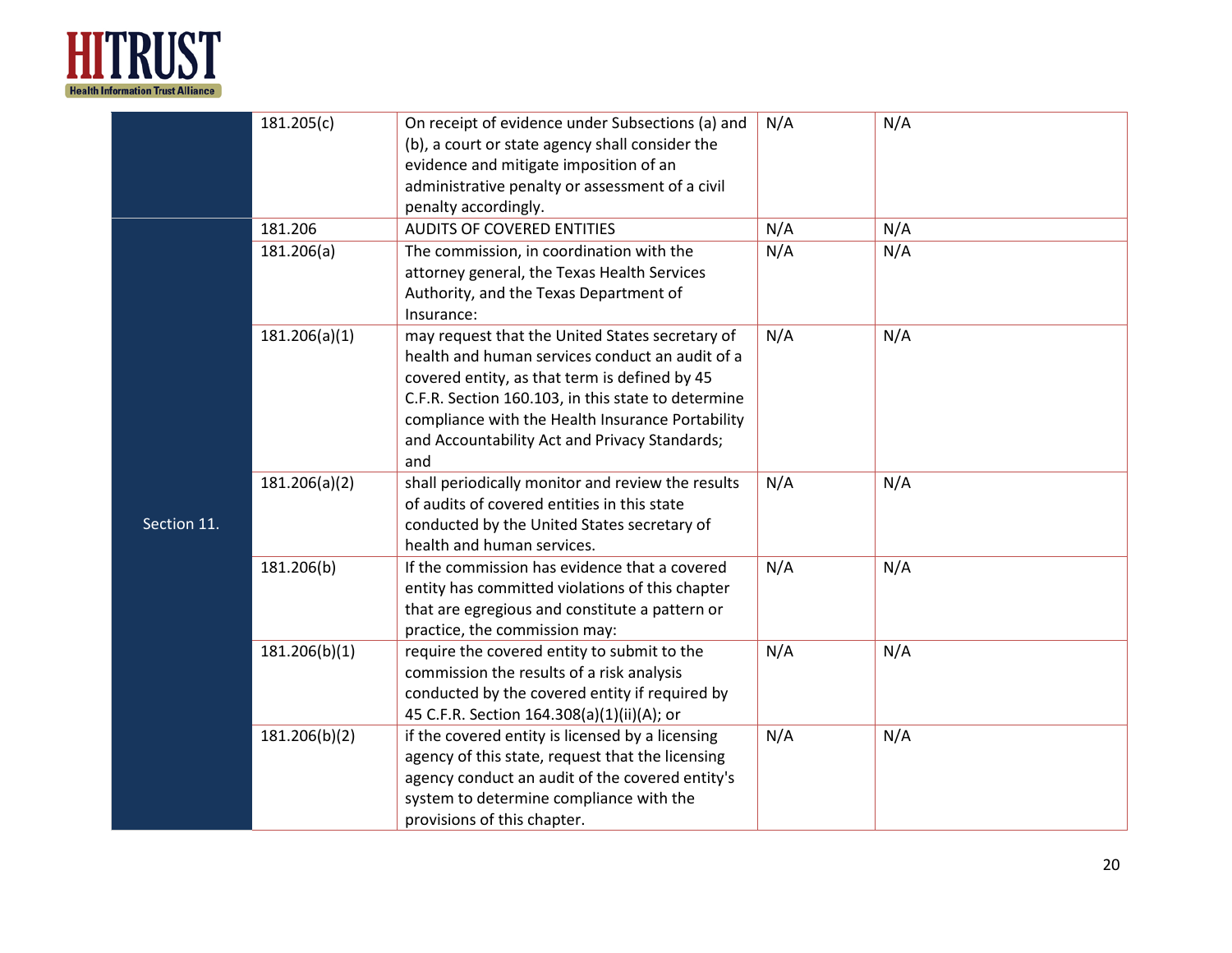| | | | | |
|---|---|---|---|---|
| | 181.205(c) | On receipt of evidence under Subsections (a) and (b), a court or state agency shall consider the evidence and mitigate imposition of an administrative penalty or assessment of a civil penalty accordingly. | N/A | N/A |
| Section 11. | 181.206 | AUDITS OF COVERED ENTITIES | N/A | N/A |
| | 181.206(a) | The commission, in coordination with the attorney general, the Texas Health Services Authority, and the Texas Department of Insurance: | N/A | N/A |
| | 181.206(a)(1) | may request that the United States secretary of health and human services conduct an audit of a covered entity, as that term is defined by 45 C.F.R. Section 160.103, in this state to determine compliance with the Health Insurance Portability and Accountability Act and Privacy Standards; and | N/A | N/A |
| | 181.206(a)(2) | shall periodically monitor and review the results of audits of covered entities in this state conducted by the United States secretary of health and human services. | N/A | N/A |
| | 181.206(b) | If the commission has evidence that a covered entity has committed violations of this chapter that are egregious and constitute a pattern or practice, the commission may: | N/A | N/A |
| | 181.206(b)(1) | require the covered entity to submit to the commission the results of a risk analysis conducted by the covered entity if required by 45 C.F.R. Section 164.308(a)(1)(ii)(A); or | N/A | N/A |
| | 181.206(b)(2) | if the covered entity is licensed by a licensing agency of this state, request that the licensing agency conduct an audit of the covered entity's system to determine compliance with the provisions of this chapter. | N/A | N/A |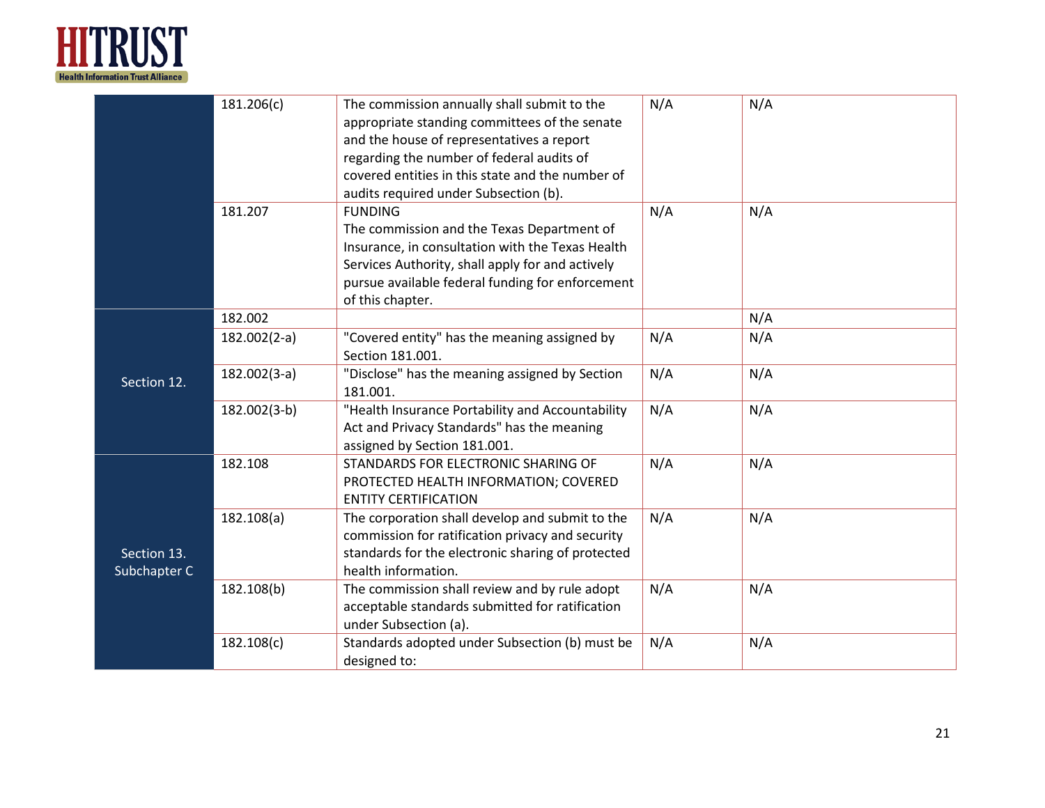| | | | | |
|---|---|---|---|---|
| | 181.206(c) | The commission annually shall submit to the appropriate standing committees of the senate and the house of representatives a report regarding the number of federal audits of covered entities in this state and the number of audits required under Subsection (b). | N/A | N/A |
| | 181.207 | FUNDING<br>The commission and the Texas Department of Insurance, in consultation with the Texas Health Services Authority, shall apply for and actively pursue available federal funding for enforcement of this chapter. | N/A | N/A |
| Section 12. | 182.002 | | | N/A |
| | 182.002(2-a) | "Covered entity" has the meaning assigned by Section 181.001. | N/A | N/A |
| | 182.002(3-a) | "Disclose" has the meaning assigned by Section 181.001. | N/A | N/A |
| | 182.002(3-b) | "Health Insurance Portability and Accountability Act and Privacy Standards" has the meaning assigned by Section 181.001. | N/A | N/A |
| Section 13. Subchapter C | 182.108 | STANDARDS FOR ELECTRONIC SHARING OF PROTECTED HEALTH INFORMATION; COVERED ENTITY CERTIFICATION | N/A | N/A |
| | 182.108(a) | The corporation shall develop and submit to the commission for ratification privacy and security standards for the electronic sharing of protected health information. | N/A | N/A |
| | 182.108(b) | The commission shall review and by rule adopt acceptable standards submitted for ratification under Subsection (a). | N/A | N/A |
| | 182.108(c) | Standards adopted under Subsection (b) must be designed to: | N/A | N/A |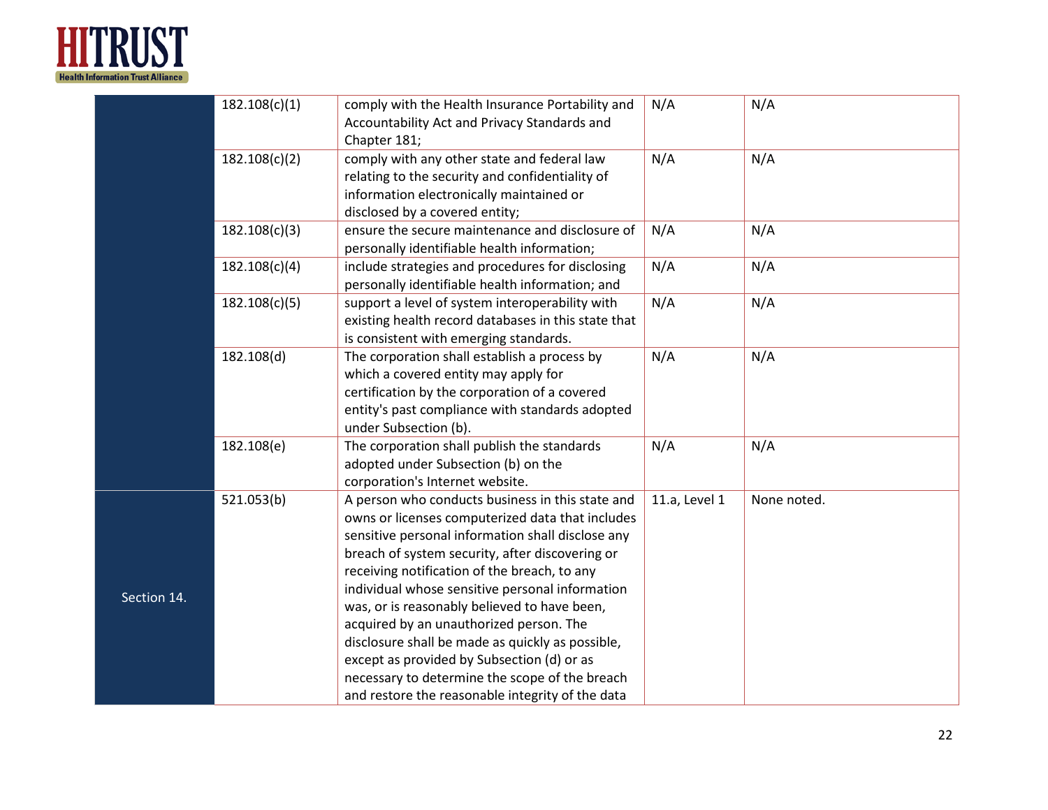| | | | | |
|---|---|---|---|---|
| | 182.108(c)(1) | comply with the Health Insurance Portability and Accountability Act and Privacy Standards and Chapter 181; | N/A | N/A |
| | 182.108(c)(2) | comply with any other state and federal law relating to the security and confidentiality of information electronically maintained or disclosed by a covered entity; | N/A | N/A |
| | 182.108(c)(3) | ensure the secure maintenance and disclosure of personally identifiable health information; | N/A | N/A |
| | 182.108(c)(4) | include strategies and procedures for disclosing personally identifiable health information; and | N/A | N/A |
| | 182.108(c)(5) | support a level of system interoperability with existing health record databases in this state that is consistent with emerging standards. | N/A | N/A |
| | 182.108(d) | The corporation shall establish a process by which a covered entity may apply for certification by the corporation of a covered entity's past compliance with standards adopted under Subsection (b). | N/A | N/A |
| | 182.108(e) | The corporation shall publish the standards adopted under Subsection (b) on the corporation's Internet website. | N/A | N/A |
| Section 14. | 521.053(b) | A person who conducts business in this state and owns or licenses computerized data that includes sensitive personal information shall disclose any breach of system security, after discovering or receiving notification of the breach, to any individual whose sensitive personal information was, or is reasonably believed to have been, acquired by an unauthorized person. The disclosure shall be made as quickly as possible, except as provided by Subsection (d) or as necessary to determine the scope of the breach and restore the reasonable integrity of the data | 11.a, Level 1 | None noted. |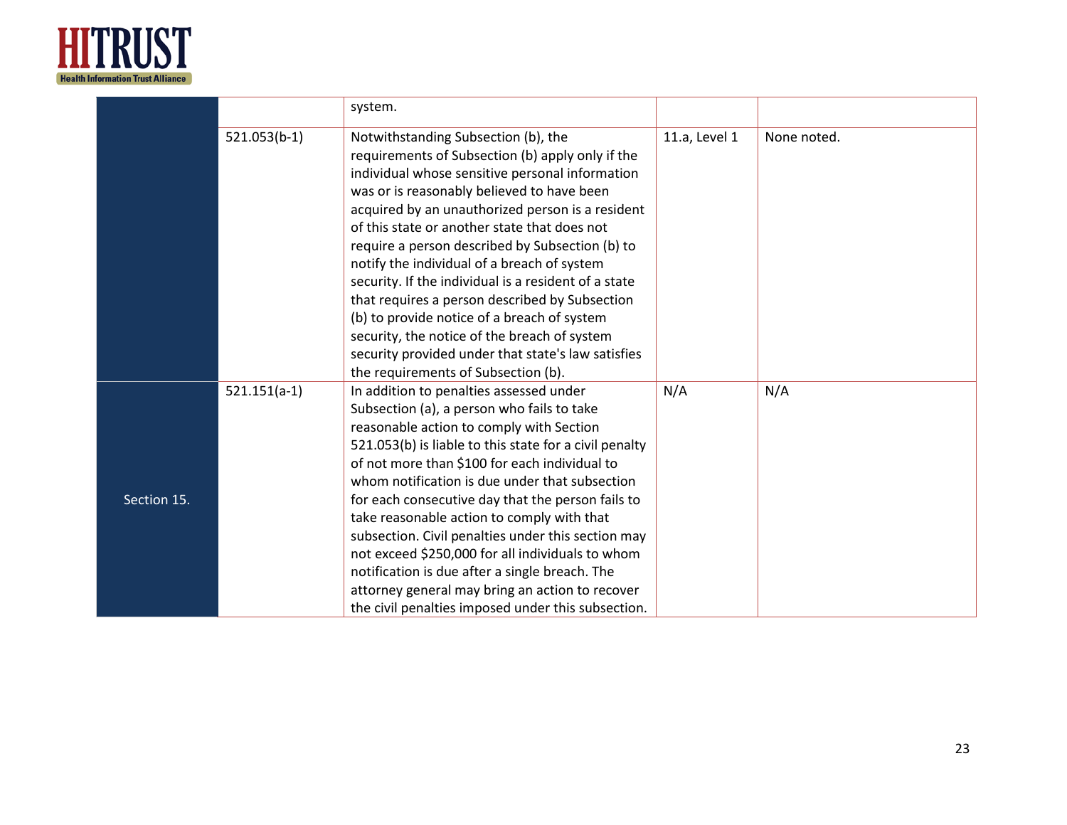| | | | | |
|---|---|---|---|---|
| | | system. | | |
| | 521.053(b-1) | Notwithstanding Subsection (b), the requirements of Subsection (b) apply only if the individual whose sensitive personal information was or is reasonably believed to have been acquired by an unauthorized person is a resident of this state or another state that does not require a person described by Subsection (b) to notify the individual of a breach of system security. If the individual is a resident of a state that requires a person described by Subsection (b) to provide notice of a breach of system security, the notice of the breach of system security provided under that state's law satisfies the requirements of Subsection (b). | 11.a, Level 1 | None noted. |
| Section 15. | 521.151(a-1) | In addition to penalties assessed under Subsection (a), a person who fails to take reasonable action to comply with Section 521.053(b) is liable to this state for a civil penalty of not more than $100 for each individual to whom notification is due under that subsection for each consecutive day that the person fails to take reasonable action to comply with that subsection. Civil penalties under this section may not exceed $250,000 for all individuals to whom notification is due after a single breach. The attorney general may bring an action to recover the civil penalties imposed under this subsection. | N/A | N/A |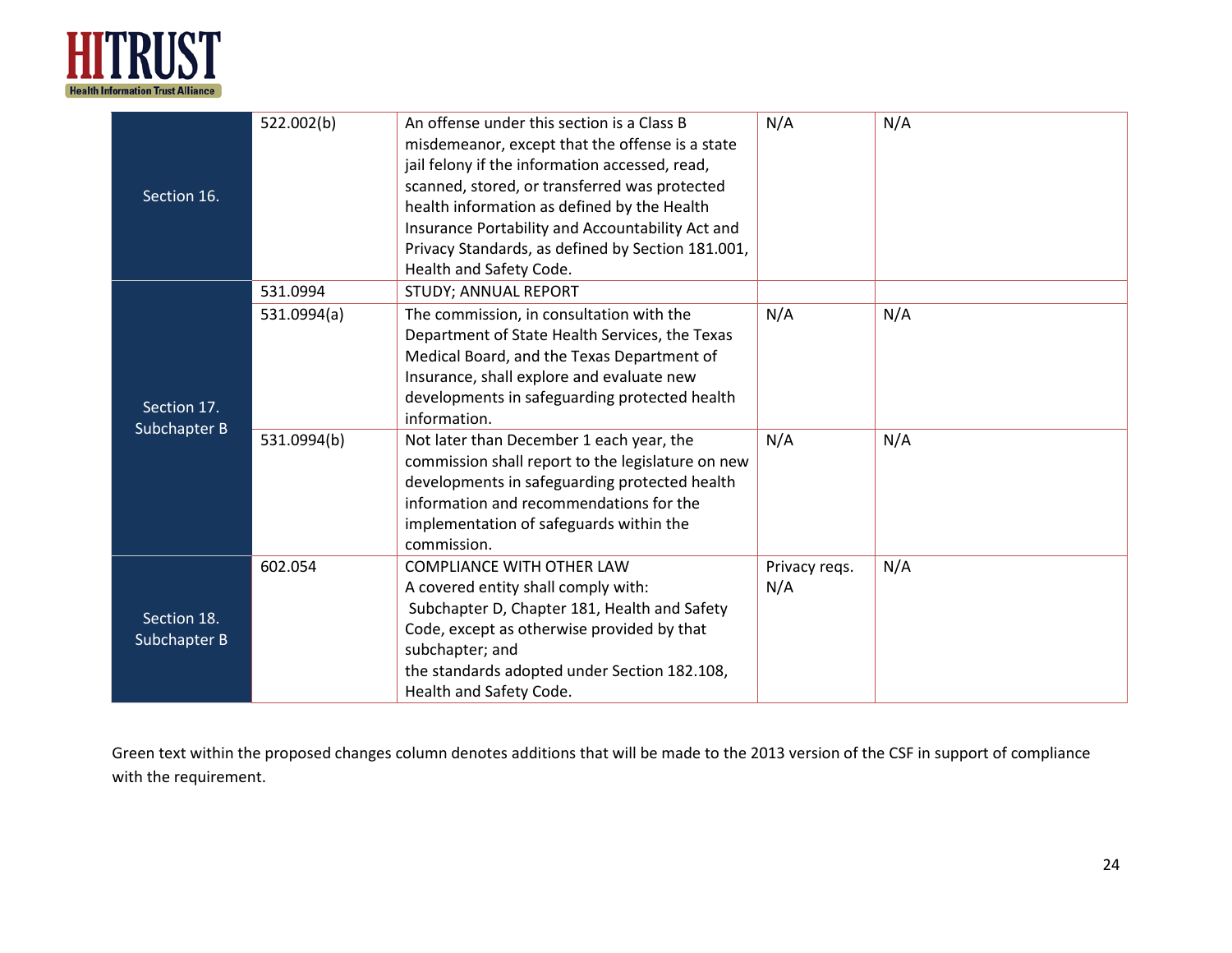| | | | | |
|---|---|---|---|---|
| Section 16. | 522.002(b) | An offense under this section is a Class B misdemeanor, except that the offense is a state jail felony if the information accessed, read, scanned, stored, or transferred was protected health information as defined by the Health Insurance Portability and Accountability Act and Privacy Standards, as defined by Section 181.001, Health and Safety Code. | N/A | N/A |
| Section 17. Subchapter B | 531.0994 | STUDY; ANNUAL REPORT | | |
| | 531.0994(a) | The commission, in consultation with the Department of State Health Services, the Texas Medical Board, and the Texas Department of Insurance, shall explore and evaluate new developments in safeguarding protected health information. | N/A | N/A |
| | 531.0994(b) | Not later than December 1 each year, the commission shall report to the legislature on new developments in safeguarding protected health information and recommendations for the implementation of safeguards within the commission. | N/A | N/A |
| Section 18. Subchapter B | 602.054 | COMPLIANCE WITH OTHER LAW<br>A covered entity shall comply with:<br>Subchapter D, Chapter 181, Health and Safety Code, except as otherwise provided by that subchapter; and<br>the standards adopted under Section 182.108, Health and Safety Code. | Privacy reqs.<br>N/A | N/A |

Green text within the proposed changes column denotes additions that will be made to the 2013 version of the CSF in support of compliance with the requirement.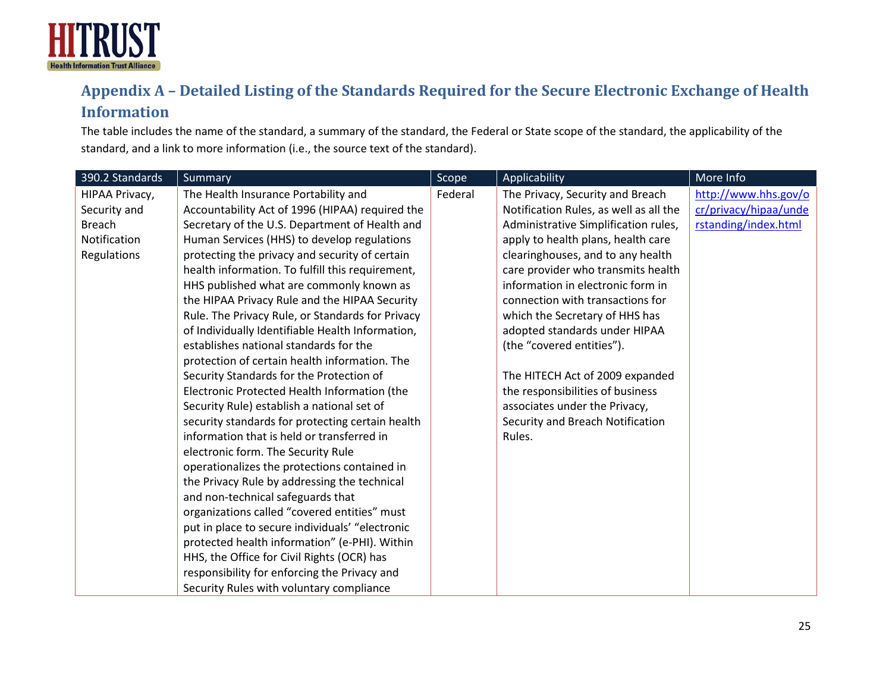## Appendix A – Detailed Listing of the Standards Required for the Secure Electronic Exchange of Health Information

The table includes the name of the standard, a summary of the standard, the Federal or State scope of the standard, the applicability of the standard, and a link to more information (i.e., the source text of the standard).

| 390.2 Standards | Summary | Scope | Applicability | More Info |
|---|---|---|---|---|
| HIPAA Privacy, Security and Breach Notification Regulations | The Health Insurance Portability and Accountability Act of 1996 (HIPAA) required the Secretary of the U.S. Department of Health and Human Services (HHS) to develop regulations protecting the privacy and security of certain health information. To fulfill this requirement, HHS published what are commonly known as the HIPAA Privacy Rule and the HIPAA Security Rule. The Privacy Rule, or Standards for Privacy of Individually Identifiable Health Information, establishes national standards for the protection of certain health information. The Security Standards for the Protection of Electronic Protected Health Information (the Security Rule) establish a national set of security standards for protecting certain health information that is held or transferred in electronic form. The Security Rule operationalizes the protections contained in the Privacy Rule by addressing the technical and non-technical safeguards that organizations called "covered entities" must put in place to secure individuals' "electronic protected health information" (e-PHI). Within HHS, the Office for Civil Rights (OCR) has responsibility for enforcing the Privacy and Security Rules with voluntary compliance | Federal | The Privacy, Security and Breach Notification Rules, as well as all the Administrative Simplification rules, apply to health plans, health care clearinghouses, and to any health care provider who transmits health information in electronic form in connection with transactions for which the Secretary of HHS has adopted standards under HIPAA (the "covered entities").<br><br>The HITECH Act of 2009 expanded the responsibilities of business associates under the Privacy, Security and Breach Notification Rules. | http://www.hhs.gov/ocr/privacy/hipaa/understanding/index.html |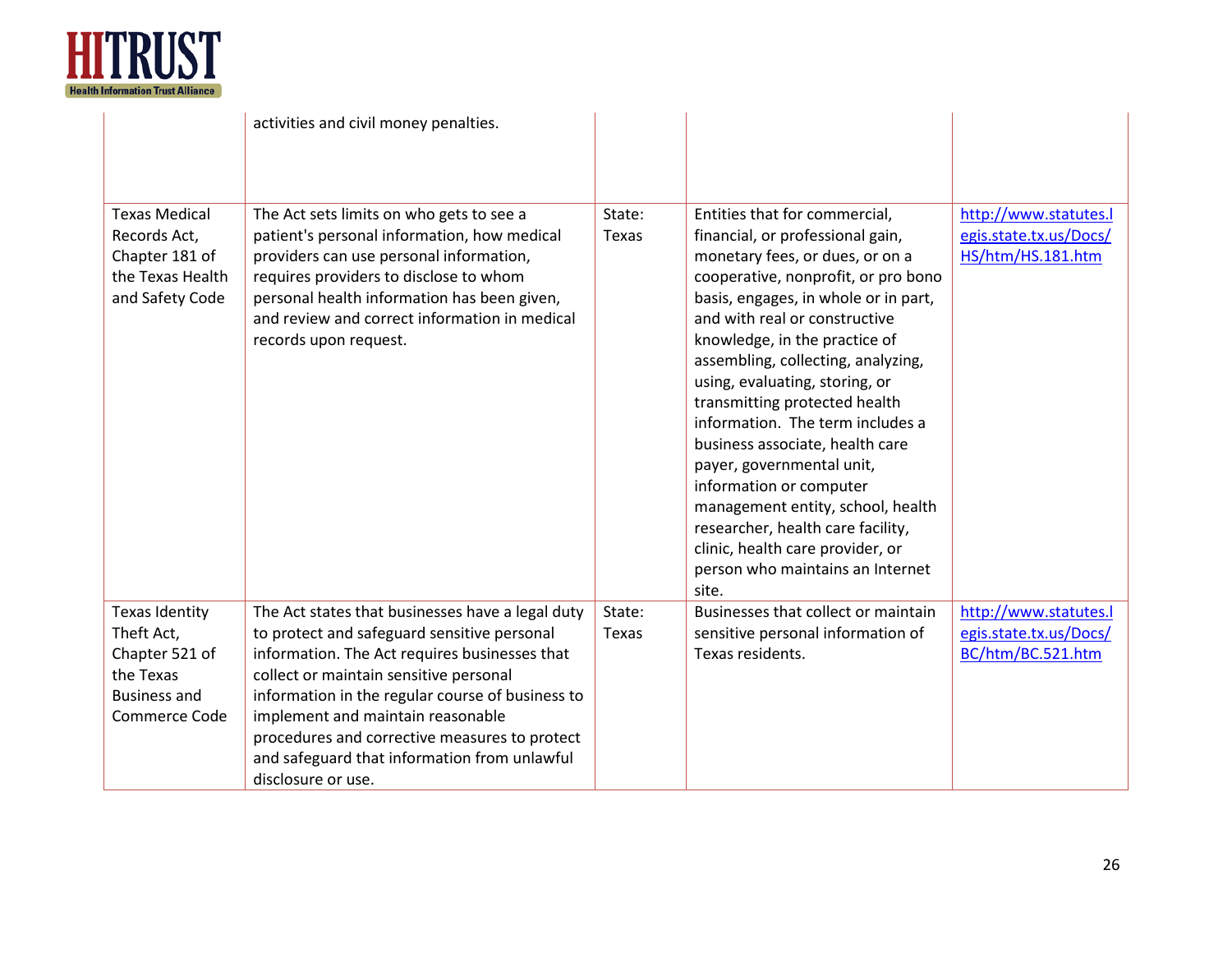| | | | | |
|---|---|---|---|---|
| | activities and civil money penalties. | | | |
| Texas Medical Records Act, Chapter 181 of the Texas Health and Safety Code | The Act sets limits on who gets to see a patient's personal information, how medical providers can use personal information, requires providers to disclose to whom personal health information has been given, and review and correct information in medical records upon request. | State: Texas | Entities that for commercial, financial, or professional gain, monetary fees, or dues, or on a cooperative, nonprofit, or pro bono basis, engages, in whole or in part, and with real or constructive knowledge, in the practice of assembling, collecting, analyzing, using, evaluating, storing, or transmitting protected health information. The term includes a business associate, health care payer, governmental unit, information or computer management entity, school, health researcher, health care facility, clinic, health care provider, or person who maintains an Internet site. | http://www.statutes.legis.state.tx.us/Docs/HS/htm/HS.181.htm |
| Texas Identity Theft Act, Chapter 521 of the Texas Business and Commerce Code | The Act states that businesses have a legal duty to protect and safeguard sensitive personal information. The Act requires businesses that collect or maintain sensitive personal information in the regular course of business to implement and maintain reasonable procedures and corrective measures to protect and safeguard that information from unlawful disclosure or use. | State: Texas | Businesses that collect or maintain sensitive personal information of Texas residents. | http://www.statutes.legis.state.tx.us/Docs/BC/htm/BC.521.htm |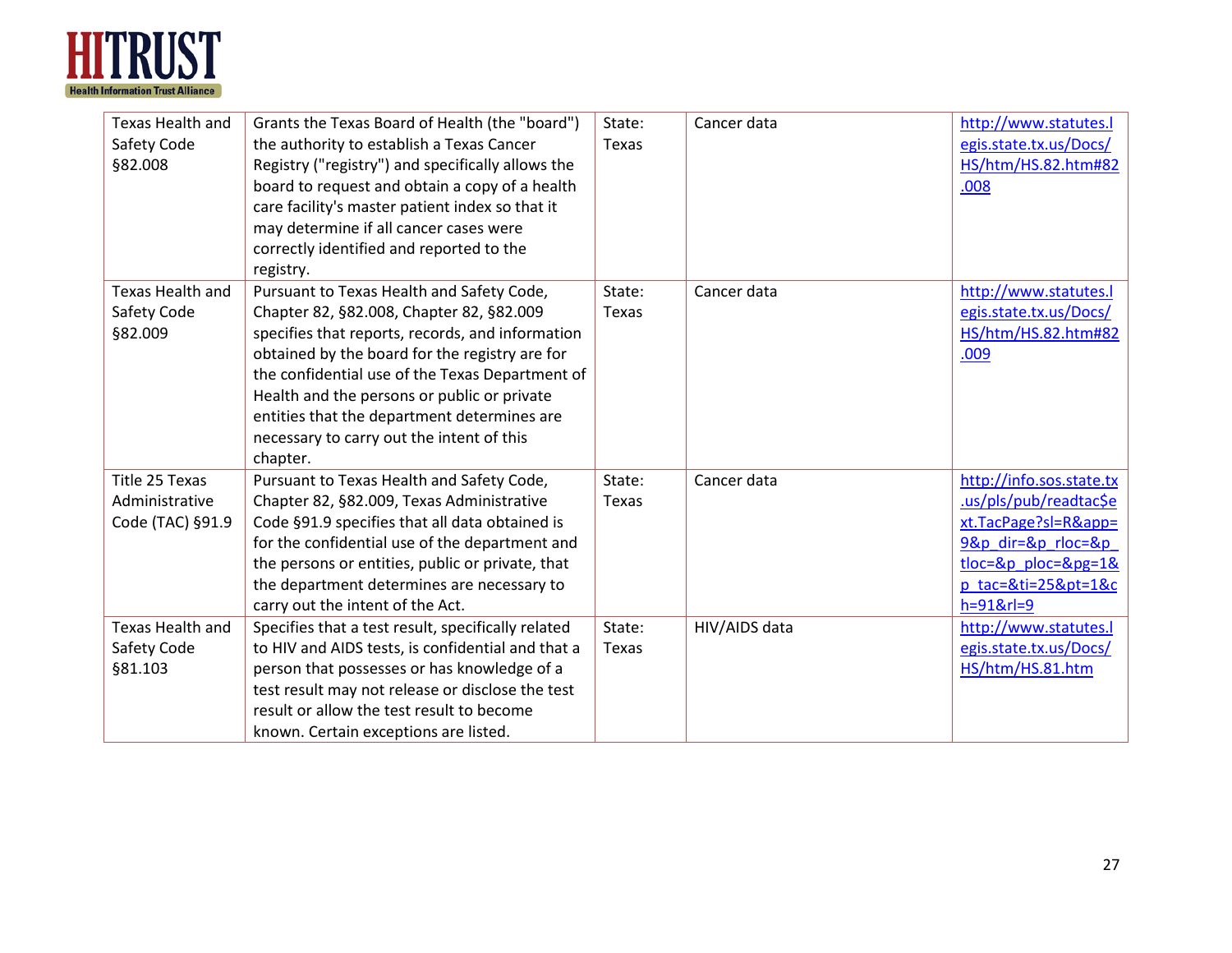| | | | | |
|---|---|---|---|---|
| Texas Health and Safety Code §82.008 | Grants the Texas Board of Health (the "board") the authority to establish a Texas Cancer Registry ("registry") and specifically allows the board to request and obtain a copy of a health care facility's master patient index so that it may determine if all cancer cases were correctly identified and reported to the registry. | State: Texas | Cancer data | http://www.statutes.legis.state.tx.us/Docs/HS/htm/HS.82.htm#82.008 |
| Texas Health and Safety Code §82.009 | Pursuant to Texas Health and Safety Code, Chapter 82, §82.008, Chapter 82, §82.009 specifies that reports, records, and information obtained by the board for the registry are for the confidential use of the Texas Department of Health and the persons or public or private entities that the department determines are necessary to carry out the intent of this chapter. | State: Texas | Cancer data | http://www.statutes.legis.state.tx.us/Docs/HS/htm/HS.82.htm#82.009 |
| Title 25 Texas Administrative Code (TAC) §91.9 | Pursuant to Texas Health and Safety Code, Chapter 82, §82.009, Texas Administrative Code §91.9 specifies that all data obtained is for the confidential use of the department and the persons or entities, public or private, that the department determines are necessary to carry out the intent of the Act. | State: Texas | Cancer data | http://info.sos.state.tx.us/pls/pub/readtac$ext.TacPage?sl=R&app=9&p_dir=&p_rloc=&p_tloc=&p_ploc=&pg=1&p_tac=&ti=25&pt=1&ch=91&rl=9 |
| Texas Health and Safety Code §81.103 | Specifies that a test result, specifically related to HIV and AIDS tests, is confidential and that a person that possesses or has knowledge of a test result may not release or disclose the test result or allow the test result to become known. Certain exceptions are listed. | State: Texas | HIV/AIDS data | http://www.statutes.legis.state.tx.us/Docs/HS/htm/HS.81.htm |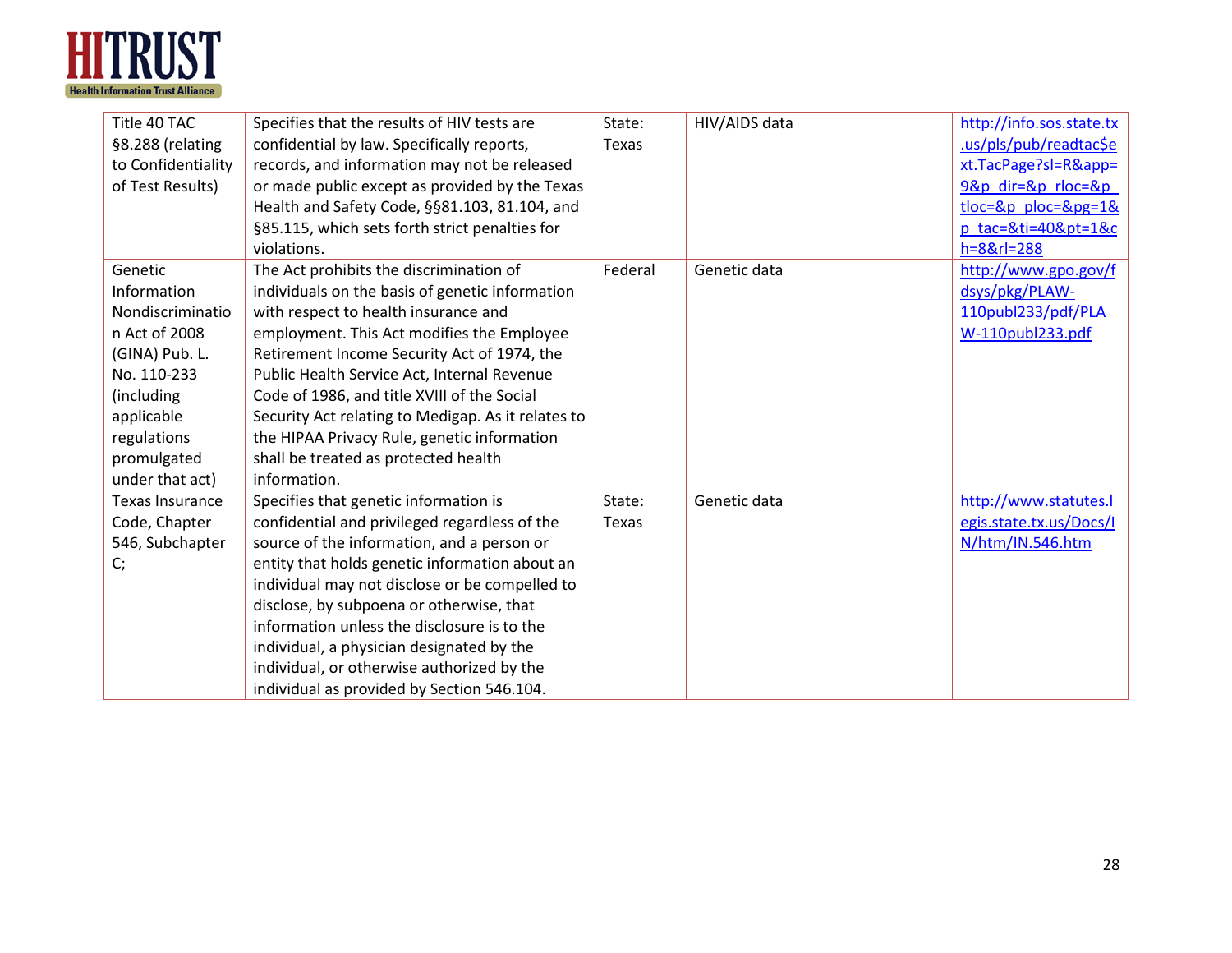| | | | | |
|---|---|---|---|---|
| Title 40 TAC §8.288 (relating to Confidentiality of Test Results) | Specifies that the results of HIV tests are confidential by law. Specifically reports, records, and information may not be released or made public except as provided by the Texas Health and Safety Code, §§81.103, 81.104, and §85.115, which sets forth strict penalties for violations. | State: Texas | HIV/AIDS data | http://info.sos.state.tx.us/pls/pub/readtac$ext.TacPage?sl=R&app=9&p_dir=&p_rloc=&p_tloc=&p_ploc=&pg=1&p_tac=&ti=40&pt=1&ch=8&rl=288 |
| Genetic Information Nondiscrimination Act of 2008 (GINA) Pub. L. No. 110-233 (including applicable regulations promulgated under that act) | The Act prohibits the discrimination of individuals on the basis of genetic information with respect to health insurance and employment. This Act modifies the Employee Retirement Income Security Act of 1974, the Public Health Service Act, Internal Revenue Code of 1986, and title XVIII of the Social Security Act relating to Medigap. As it relates to the HIPAA Privacy Rule, genetic information shall be treated as protected health information. | Federal | Genetic data | http://www.gpo.gov/fdsys/pkg/PLAW-110publ233/pdf/PLAW-110publ233.pdf |
| Texas Insurance Code, Chapter 546, Subchapter C; | Specifies that genetic information is confidential and privileged regardless of the source of the information, and a person or entity that holds genetic information about an individual may not disclose or be compelled to disclose, by subpoena or otherwise, that information unless the disclosure is to the individual, a physician designated by the individual, or otherwise authorized by the individual as provided by Section 546.104. | State: Texas | Genetic data | http://www.statutes.legis.state.tx.us/Docs/IN/htm/IN.546.htm |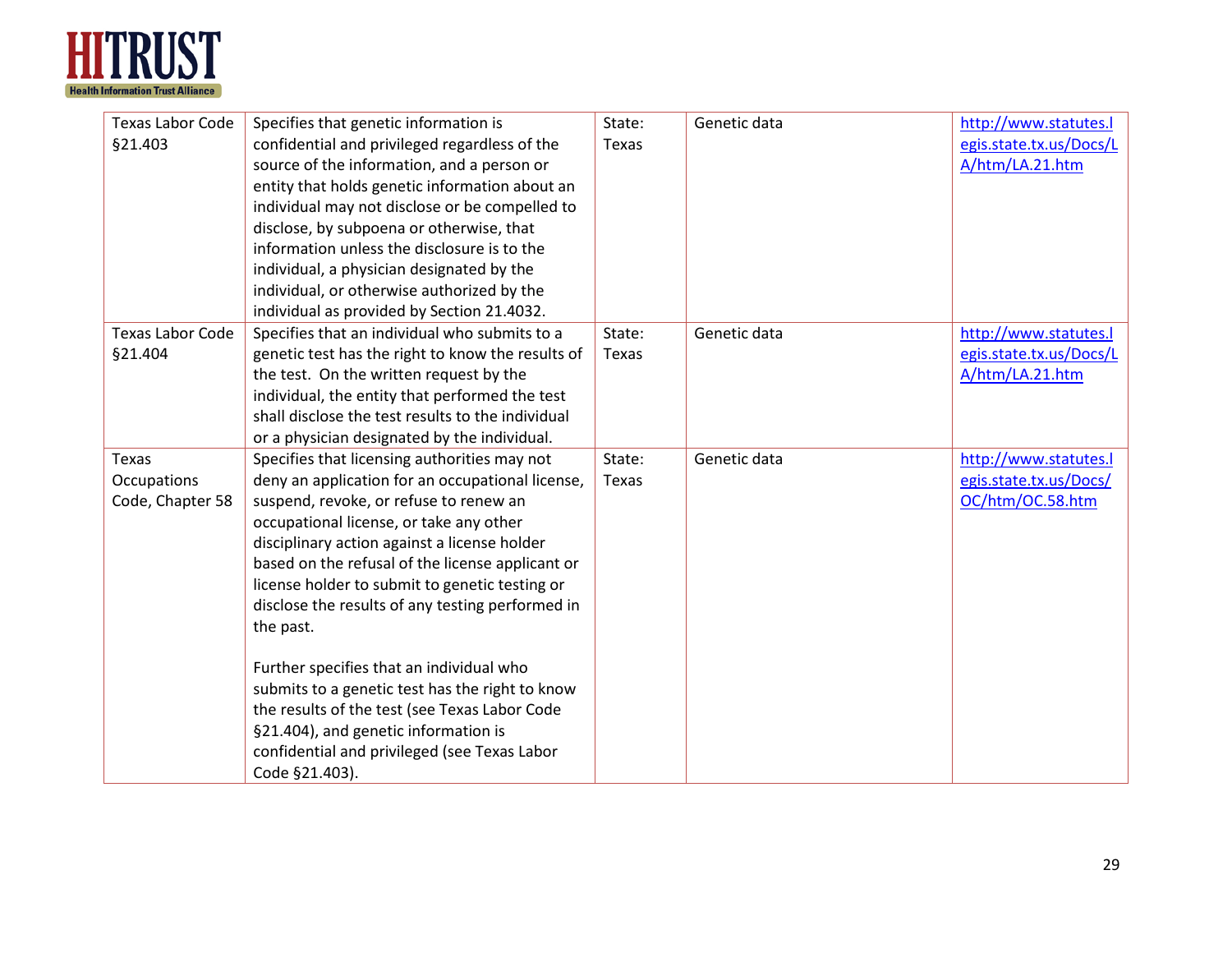| Texas Labor Code §21.403 | Specifies that genetic information is confidential and privileged regardless of the source of the information, and a person or entity that holds genetic information about an individual may not disclose or be compelled to disclose, by subpoena or otherwise, that information unless the disclosure is to the individual, a physician designated by the individual, or otherwise authorized by the individual as provided by Section 21.4032. | State: Texas | Genetic data | http://www.statutes.legis.state.tx.us/Docs/LA/htm/LA.21.htm |
|---|---|---|---|---|
| Texas Labor Code §21.404 | Specifies that an individual who submits to a genetic test has the right to know the results of the test. On the written request by the individual, the entity that performed the test shall disclose the test results to the individual or a physician designated by the individual. | State: Texas | Genetic data | http://www.statutes.legis.state.tx.us/Docs/LA/htm/LA.21.htm |
| Texas Occupations Code, Chapter 58 | Specifies that licensing authorities may not deny an application for an occupational license, suspend, revoke, or refuse to renew an occupational license, or take any other disciplinary action against a license holder based on the refusal of the license applicant or license holder to submit to genetic testing or disclose the results of any testing performed in the past.<br><br>Further specifies that an individual who submits to a genetic test has the right to know the results of the test (see Texas Labor Code §21.404), and genetic information is confidential and privileged (see Texas Labor Code §21.403). | State: Texas | Genetic data | http://www.statutes.legis.state.tx.us/Docs/OC/htm/OC.58.htm |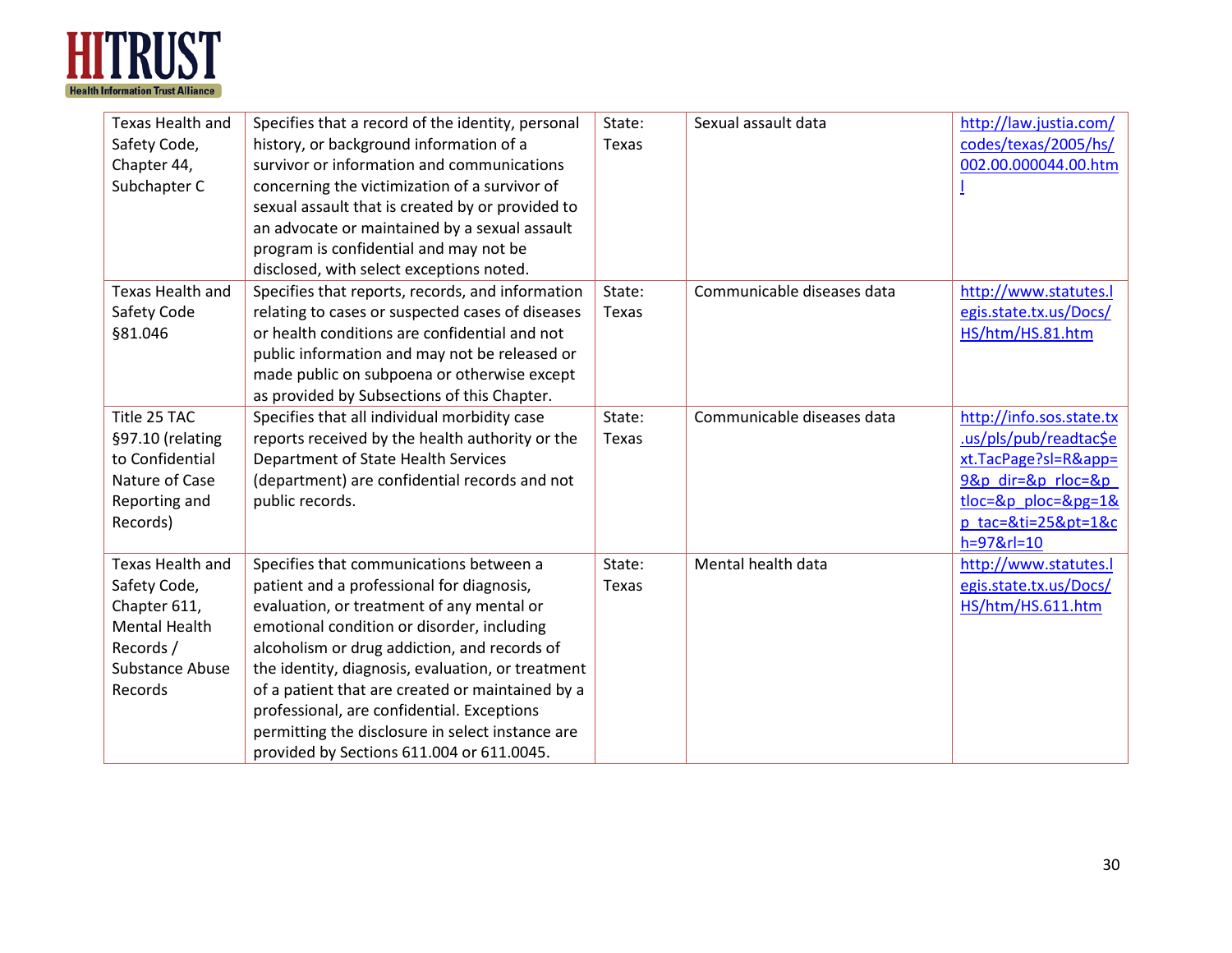| | | | | |
|---|---|---|---|---|
| Texas Health and Safety Code, Chapter 44, Subchapter C | Specifies that a record of the identity, personal history, or background information of a survivor or information and communications concerning the victimization of a survivor of sexual assault that is created by or provided to an advocate or maintained by a sexual assault program is confidential and may not be disclosed, with select exceptions noted. | State: Texas | Sexual assault data | http://law.justia.com/codes/texas/2005/hs/002.00.000044.00.html |
| Texas Health and Safety Code §81.046 | Specifies that reports, records, and information relating to cases or suspected cases of diseases or health conditions are confidential and not public information and may not be released or made public on subpoena or otherwise except as provided by Subsections of this Chapter. | State: Texas | Communicable diseases data | http://www.statutes.legis.state.tx.us/Docs/HS/htm/HS.81.htm |
| Title 25 TAC §97.10 (relating to Confidential Nature of Case Reporting and Records) | Specifies that all individual morbidity case reports received by the health authority or the Department of State Health Services (department) are confidential records and not public records. | State: Texas | Communicable diseases data | http://info.sos.state.tx.us/pls/pub/readtac$ext.TacPage?sl=R&app=9&p_dir=&p_rloc=&p_tloc=&p_ploc=&pg=1&p_tac=&ti=25&pt=1&ch=97&rl=10 |
| Texas Health and Safety Code, Chapter 611, Mental Health Records / Substance Abuse Records | Specifies that communications between a patient and a professional for diagnosis, evaluation, or treatment of any mental or emotional condition or disorder, including alcoholism or drug addiction, and records of the identity, diagnosis, evaluation, or treatment of a patient that are created or maintained by a professional, are confidential. Exceptions permitting the disclosure in select instance are provided by Sections 611.004 or 611.0045. | State: Texas | Mental health data | http://www.statutes.legis.state.tx.us/Docs/HS/htm/HS.611.htm |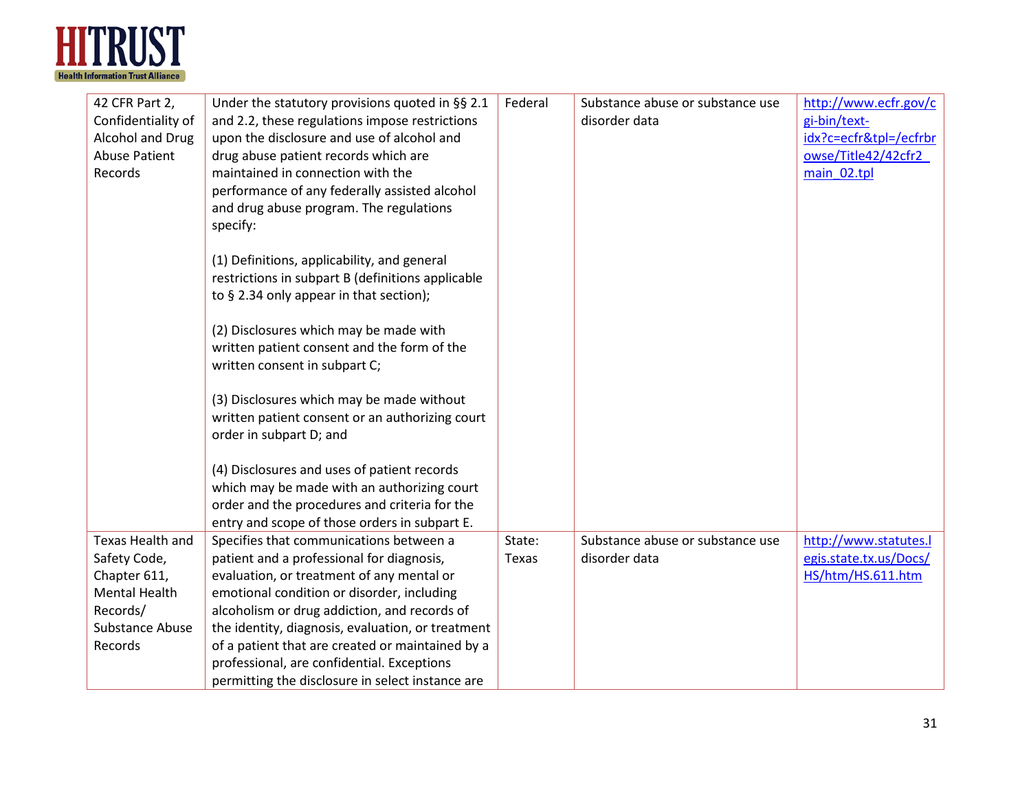| | | | | |
|---|---|---|---|---|
| 42 CFR Part 2, Confidentiality of Alcohol and Drug Abuse Patient Records | Under the statutory provisions quoted in §§ 2.1 and 2.2, these regulations impose restrictions upon the disclosure and use of alcohol and drug abuse patient records which are maintained in connection with the performance of any federally assisted alcohol and drug abuse program. The regulations specify:<br><br>(1) Definitions, applicability, and general restrictions in subpart B (definitions applicable to § 2.34 only appear in that section);<br><br>(2) Disclosures which may be made with written patient consent and the form of the written consent in subpart C;<br><br>(3) Disclosures which may be made without written patient consent or an authorizing court order in subpart D; and<br><br>(4) Disclosures and uses of patient records which may be made with an authorizing court order and the procedures and criteria for the entry and scope of those orders in subpart E. | Federal | Substance abuse or substance use disorder data | http://www.ecfr.gov/cgi-bin/text-idx?c=ecfr&tpl=/ecfrbrowse/Title42/42cfr2_main_02.tpl |
| Texas Health and Safety Code, Chapter 611, Mental Health Records/ Substance Abuse Records | Specifies that communications between a patient and a professional for diagnosis, evaluation, or treatment of any mental or emotional condition or disorder, including alcoholism or drug addiction, and records of the identity, diagnosis, evaluation, or treatment of a patient that are created or maintained by a professional, are confidential. Exceptions permitting the disclosure in select instance are | State: Texas | Substance abuse or substance use disorder data | http://www.statutes.legis.state.tx.us/Docs/HS/htm/HS.611.htm |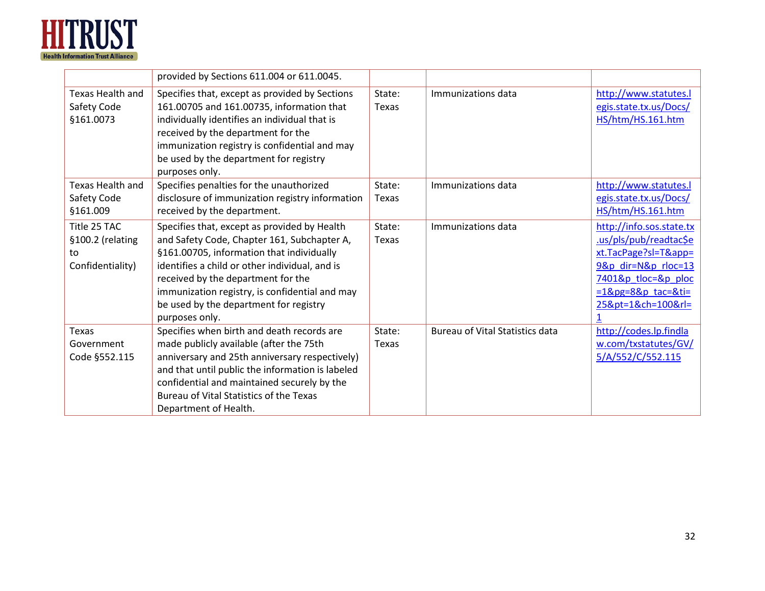|  |  |  |  |  |
|---|---|---|---|---|
|  | provided by Sections 611.004 or 611.0045. |  |  |  |
| Texas Health and Safety Code §161.0073 | Specifies that, except as provided by Sections 161.00705 and 161.00735, information that individually identifies an individual that is received by the department for the immunization registry is confidential and may be used by the department for registry purposes only. | State: Texas | Immunizations data | http://www.statutes.legis.state.tx.us/Docs/HS/htm/HS.161.htm |
| Texas Health and Safety Code §161.009 | Specifies penalties for the unauthorized disclosure of immunization registry information received by the department. | State: Texas | Immunizations data | http://www.statutes.legis.state.tx.us/Docs/HS/htm/HS.161.htm |
| Title 25 TAC §100.2 (relating to Confidentiality) | Specifies that, except as provided by Health and Safety Code, Chapter 161, Subchapter A, §161.00705, information that individually identifies a child or other individual, and is received by the department for the immunization registry, is confidential and may be used by the department for registry purposes only. | State: Texas | Immunizations data | http://info.sos.state.tx.us/pls/pub/readtac$ext.TacPage?sl=T&app=9&p_dir=N&p_rloc=137401&p_tloc=&p_ploc=1&pg=8&p_tac=&ti=25&pt=1&ch=100&rl=1 |
| Texas Government Code §552.115 | Specifies when birth and death records are made publicly available (after the 75th anniversary and 25th anniversary respectively) and that until public the information is labeled confidential and maintained securely by the Bureau of Vital Statistics of the Texas Department of Health. | State: Texas | Bureau of Vital Statistics data | http://codes.lp.findlaw.com/txstatutes/GV/5/A/552/C/552.115 |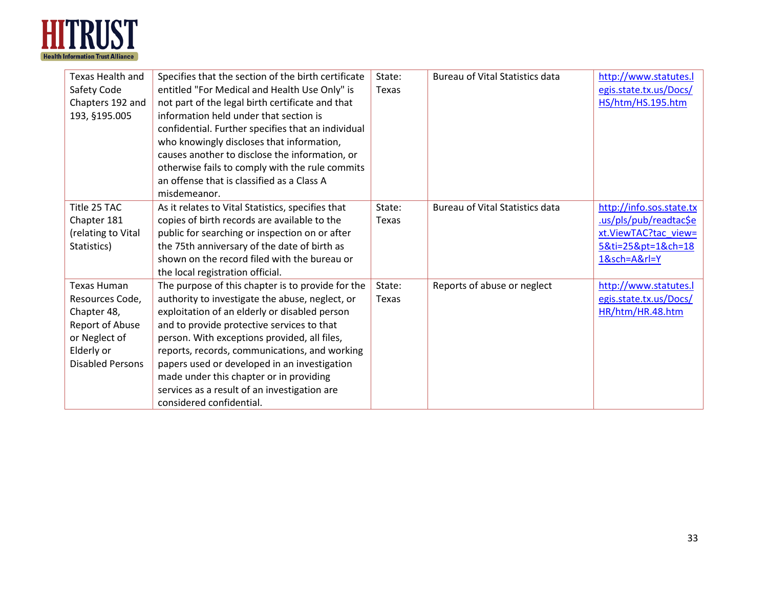| | | | | |
|---|---|---|---|---|
| Texas Health and Safety Code Chapters 192 and 193, §195.005 | Specifies that the section of the birth certificate entitled "For Medical and Health Use Only" is not part of the legal birth certificate and that information held under that section is confidential. Further specifies that an individual who knowingly discloses that information, causes another to disclose the information, or otherwise fails to comply with the rule commits an offense that is classified as a Class A misdemeanor. | State: Texas | Bureau of Vital Statistics data | http://www.statutes.legis.state.tx.us/Docs/HS/htm/HS.195.htm |
| Title 25 TAC Chapter 181 (relating to Vital Statistics) | As it relates to Vital Statistics, specifies that copies of birth records are available to the public for searching or inspection on or after the 75th anniversary of the date of birth as shown on the record filed with the bureau or the local registration official. | State: Texas | Bureau of Vital Statistics data | http://info.sos.state.tx.us/pls/pub/readtac$ext.ViewTAC?tac_view=5&ti=25&pt=1&ch=181&sch=A&rl=Y |
| Texas Human Resources Code, Chapter 48, Report of Abuse or Neglect of Elderly or Disabled Persons | The purpose of this chapter is to provide for the authority to investigate the abuse, neglect, or exploitation of an elderly or disabled person and to provide protective services to that person. With exceptions provided, all files, reports, records, communications, and working papers used or developed in an investigation made under this chapter or in providing services as a result of an investigation are considered confidential. | State: Texas | Reports of abuse or neglect | http://www.statutes.legis.state.tx.us/Docs/HR/htm/HR.48.htm |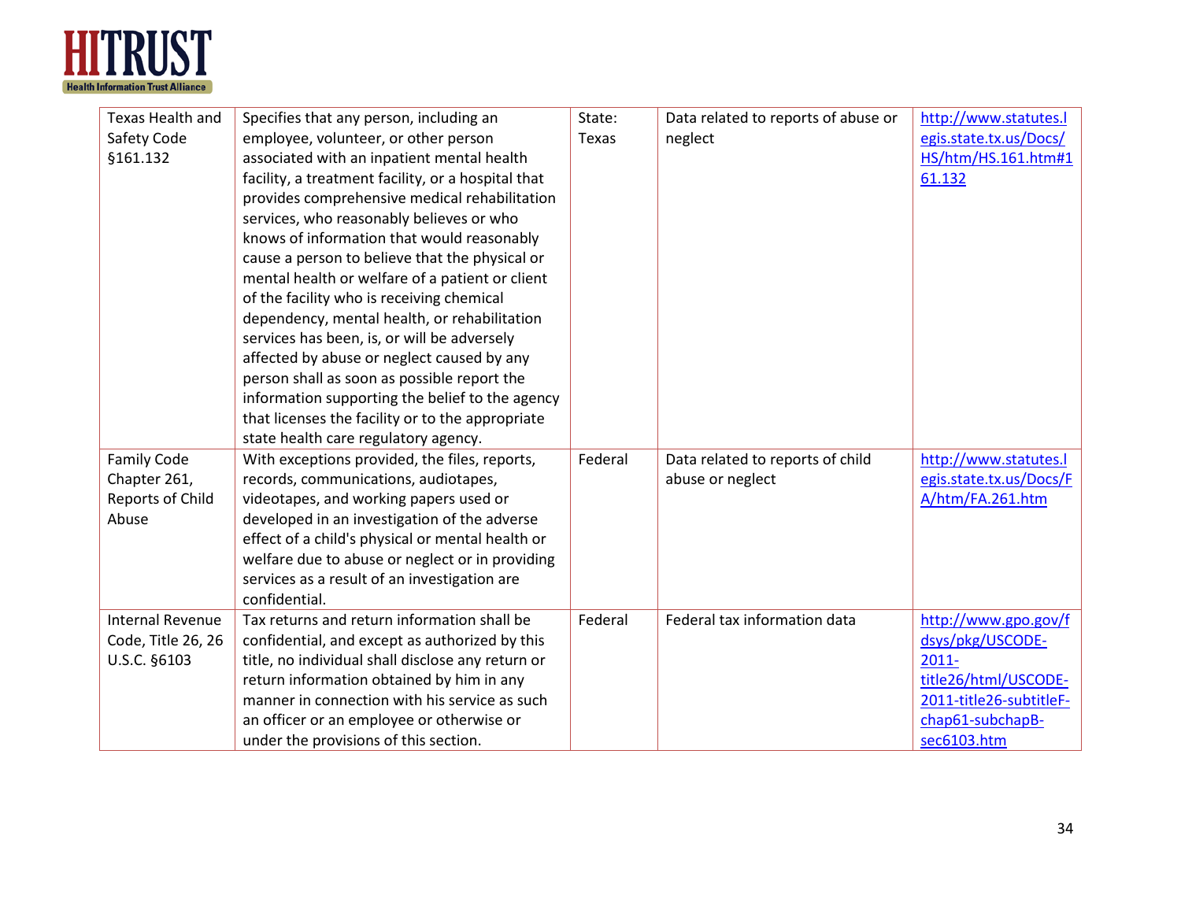| Texas Health and Safety Code §161.132 | Specifies that any person, including an employee, volunteer, or other person associated with an inpatient mental health facility, a treatment facility, or a hospital that provides comprehensive medical rehabilitation services, who reasonably believes or who knows of information that would reasonably cause a person to believe that the physical or mental health or welfare of a patient or client of the facility who is receiving chemical dependency, mental health, or rehabilitation services has been, is, or will be adversely affected by abuse or neglect caused by any person shall as soon as possible report the information supporting the belief to the agency that licenses the facility or to the appropriate state health care regulatory agency. | State: Texas | Data related to reports of abuse or neglect | http://www.statutes.legis.state.tx.us/Docs/HS/htm/HS.161.htm#161.132 |
|---|---|---|---|---|
| Family Code Chapter 261, Reports of Child Abuse | With exceptions provided, the files, reports, records, communications, audiotapes, videotapes, and working papers used or developed in an investigation of the adverse effect of a child's physical or mental health or welfare due to abuse or neglect or in providing services as a result of an investigation are confidential. | Federal | Data related to reports of child abuse or neglect | http://www.statutes.legis.state.tx.us/Docs/FA/htm/FA.261.htm |
| Internal Revenue Code, Title 26, 26 U.S.C. §6103 | Tax returns and return information shall be confidential, and except as authorized by this title, no individual shall disclose any return or return information obtained by him in any manner in connection with his service as such an officer or an employee or otherwise or under the provisions of this section. | Federal | Federal tax information data | http://www.gpo.gov/fdsys/pkg/USCODE-2011-title26/html/USCODE-2011-title26-subtitleF-chap61-subchapB-sec6103.htm |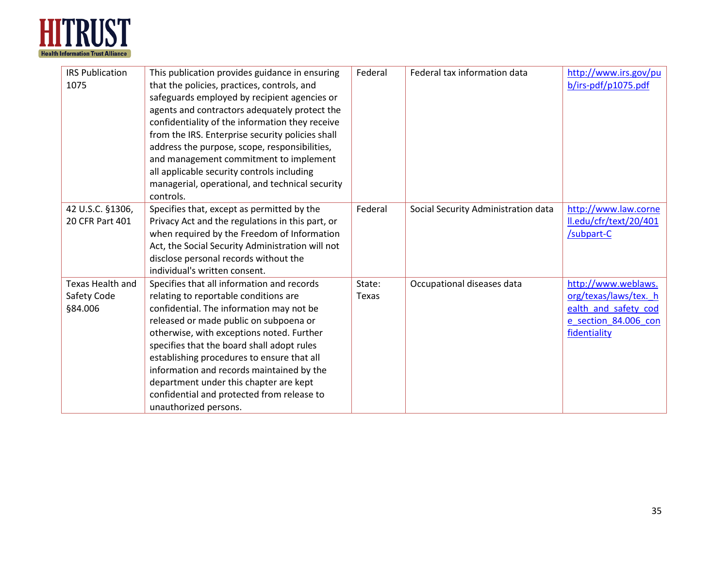| IRS Publication 1075 | This publication provides guidance in ensuring that the policies, practices, controls, and safeguards employed by recipient agencies or agents and contractors adequately protect the confidentiality of the information they receive from the IRS. Enterprise security policies shall address the purpose, scope, responsibilities, and management commitment to implement all applicable security controls including managerial, operational, and technical security controls. | Federal | Federal tax information data | http://www.irs.gov/pub/irs-pdf/p1075.pdf |
|---|---|---|---|---|
| 42 U.S.C. §1306, 20 CFR Part 401 | Specifies that, except as permitted by the Privacy Act and the regulations in this part, or when required by the Freedom of Information Act, the Social Security Administration will not disclose personal records without the individual's written consent. | Federal | Social Security Administration data | http://www.law.cornell.edu/cfr/text/20/401/subpart-C |
| Texas Health and Safety Code §84.006 | Specifies that all information and records relating to reportable conditions are confidential. The information may not be released or made public on subpoena or otherwise, with exceptions noted. Further specifies that the board shall adopt rules establishing procedures to ensure that all information and records maintained by the department under this chapter are kept confidential and protected from release to unauthorized persons. | State: Texas | Occupational diseases data | http://www.weblaws.org/texas/laws/tex._health_and_safety_code_section_84.006_confidentiality |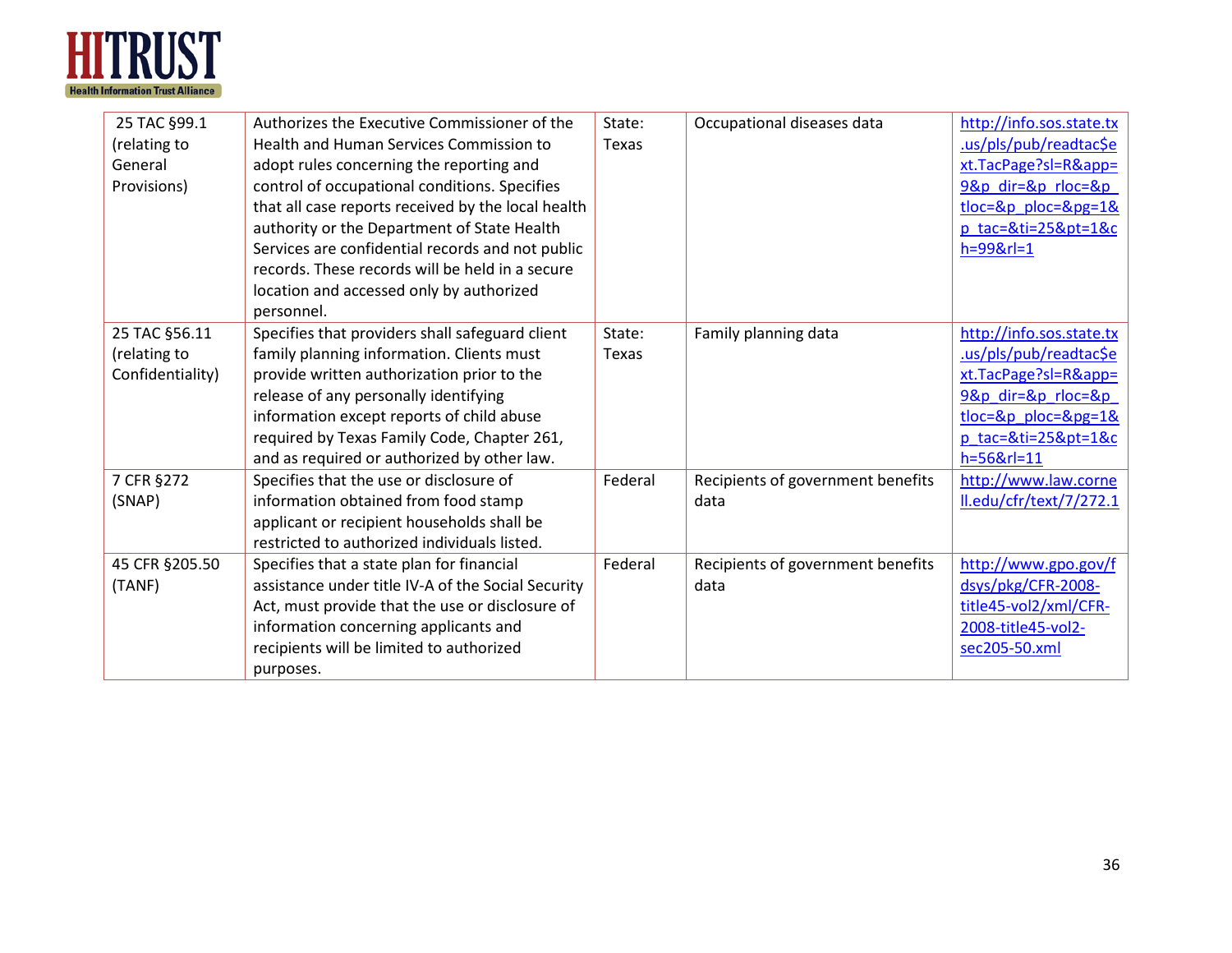| 25 TAC §99.1 (relating to General Provisions) | Authorizes the Executive Commissioner of the Health and Human Services Commission to adopt rules concerning the reporting and control of occupational conditions. Specifies that all case reports received by the local health authority or the Department of State Health Services are confidential records and not public records. These records will be held in a secure location and accessed only by authorized personnel. | State: Texas | Occupational diseases data | http://info.sos.state.tx.us/pls/pub/readtac$ext.TacPage?sl=R&app=9&p_dir=&p_rloc=&p_tloc=&p_ploc=&pg=1&p_tac=&ti=25&pt=1&ch=99&rl=1 |
|---|---|---|---|---|
| 25 TAC §56.11 (relating to Confidentiality) | Specifies that providers shall safeguard client family planning information. Clients must provide written authorization prior to the release of any personally identifying information except reports of child abuse required by Texas Family Code, Chapter 261, and as required or authorized by other law. | State: Texas | Family planning data | http://info.sos.state.tx.us/pls/pub/readtac$ext.TacPage?sl=R&app=9&p_dir=&p_rloc=&p_tloc=&p_ploc=&pg=1&p_tac=&ti=25&pt=1&ch=56&rl=11 |
| 7 CFR §272 (SNAP) | Specifies that the use or disclosure of information obtained from food stamp applicant or recipient households shall be restricted to authorized individuals listed. | Federal | Recipients of government benefits data | http://www.law.cornell.edu/cfr/text/7/272.1 |
| 45 CFR §205.50 (TANF) | Specifies that a state plan for financial assistance under title IV-A of the Social Security Act, must provide that the use or disclosure of information concerning applicants and recipients will be limited to authorized purposes. | Federal | Recipients of government benefits data | http://www.gpo.gov/fdsys/pkg/CFR-2008-title45-vol2/xml/CFR-2008-title45-vol2-sec205-50.xml |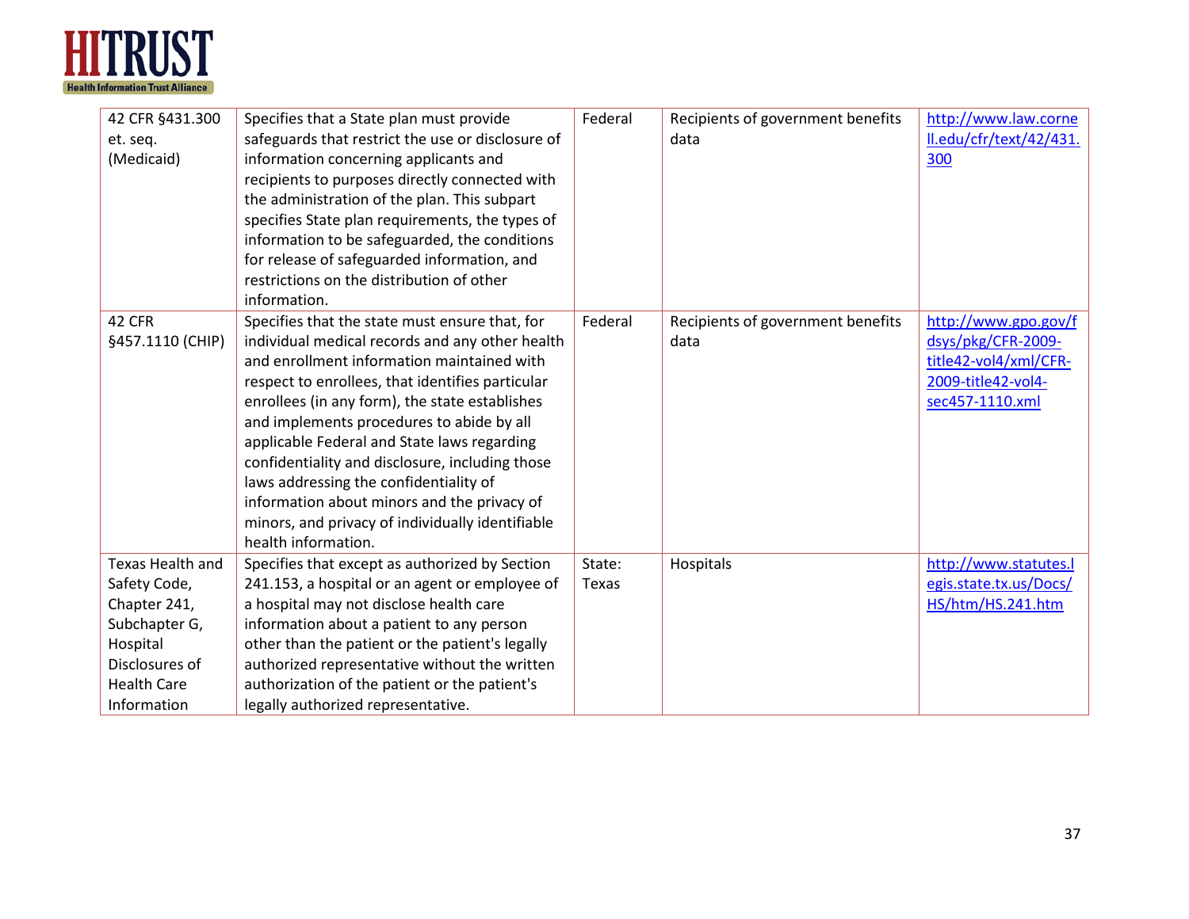| 42 CFR §431.300 et. seq. (Medicaid) | Specifies that a State plan must provide safeguards that restrict the use or disclosure of information concerning applicants and recipients to purposes directly connected with the administration of the plan. This subpart specifies State plan requirements, the types of information to be safeguarded, the conditions for release of safeguarded information, and restrictions on the distribution of other information. | Federal | Recipients of government benefits data | http://www.law.cornell.edu/cfr/text/42/431.300 |
|---|---|---|---|---|
| 42 CFR §457.1110 (CHIP) | Specifies that the state must ensure that, for individual medical records and any other health and enrollment information maintained with respect to enrollees, that identifies particular enrollees (in any form), the state establishes and implements procedures to abide by all applicable Federal and State laws regarding confidentiality and disclosure, including those laws addressing the confidentiality of information about minors and the privacy of minors, and privacy of individually identifiable health information. | Federal | Recipients of government benefits data | http://www.gpo.gov/fdsys/pkg/CFR-2009-title42-vol4/xml/CFR-2009-title42-vol4-sec457-1110.xml |
| Texas Health and Safety Code, Chapter 241, Subchapter G, Hospital Disclosures of Health Care Information | Specifies that except as authorized by Section 241.153, a hospital or an agent or employee of a hospital may not disclose health care information about a patient to any person other than the patient or the patient's legally authorized representative without the written authorization of the patient or the patient's legally authorized representative. | State: Texas | Hospitals | http://www.statutes.legis.state.tx.us/Docs/HS/htm/HS.241.htm |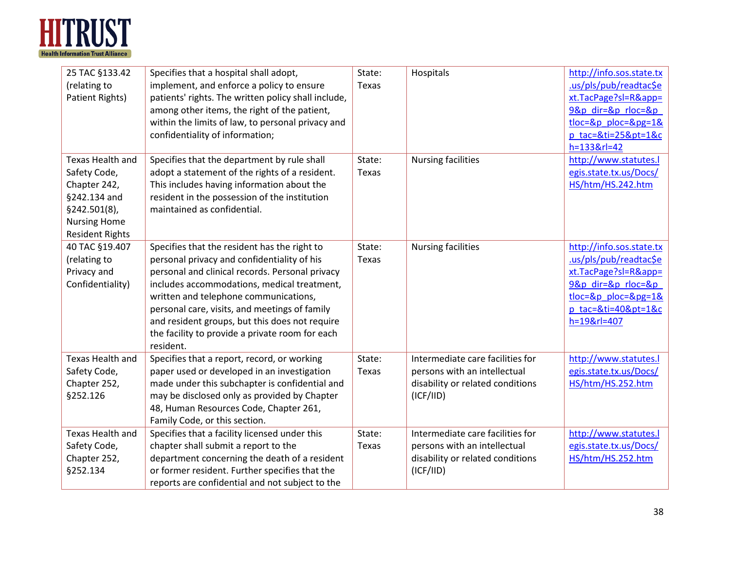| 25 TAC §133.42 (relating to Patient Rights) | Specifies that a hospital shall adopt, implement, and enforce a policy to ensure patients' rights. The written policy shall include, among other items, the right of the patient, within the limits of law, to personal privacy and confidentiality of information; | State: Texas | Hospitals | http://info.sos.state.tx.us/pls/pub/readtac$ext.TacPage?sl=R&app=9&p_dir=&p_rloc=&p_tloc=&p_ploc=&pg=1&p_tac=&ti=25&pt=1&ch=133&rl=42 |
|---|---|---|---|---|
| Texas Health and Safety Code, Chapter 242, §242.134 and §242.501(8), Nursing Home Resident Rights | Specifies that the department by rule shall adopt a statement of the rights of a resident. This includes having information about the resident in the possession of the institution maintained as confidential. | State: Texas | Nursing facilities | http://www.statutes.legis.state.tx.us/Docs/HS/htm/HS.242.htm |
| 40 TAC §19.407 (relating to Privacy and Confidentiality) | Specifies that the resident has the right to personal privacy and confidentiality of his personal and clinical records. Personal privacy includes accommodations, medical treatment, written and telephone communications, personal care, visits, and meetings of family and resident groups, but this does not require the facility to provide a private room for each resident. | State: Texas | Nursing facilities | http://info.sos.state.tx.us/pls/pub/readtac$ext.TacPage?sl=R&app=9&p_dir=&p_rloc=&p_tloc=&p_ploc=&pg=1&p_tac=&ti=40&pt=1&ch=19&rl=407 |
| Texas Health and Safety Code, Chapter 252, §252.126 | Specifies that a report, record, or working paper used or developed in an investigation made under this subchapter is confidential and may be disclosed only as provided by Chapter 48, Human Resources Code, Chapter 261, Family Code, or this section. | State: Texas | Intermediate care facilities for persons with an intellectual disability or related conditions (ICF/IID) | http://www.statutes.legis.state.tx.us/Docs/HS/htm/HS.252.htm |
| Texas Health and Safety Code, Chapter 252, §252.134 | Specifies that a facility licensed under this chapter shall submit a report to the department concerning the death of a resident or former resident. Further specifies that the reports are confidential and not subject to the | State: Texas | Intermediate care facilities for persons with an intellectual disability or related conditions (ICF/IID) | http://www.statutes.legis.state.tx.us/Docs/HS/htm/HS.252.htm |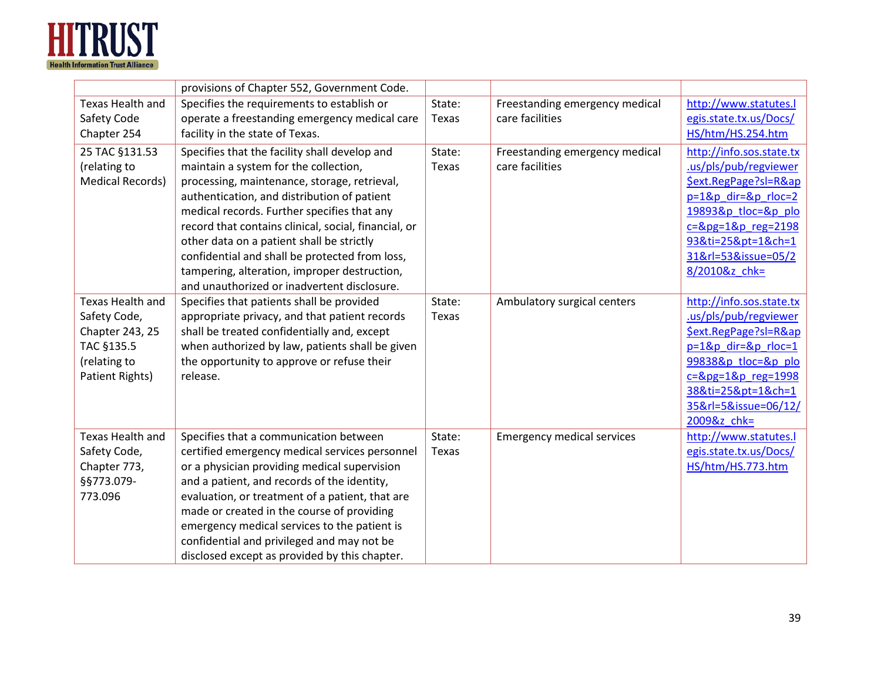| | | | | |
|---|---|---|---|---|
| | provisions of Chapter 552, Government Code. | | | |
| Texas Health and Safety Code Chapter 254 | Specifies the requirements to establish or operate a freestanding emergency medical care facility in the state of Texas. | State: Texas | Freestanding emergency medical care facilities | http://www.statutes.legis.state.tx.us/Docs/HS/htm/HS.254.htm |
| 25 TAC §131.53 (relating to Medical Records) | Specifies that the facility shall develop and maintain a system for the collection, processing, maintenance, storage, retrieval, authentication, and distribution of patient medical records. Further specifies that any record that contains clinical, social, financial, or other data on a patient shall be strictly confidential and shall be protected from loss, tampering, alteration, improper destruction, and unauthorized or inadvertent disclosure. | State: Texas | Freestanding emergency medical care facilities | http://info.sos.state.tx.us/pls/pub/regviewer$ext.RegPage?sl=R&app=1&p_dir=&p_rloc=219893&p_tloc=&p_ploc=&pg=1&p_reg=219893&ti=25&pt=1&ch=131&rl=53&issue=05/28/2010&z_chk= |
| Texas Health and Safety Code, Chapter 243, 25 TAC §135.5 (relating to Patient Rights) | Specifies that patients shall be provided appropriate privacy, and that patient records shall be treated confidentially and, except when authorized by law, patients shall be given the opportunity to approve or refuse their release. | State: Texas | Ambulatory surgical centers | http://info.sos.state.tx.us/pls/pub/regviewer$ext.RegPage?sl=R&app=1&p_dir=&p_rloc=199838&p_tloc=&p_ploc=&pg=1&p_reg=199838&ti=25&pt=1&ch=135&rl=5&issue=06/12/2009&z_chk= |
| Texas Health and Safety Code, Chapter 773, §§773.079-773.096 | Specifies that a communication between certified emergency medical services personnel or a physician providing medical supervision and a patient, and records of the identity, evaluation, or treatment of a patient, that are made or created in the course of providing emergency medical services to the patient is confidential and privileged and may not be disclosed except as provided by this chapter. | State: Texas | Emergency medical services | http://www.statutes.legis.state.tx.us/Docs/HS/htm/HS.773.htm |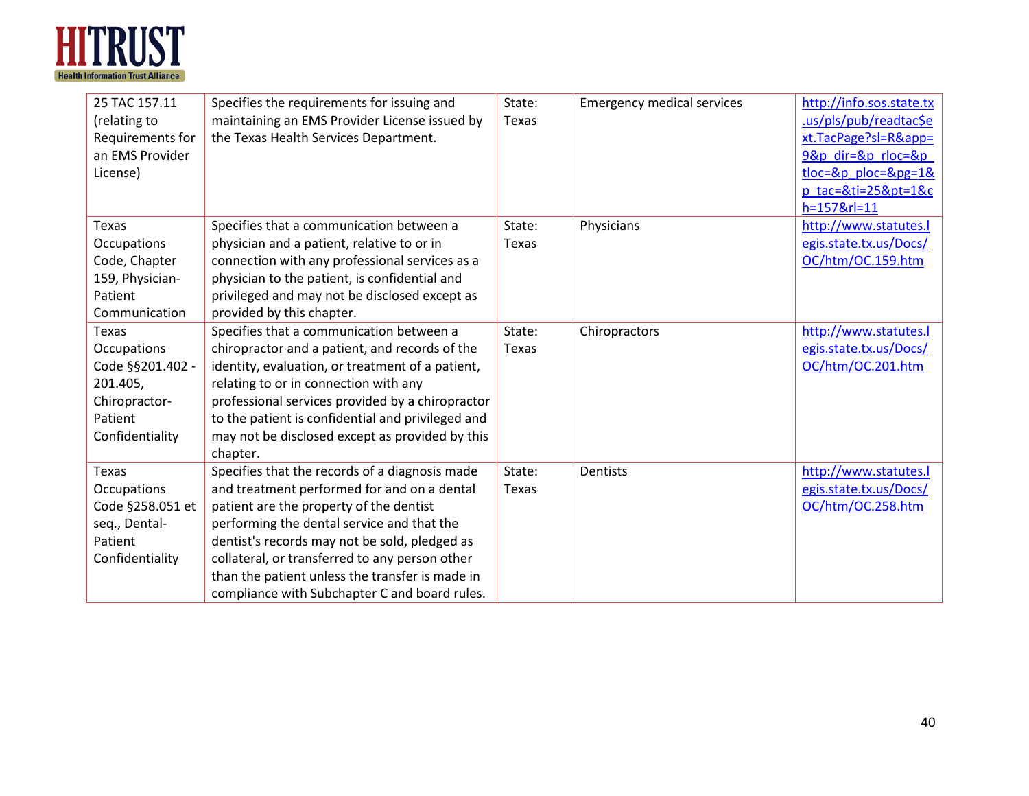| | | | | |
|---|---|---|---|---|
| 25 TAC 157.11 (relating to Requirements for an EMS Provider License) | Specifies the requirements for issuing and maintaining an EMS Provider License issued by the Texas Health Services Department. | State: Texas | Emergency medical services | http://info.sos.state.tx.us/pls/pub/readtac$ext.TacPage?sl=R&app=9&p_dir=&p_rloc=&p_tloc=&p_ploc=&pg=1&p_tac=&ti=25&pt=1&ch=157&rl=11 |
| Texas Occupations Code, Chapter 159, Physician-Patient Communication | Specifies that a communication between a physician and a patient, relative to or in connection with any professional services as a physician to the patient, is confidential and privileged and may not be disclosed except as provided by this chapter. | State: Texas | Physicians | http://www.statutes.legis.state.tx.us/Docs/OC/htm/OC.159.htm |
| Texas Occupations Code §§201.402 - 201.405, Chiropractor-Patient Confidentiality | Specifies that a communication between a chiropractor and a patient, and records of the identity, evaluation, or treatment of a patient, relating to or in connection with any professional services provided by a chiropractor to the patient is confidential and privileged and may not be disclosed except as provided by this chapter. | State: Texas | Chiropractors | http://www.statutes.legis.state.tx.us/Docs/OC/htm/OC.201.htm |
| Texas Occupations Code §258.051 et seq., Dental-Patient Confidentiality | Specifies that the records of a diagnosis made and treatment performed for and on a dental patient are the property of the dentist performing the dental service and that the dentist's records may not be sold, pledged as collateral, or transferred to any person other than the patient unless the transfer is made in compliance with Subchapter C and board rules. | State: Texas | Dentists | http://www.statutes.legis.state.tx.us/Docs/OC/htm/OC.258.htm |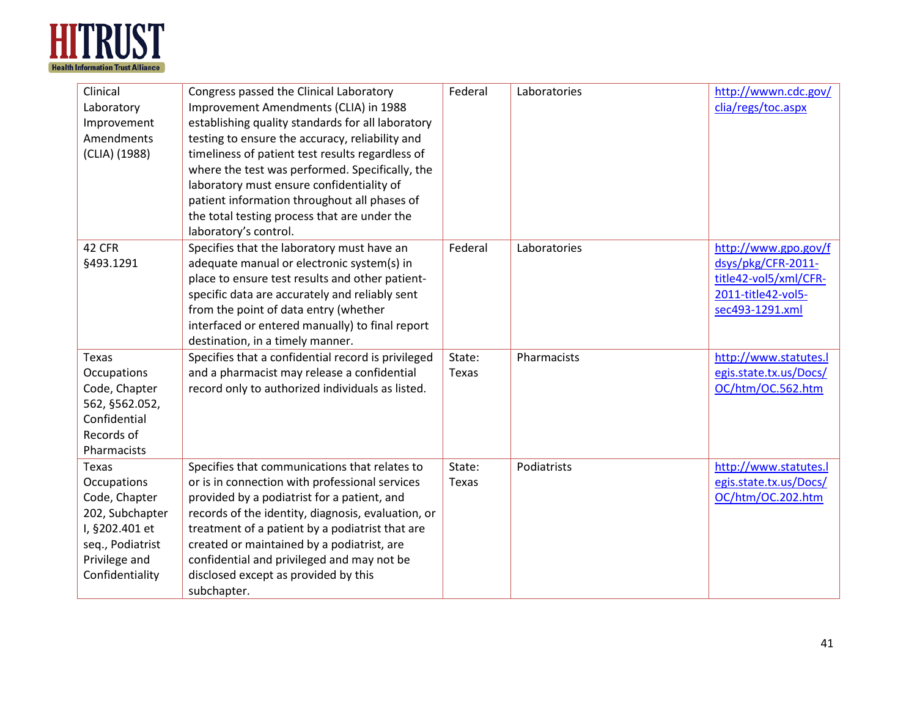| | | | | |
|---|---|---|---|---|
| Clinical Laboratory Improvement Amendments (CLIA) (1988) | Congress passed the Clinical Laboratory Improvement Amendments (CLIA) in 1988 establishing quality standards for all laboratory testing to ensure the accuracy, reliability and timeliness of patient test results regardless of where the test was performed. Specifically, the laboratory must ensure confidentiality of patient information throughout all phases of the total testing process that are under the laboratory's control. | Federal | Laboratories | http://wwwn.cdc.gov/clia/regs/toc.aspx |
| 42 CFR §493.1291 | Specifies that the laboratory must have an adequate manual or electronic system(s) in place to ensure test results and other patient-specific data are accurately and reliably sent from the point of data entry (whether interfaced or entered manually) to final report destination, in a timely manner. | Federal | Laboratories | http://www.gpo.gov/fdsys/pkg/CFR-2011-title42-vol5/xml/CFR-2011-title42-vol5-sec493-1291.xml |
| Texas Occupations Code, Chapter 562, §562.052, Confidential Records of Pharmacists | Specifies that a confidential record is privileged and a pharmacist may release a confidential record only to authorized individuals as listed. | State: Texas | Pharmacists | http://www.statutes.legis.state.tx.us/Docs/OC/htm/OC.562.htm |
| Texas Occupations Code, Chapter 202, Subchapter I, §202.401 et seq., Podiatrist Privilege and Confidentiality | Specifies that communications that relates to or is in connection with professional services provided by a podiatrist for a patient, and records of the identity, diagnosis, evaluation, or treatment of a patient by a podiatrist that are created or maintained by a podiatrist, are confidential and privileged and may not be disclosed except as provided by this subchapter. | State: Texas | Podiatrists | http://www.statutes.legis.state.tx.us/Docs/OC/htm/OC.202.htm |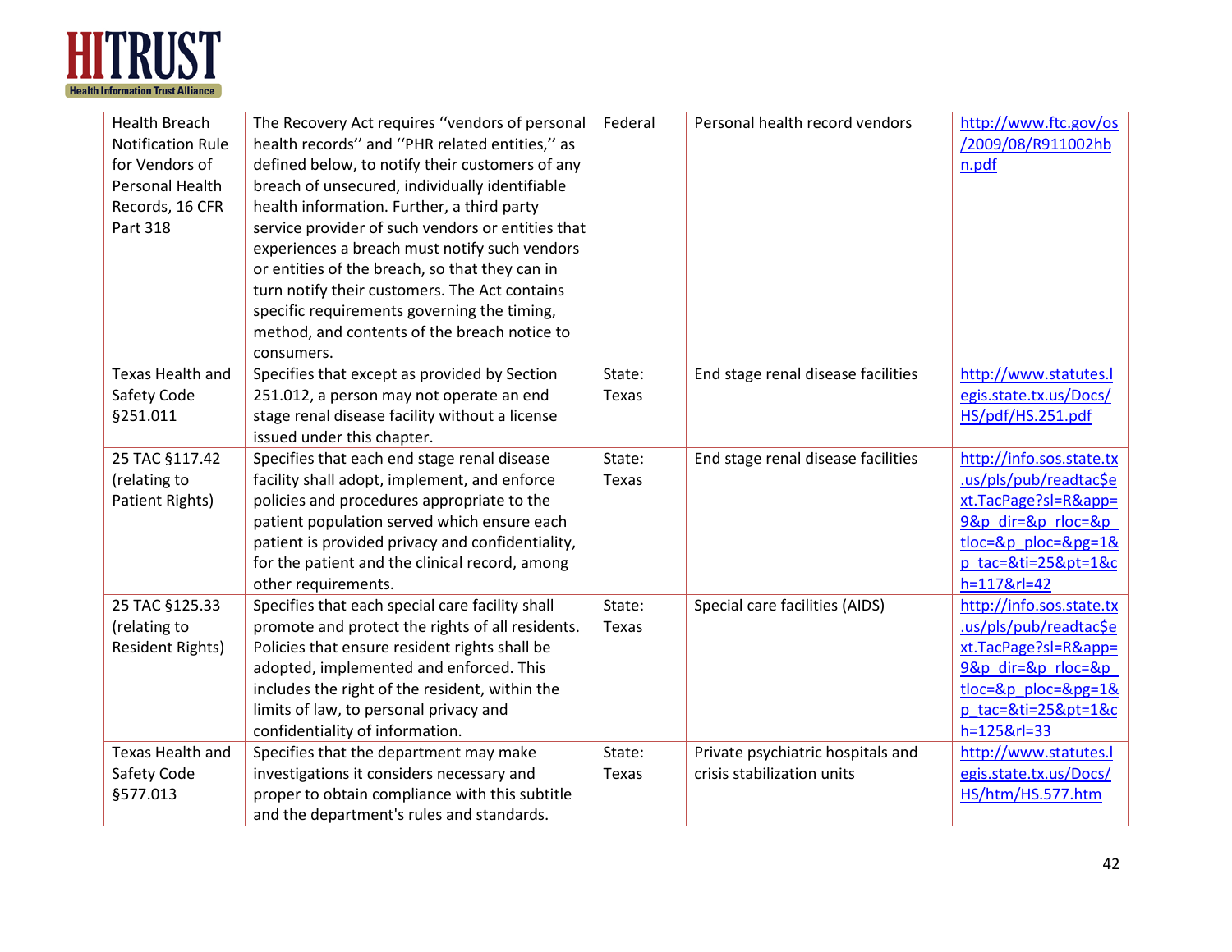| | | | | |
|---|---|---|---|---|
| Health Breach Notification Rule for Vendors of Personal Health Records, 16 CFR Part 318 | The Recovery Act requires ''vendors of personal health records'' and ''PHR related entities,'' as defined below, to notify their customers of any breach of unsecured, individually identifiable health information. Further, a third party service provider of such vendors or entities that experiences a breach must notify such vendors or entities of the breach, so that they can in turn notify their customers. The Act contains specific requirements governing the timing, method, and contents of the breach notice to consumers. | Federal | Personal health record vendors | http://www.ftc.gov/os/2009/08/R911002hbn.pdf |
| Texas Health and Safety Code §251.011 | Specifies that except as provided by Section 251.012, a person may not operate an end stage renal disease facility without a license issued under this chapter. | State: Texas | End stage renal disease facilities | http://www.statutes.legis.state.tx.us/Docs/HS/pdf/HS.251.pdf |
| 25 TAC §117.42 (relating to Patient Rights) | Specifies that each end stage renal disease facility shall adopt, implement, and enforce policies and procedures appropriate to the patient population served which ensure each patient is provided privacy and confidentiality, for the patient and the clinical record, among other requirements. | State: Texas | End stage renal disease facilities | http://info.sos.state.tx.us/pls/pub/readtac$ext.TacPage?sl=R&app=9&p_dir=&p_rloc=&p_tloc=&p_ploc=&pg=1&p_tac=&ti=25&pt=1&ch=117&rl=42 |
| 25 TAC §125.33 (relating to Resident Rights) | Specifies that each special care facility shall promote and protect the rights of all residents. Policies that ensure resident rights shall be adopted, implemented and enforced. This includes the right of the resident, within the limits of law, to personal privacy and confidentiality of information. | State: Texas | Special care facilities (AIDS) | http://info.sos.state.tx.us/pls/pub/readtac$ext.TacPage?sl=R&app=9&p_dir=&p_rloc=&p_tloc=&p_ploc=&pg=1&p_tac=&ti=25&pt=1&ch=125&rl=33 |
| Texas Health and Safety Code §577.013 | Specifies that the department may make investigations it considers necessary and proper to obtain compliance with this subtitle and the department's rules and standards. | State: Texas | Private psychiatric hospitals and crisis stabilization units | http://www.statutes.legis.state.tx.us/Docs/HS/htm/HS.577.htm |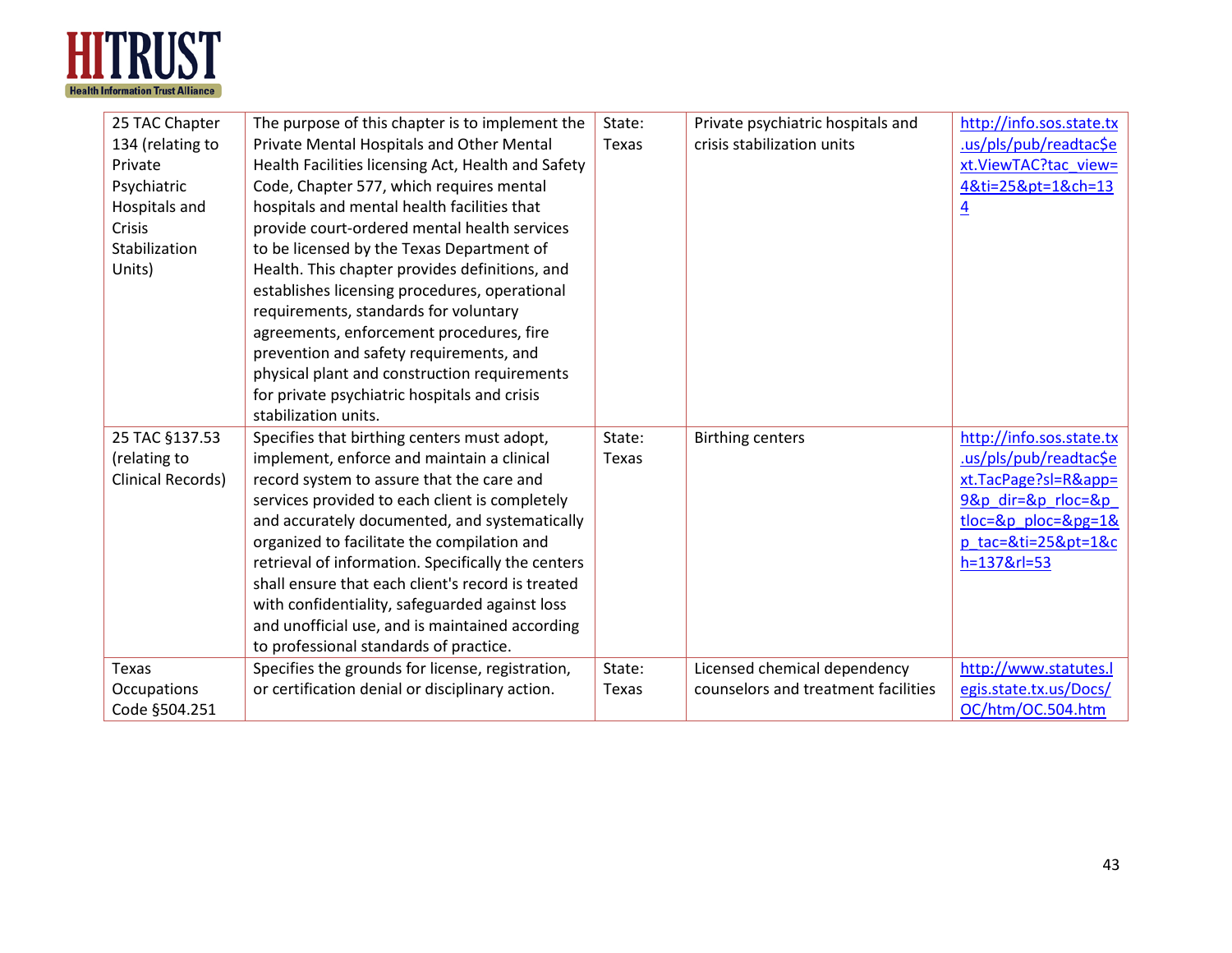| 25 TAC Chapter 134 (relating to Private Psychiatric Hospitals and Crisis Stabilization Units) | The purpose of this chapter is to implement the Private Mental Hospitals and Other Mental Health Facilities licensing Act, Health and Safety Code, Chapter 577, which requires mental hospitals and mental health facilities that provide court-ordered mental health services to be licensed by the Texas Department of Health. This chapter provides definitions, and establishes licensing procedures, operational requirements, standards for voluntary agreements, enforcement procedures, fire prevention and safety requirements, and physical plant and construction requirements for private psychiatric hospitals and crisis stabilization units. | State: Texas | Private psychiatric hospitals and crisis stabilization units | http://info.sos.state.tx.us/pls/pub/readtac$ext.ViewTAC?tac_view=4&ti=25&pt=1&ch=134 |
|---|---|---|---|---|
| 25 TAC §137.53 (relating to Clinical Records) | Specifies that birthing centers must adopt, implement, enforce and maintain a clinical record system to assure that the care and services provided to each client is completely and accurately documented, and systematically organized to facilitate the compilation and retrieval of information. Specifically the centers shall ensure that each client's record is treated with confidentiality, safeguarded against loss and unofficial use, and is maintained according to professional standards of practice. | State: Texas | Birthing centers | http://info.sos.state.tx.us/pls/pub/readtac$ext.TacPage?sl=R&app=9&p_dir=&p_rloc=&p_tloc=&p_ploc=&pg=1&p_tac=&ti=25&pt=1&ch=137&rl=53 |
| Texas Occupations Code §504.251 | Specifies the grounds for license, registration, or certification denial or disciplinary action. | State: Texas | Licensed chemical dependency counselors and treatment facilities | http://www.statutes.legis.state.tx.us/Docs/OC/htm/OC.504.htm |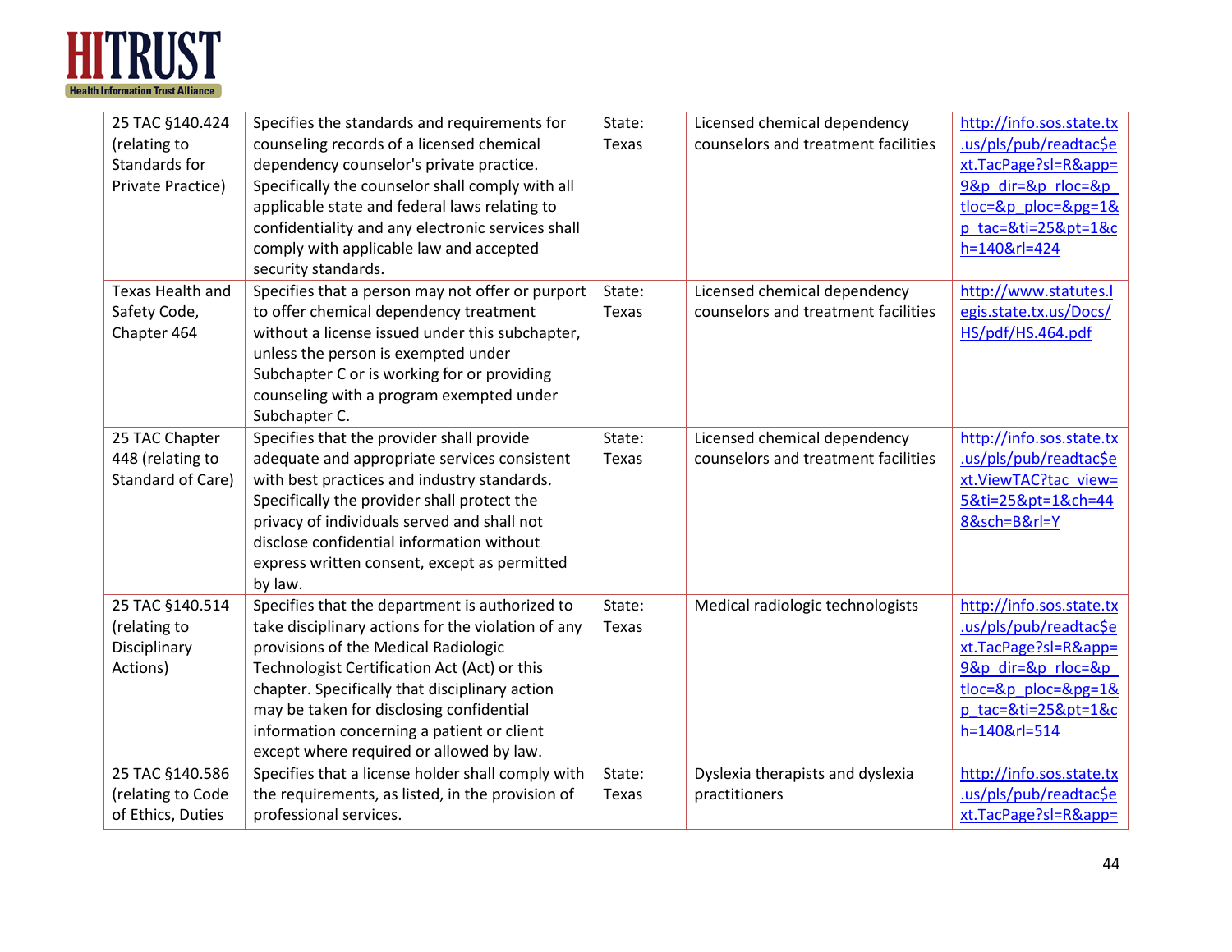| 25 TAC §140.424 (relating to Standards for Private Practice) | Specifies the standards and requirements for counseling records of a licensed chemical dependency counselor's private practice. Specifically the counselor shall comply with all applicable state and federal laws relating to confidentiality and any electronic services shall comply with applicable law and accepted security standards. | State: Texas | Licensed chemical dependency counselors and treatment facilities | http://info.sos.state.tx.us/pls/pub/readtac$ext.TacPage?sl=R&app=9&p_dir=&p_rloc=&p_tloc=&p_ploc=&pg=1&p_tac=&ti=25&pt=1&ch=140&rl=424 |
|---|---|---|---|---|
| Texas Health and Safety Code, Chapter 464 | Specifies that a person may not offer or purport to offer chemical dependency treatment without a license issued under this subchapter, unless the person is exempted under Subchapter C or is working for or providing counseling with a program exempted under Subchapter C. | State: Texas | Licensed chemical dependency counselors and treatment facilities | http://www.statutes.legis.state.tx.us/Docs/HS/pdf/HS.464.pdf |
| 25 TAC Chapter 448 (relating to Standard of Care) | Specifies that the provider shall provide adequate and appropriate services consistent with best practices and industry standards. Specifically the provider shall protect the privacy of individuals served and shall not disclose confidential information without express written consent, except as permitted by law. | State: Texas | Licensed chemical dependency counselors and treatment facilities | http://info.sos.state.tx.us/pls/pub/readtac$ext.ViewTAC?tac_view=5&ti=25&pt=1&ch=448&sch=B&rl=Y |
| 25 TAC §140.514 (relating to Disciplinary Actions) | Specifies that the department is authorized to take disciplinary actions for the violation of any provisions of the Medical Radiologic Technologist Certification Act (Act) or this chapter. Specifically that disciplinary action may be taken for disclosing confidential information concerning a patient or client except where required or allowed by law. | State: Texas | Medical radiologic technologists | http://info.sos.state.tx.us/pls/pub/readtac$ext.TacPage?sl=R&app=9&p_dir=&p_rloc=&p_tloc=&p_ploc=&pg=1&p_tac=&ti=25&pt=1&ch=140&rl=514 |
| 25 TAC §140.586 (relating to Code of Ethics, Duties | Specifies that a license holder shall comply with the requirements, as listed, in the provision of professional services. | State: Texas | Dyslexia therapists and dyslexia practitioners | http://info.sos.state.tx.us/pls/pub/readtac$ext.TacPage?sl=R&app= |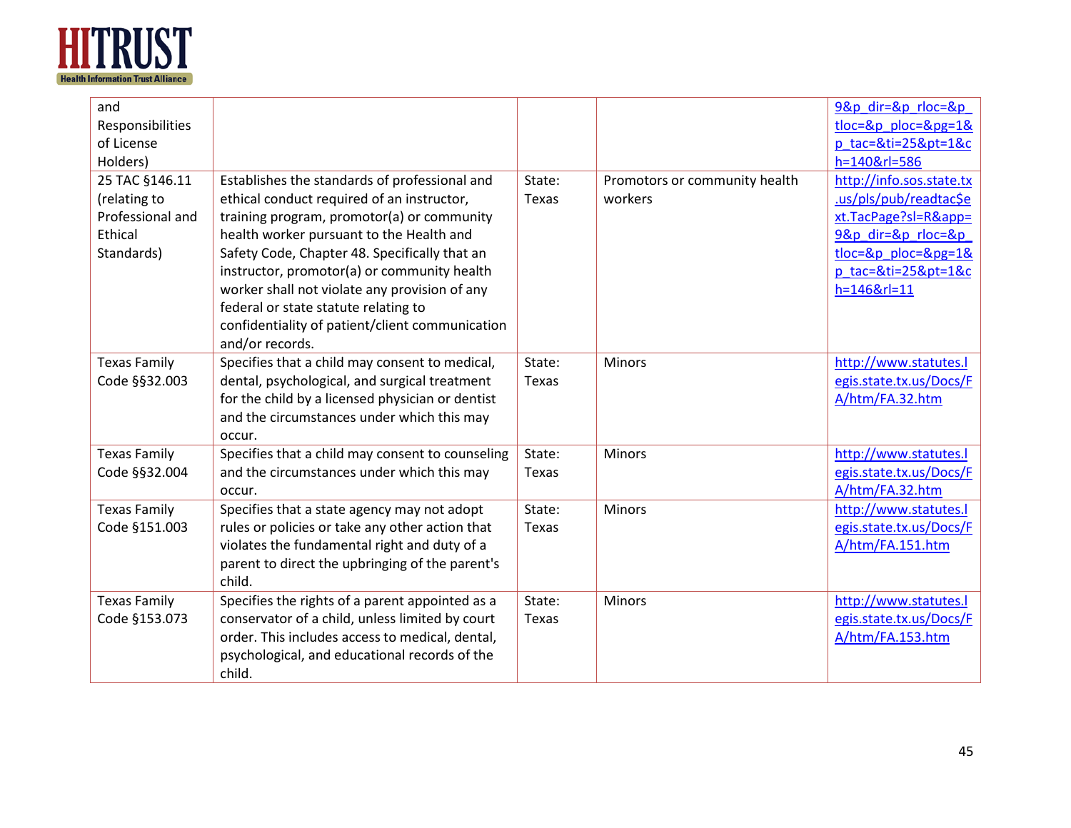| | | | | |
|---|---|---|---|---|
| and Responsibilities of License Holders) | | | | 9&p_dir=&p_rloc=&p_tloc=&p_ploc=&pg=1&p_tac=&ti=25&pt=1&ch=140&rl=586 |
| 25 TAC §146.11 (relating to Professional and Ethical Standards) | Establishes the standards of professional and ethical conduct required of an instructor, training program, promotor(a) or community health worker pursuant to the Health and Safety Code, Chapter 48. Specifically that an instructor, promotor(a) or community health worker shall not violate any provision of any federal or state statute relating to confidentiality of patient/client communication and/or records. | State: Texas | Promotors or community health workers | http://info.sos.state.tx.us/pls/pub/readtac$ext.TacPage?sl=R&app=9&p_dir=&p_rloc=&p_tloc=&p_ploc=&pg=1&p_tac=&ti=25&pt=1&ch=146&rl=11 |
| Texas Family Code §§32.003 | Specifies that a child may consent to medical, dental, psychological, and surgical treatment for the child by a licensed physician or dentist and the circumstances under which this may occur. | State: Texas | Minors | http://www.statutes.legis.state.tx.us/Docs/FA/htm/FA.32.htm |
| Texas Family Code §§32.004 | Specifies that a child may consent to counseling and the circumstances under which this may occur. | State: Texas | Minors | http://www.statutes.legis.state.tx.us/Docs/FA/htm/FA.32.htm |
| Texas Family Code §151.003 | Specifies that a state agency may not adopt rules or policies or take any other action that violates the fundamental right and duty of a parent to direct the upbringing of the parent's child. | State: Texas | Minors | http://www.statutes.legis.state.tx.us/Docs/FA/htm/FA.151.htm |
| Texas Family Code §153.073 | Specifies the rights of a parent appointed as a conservator of a child, unless limited by court order. This includes access to medical, dental, psychological, and educational records of the child. | State: Texas | Minors | http://www.statutes.legis.state.tx.us/Docs/FA/htm/FA.153.htm |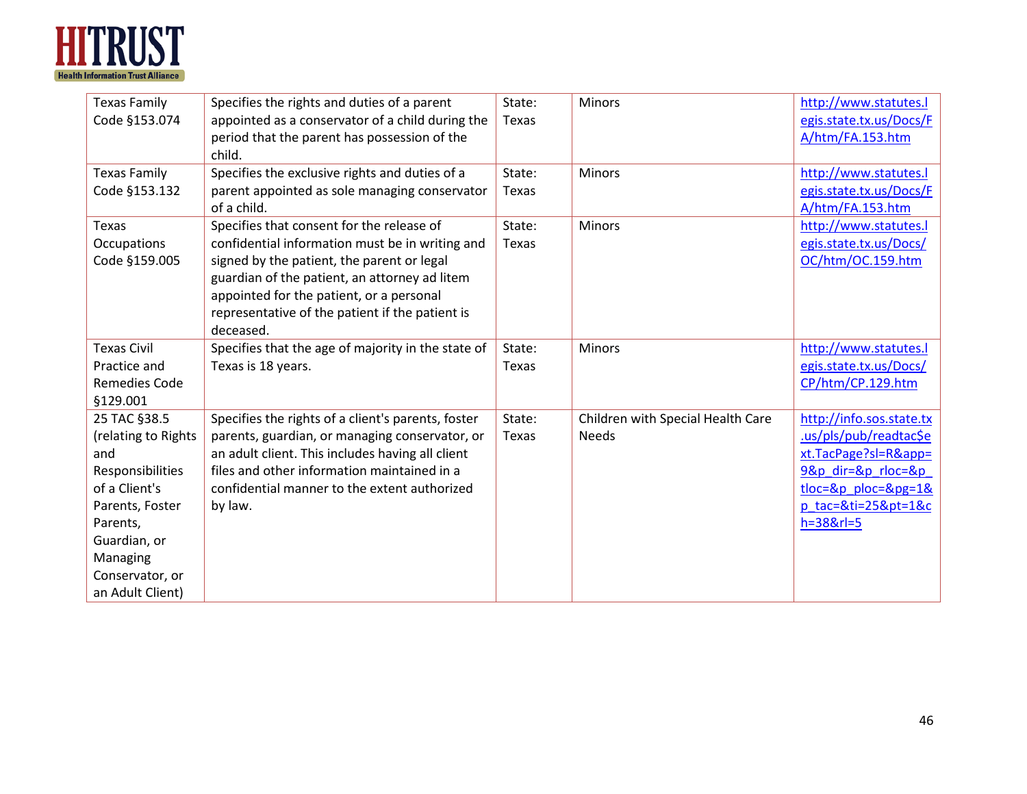| | | | | |
|---|---|---|---|---|
| Texas Family Code §153.074 | Specifies the rights and duties of a parent appointed as a conservator of a child during the period that the parent has possession of the child. | State: Texas | Minors | http://www.statutes.legis.state.tx.us/Docs/FA/htm/FA.153.htm |
| Texas Family Code §153.132 | Specifies the exclusive rights and duties of a parent appointed as sole managing conservator of a child. | State: Texas | Minors | http://www.statutes.legis.state.tx.us/Docs/FA/htm/FA.153.htm |
| Texas Occupations Code §159.005 | Specifies that consent for the release of confidential information must be in writing and signed by the patient, the parent or legal guardian of the patient, an attorney ad litem appointed for the patient, or a personal representative of the patient if the patient is deceased. | State: Texas | Minors | http://www.statutes.legis.state.tx.us/Docs/OC/htm/OC.159.htm |
| Texas Civil Practice and Remedies Code §129.001 | Specifies that the age of majority in the state of Texas is 18 years. | State: Texas | Minors | http://www.statutes.legis.state.tx.us/Docs/CP/htm/CP.129.htm |
| 25 TAC §38.5 (relating to Rights and Responsibilities of a Client's Parents, Foster Parents, Guardian, or Managing Conservator, or an Adult Client) | Specifies the rights of a client's parents, foster parents, guardian, or managing conservator, or an adult client. This includes having all client files and other information maintained in a confidential manner to the extent authorized by law. | State: Texas | Children with Special Health Care Needs | http://info.sos.state.tx.us/pls/pub/readtac$ext.TacPage?sl=R&app=9&p_dir=&p_rloc=&p_tloc=&p_ploc=&pg=1&p_tac=&ti=25&pt=1&ch=38&rl=5 |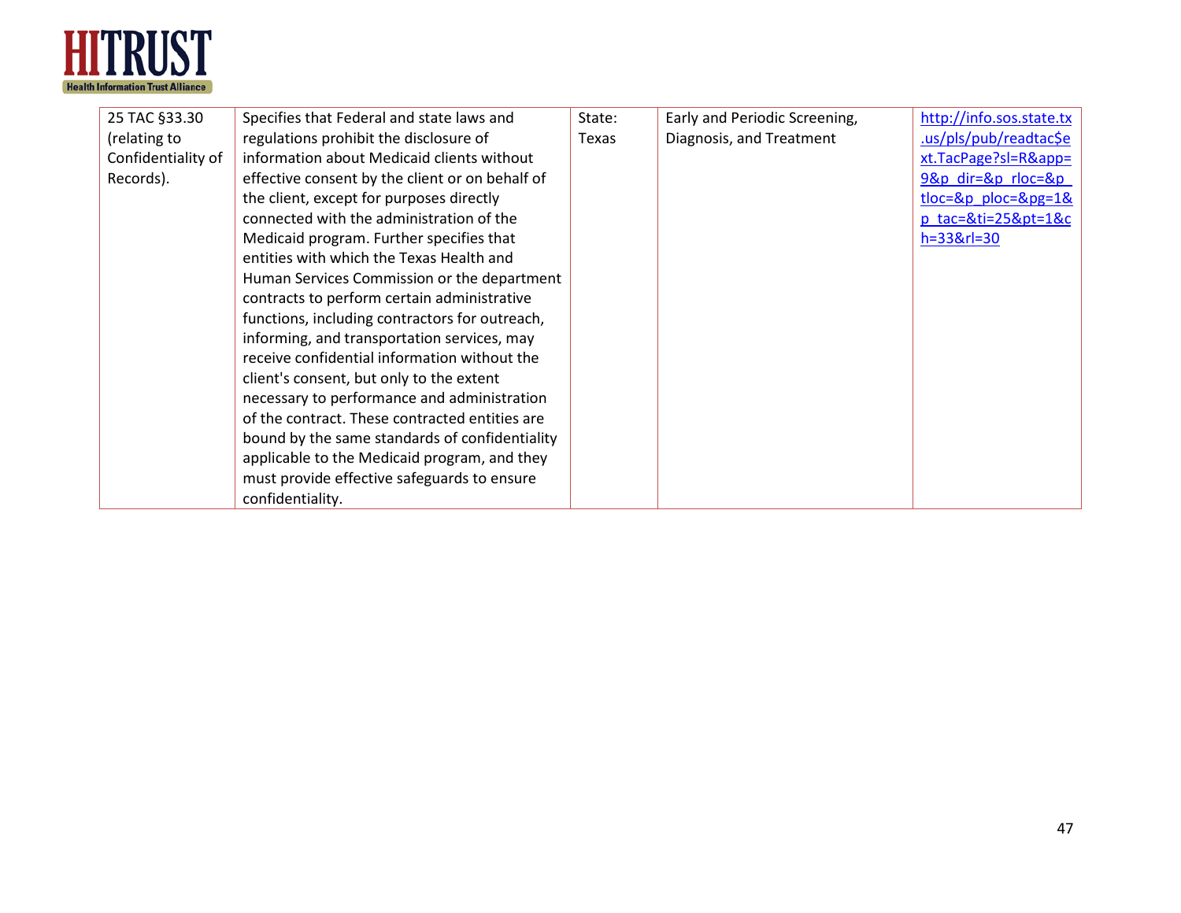| 25 TAC §33.30 (relating to Confidentiality of Records). | Specifies that Federal and state laws and regulations prohibit the disclosure of information about Medicaid clients without effective consent by the client or on behalf of the client, except for purposes directly connected with the administration of the Medicaid program. Further specifies that entities with which the Texas Health and Human Services Commission or the department contracts to perform certain administrative functions, including contractors for outreach, informing, and transportation services, may receive confidential information without the client's consent, but only to the extent necessary to performance and administration of the contract. These contracted entities are bound by the same standards of confidentiality applicable to the Medicaid program, and they must provide effective safeguards to ensure confidentiality. | State: Texas | Early and Periodic Screening, Diagnosis, and Treatment | http://info.sos.state.tx.us/pls/pub/readtac$ext.TacPage?sl=R&app=9&p_dir=&p_rloc=&p_tloc=&p_ploc=&pg=1&p_tac=&ti=25&pt=1&ch=33&rl=30 |
|---|---|---|---|---|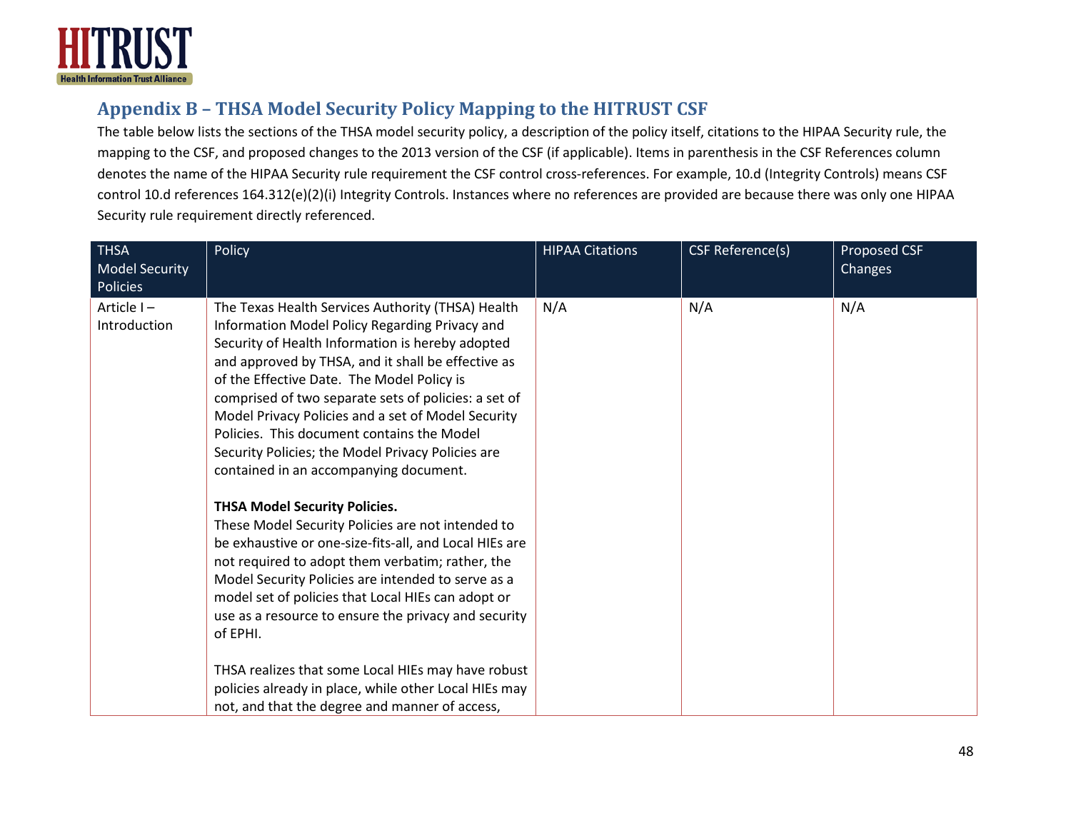## Appendix B – THSA Model Security Policy Mapping to the HITRUST CSF

The table below lists the sections of the THSA model security policy, a description of the policy itself, citations to the HIPAA Security rule, the mapping to the CSF, and proposed changes to the 2013 version of the CSF (if applicable). Items in parenthesis in the CSF References column denotes the name of the HIPAA Security rule requirement the CSF control cross-references. For example, 10.d (Integrity Controls) means CSF control 10.d references 164.312(e)(2)(i) Integrity Controls. Instances where no references are provided are because there was only one HIPAA Security rule requirement directly referenced.

| THSA Model Security Policies | Policy | HIPAA Citations | CSF Reference(s) | Proposed CSF Changes |
|---|---|---|---|---|
| Article I – Introduction | The Texas Health Services Authority (THSA) Health Information Model Policy Regarding Privacy and Security of Health Information is hereby adopted and approved by THSA, and it shall be effective as of the Effective Date. The Model Policy is comprised of two separate sets of policies: a set of Model Privacy Policies and a set of Model Security Policies. This document contains the Model Security Policies; the Model Privacy Policies are contained in an accompanying document.<br><br>**THSA Model Security Policies.**<br>These Model Security Policies are not intended to be exhaustive or one-size-fits-all, and Local HIEs are not required to adopt them verbatim; rather, the Model Security Policies are intended to serve as a model set of policies that Local HIEs can adopt or use as a resource to ensure the privacy and security of EPHI.<br><br>THSA realizes that some Local HIEs may have robust policies already in place, while other Local HIEs may not, and that the degree and manner of access, | N/A | N/A | N/A |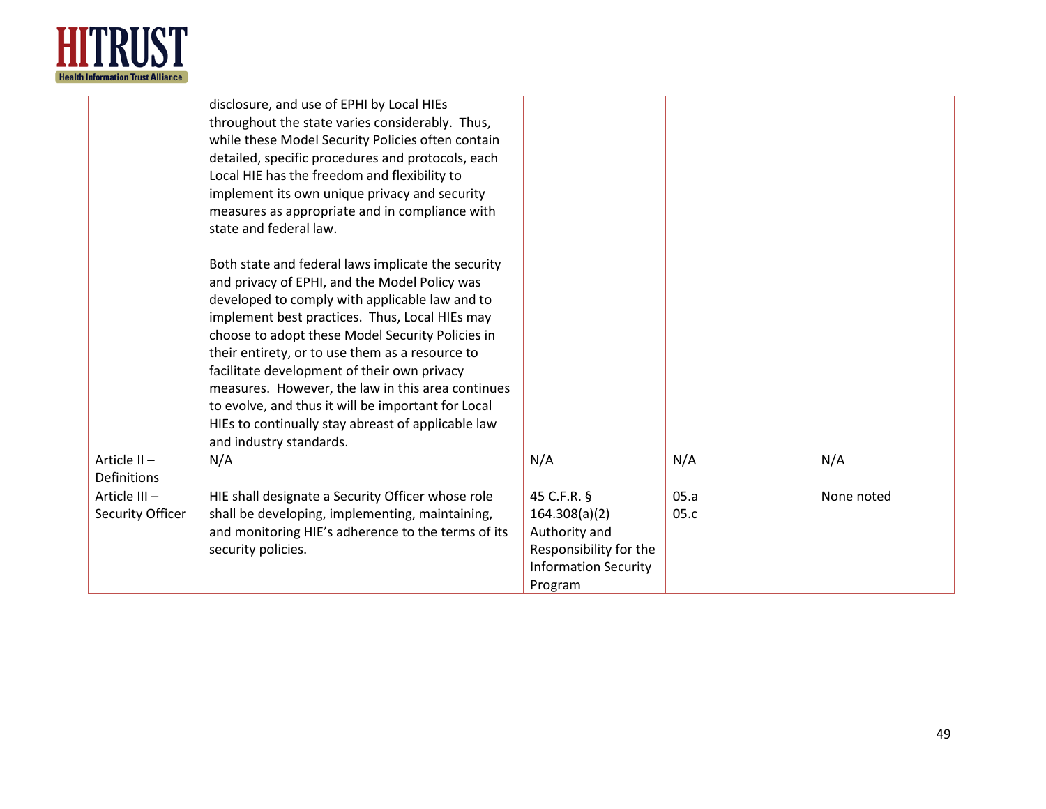| | | | | |
|---|---|---|---|---|
| | disclosure, and use of EPHI by Local HIEs throughout the state varies considerably. Thus, while these Model Security Policies often contain detailed, specific procedures and protocols, each Local HIE has the freedom and flexibility to implement its own unique privacy and security measures as appropriate and in compliance with state and federal law.<br><br>Both state and federal laws implicate the security and privacy of EPHI, and the Model Policy was developed to comply with applicable law and to implement best practices. Thus, Local HIEs may choose to adopt these Model Security Policies in their entirety, or to use them as a resource to facilitate development of their own privacy measures. However, the law in this area continues to evolve, and thus it will be important for Local HIEs to continually stay abreast of applicable law and industry standards. | | | |
| Article II – Definitions | N/A | N/A | N/A | N/A |
| Article III – Security Officer | HIE shall designate a Security Officer whose role shall be developing, implementing, maintaining, and monitoring HIE's adherence to the terms of its security policies. | 45 C.F.R. § 164.308(a)(2) Authority and Responsibility for the Information Security Program | 05.a<br>05.c | None noted |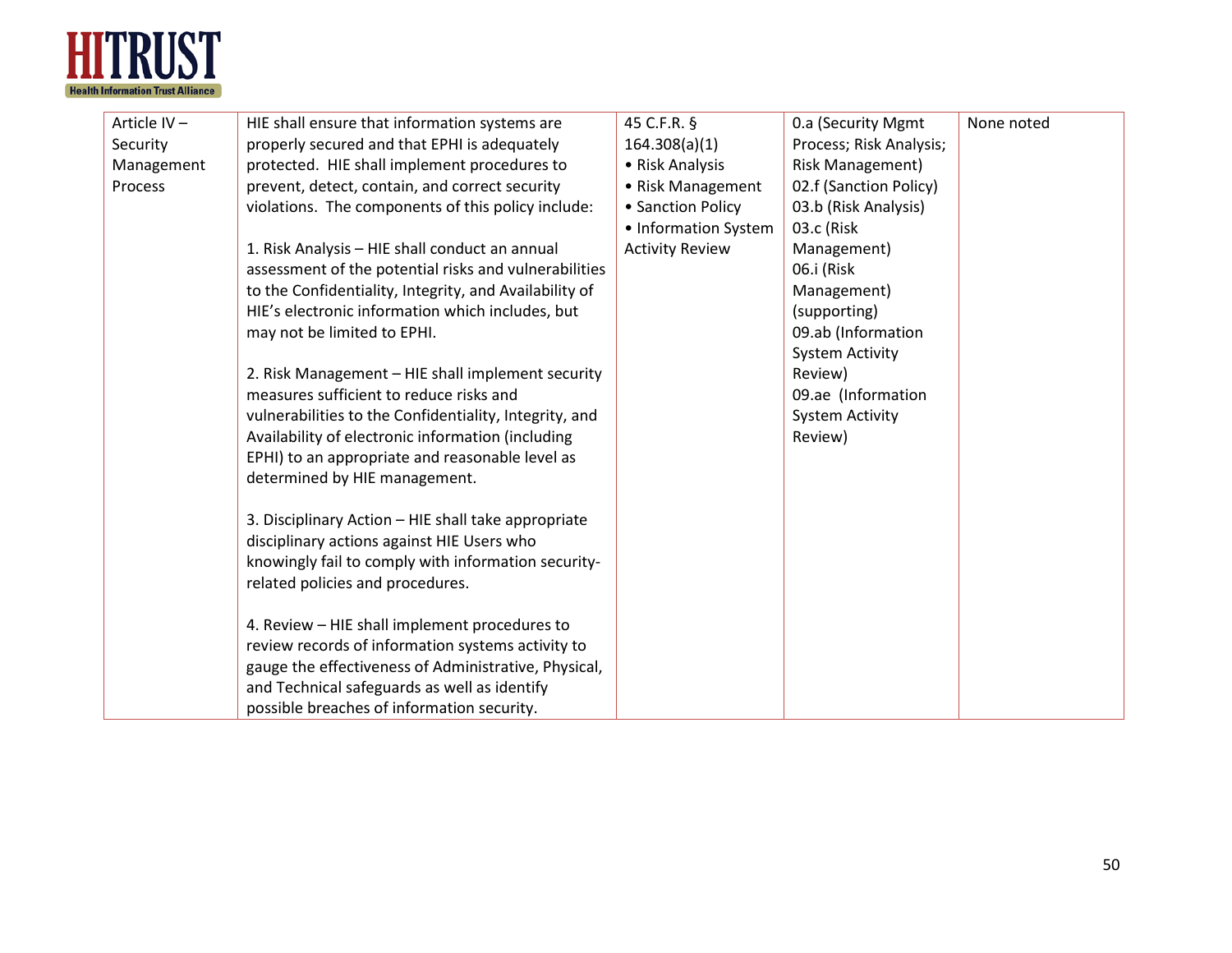| | | | | |
|---|---|---|---|---|
| Article IV – Security Management Process | HIE shall ensure that information systems are properly secured and that EPHI is adequately protected. HIE shall implement procedures to prevent, detect, contain, and correct security violations. The components of this policy include:<br><br>1. Risk Analysis – HIE shall conduct an annual assessment of the potential risks and vulnerabilities to the Confidentiality, Integrity, and Availability of HIE's electronic information which includes, but may not be limited to EPHI.<br><br>2. Risk Management – HIE shall implement security measures sufficient to reduce risks and vulnerabilities to the Confidentiality, Integrity, and Availability of electronic information (including EPHI) to an appropriate and reasonable level as determined by HIE management.<br><br>3. Disciplinary Action – HIE shall take appropriate disciplinary actions against HIE Users who knowingly fail to comply with information security-related policies and procedures.<br><br>4. Review – HIE shall implement procedures to review records of information systems activity to gauge the effectiveness of Administrative, Physical, and Technical safeguards as well as identify possible breaches of information security. | 45 C.F.R. § 164.308(a)(1)<br>• Risk Analysis<br>• Risk Management<br>• Sanction Policy<br>• Information System Activity Review | 0.a (Security Mgmt Process; Risk Analysis; Risk Management)<br>02.f (Sanction Policy)<br>03.b (Risk Analysis)<br>03.c (Risk Management)<br>06.i (Risk Management) (supporting)<br>09.ab (Information System Activity Review)<br>09.ae (Information System Activity Review) | None noted |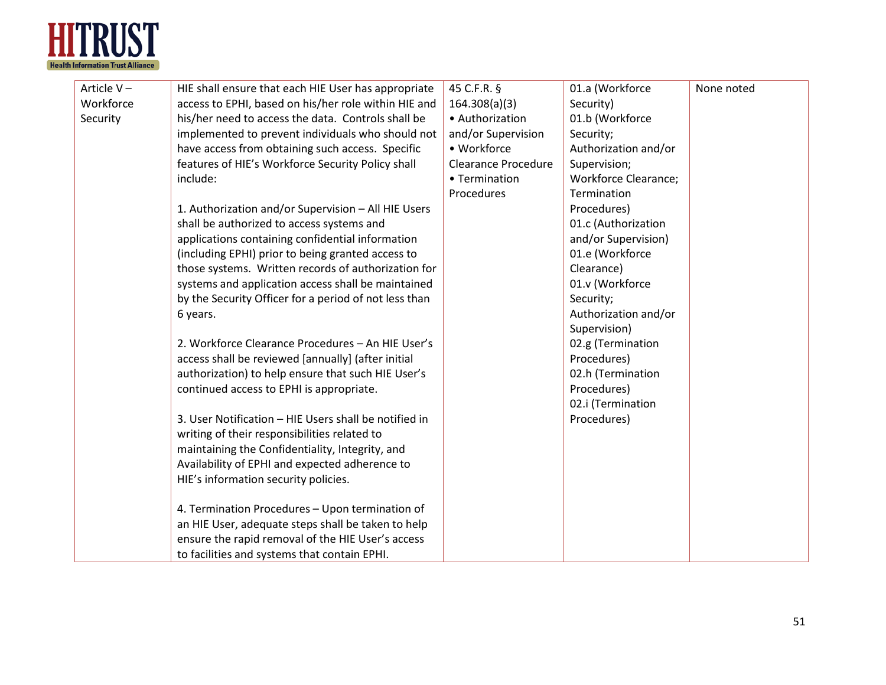| | | | | |
|---|---|---|---|---|
| Article V – Workforce Security | HIE shall ensure that each HIE User has appropriate access to EPHI, based on his/her role within HIE and his/her need to access the data. Controls shall be implemented to prevent individuals who should not have access from obtaining such access. Specific features of HIE's Workforce Security Policy shall include:<br><br>1. Authorization and/or Supervision – All HIE Users shall be authorized to access systems and applications containing confidential information (including EPHI) prior to being granted access to those systems. Written records of authorization for systems and application access shall be maintained by the Security Officer for a period of not less than 6 years.<br><br>2. Workforce Clearance Procedures – An HIE User's access shall be reviewed [annually] (after initial authorization) to help ensure that such HIE User's continued access to EPHI is appropriate.<br><br>3. User Notification – HIE Users shall be notified in writing of their responsibilities related to maintaining the Confidentiality, Integrity, and Availability of EPHI and expected adherence to HIE's information security policies.<br><br>4. Termination Procedures – Upon termination of an HIE User, adequate steps shall be taken to help ensure the rapid removal of the HIE User's access to facilities and systems that contain EPHI. | 45 C.F.R. § 164.308(a)(3)<br>• Authorization and/or Supervision<br>• Workforce Clearance Procedure<br>• Termination Procedures | 01.a (Workforce Security)<br>01.b (Workforce Security; Authorization and/or Supervision; Workforce Clearance; Termination Procedures)<br>01.c (Authorization and/or Supervision)<br>01.e (Workforce Clearance)<br>01.v (Workforce Security; Authorization and/or Supervision)<br>02.g (Termination Procedures)<br>02.h (Termination Procedures)<br>02.i (Termination Procedures) | None noted |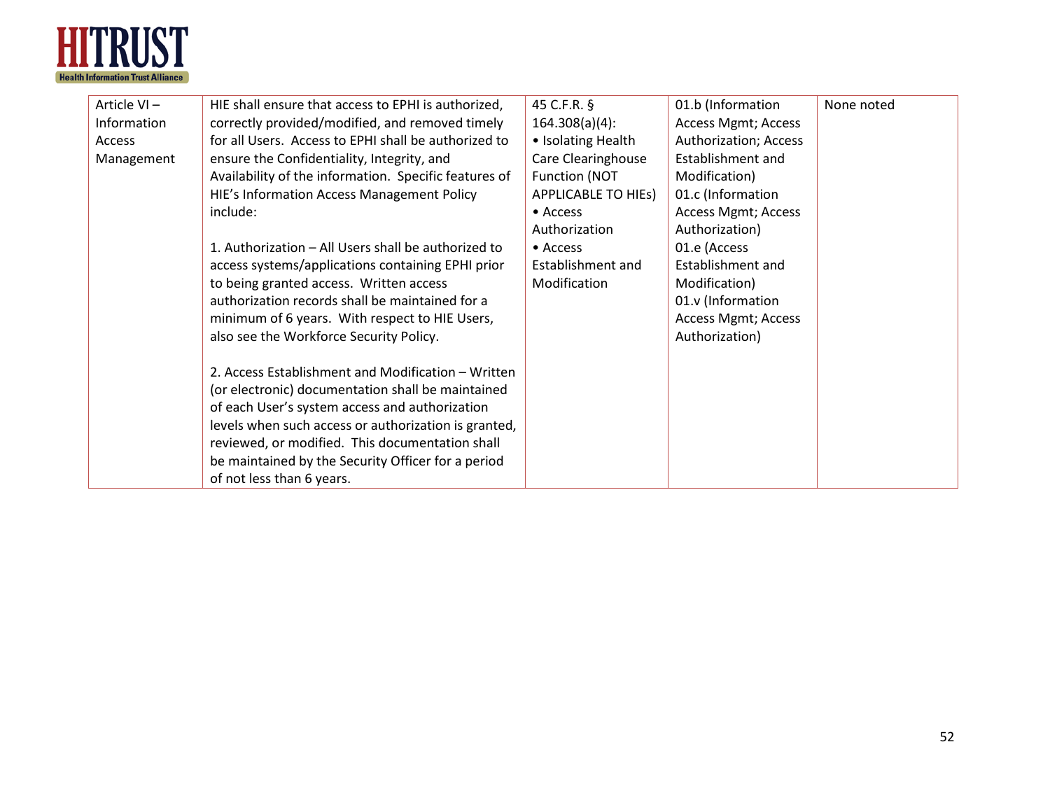| Article VI – Information Access Management | HIE shall ensure that access to EPHI is authorized, correctly provided/modified, and removed timely for all Users. Access to EPHI shall be authorized to ensure the Confidentiality, Integrity, and Availability of the information. Specific features of HIE's Information Access Management Policy include:<br><br>1. Authorization – All Users shall be authorized to access systems/applications containing EPHI prior to being granted access. Written access authorization records shall be maintained for a minimum of 6 years. With respect to HIE Users, also see the Workforce Security Policy.<br><br>2. Access Establishment and Modification – Written (or electronic) documentation shall be maintained of each User's system access and authorization levels when such access or authorization is granted, reviewed, or modified. This documentation shall be maintained by the Security Officer for a period of not less than 6 years. | 45 C.F.R. § 164.308(a)(4):<br>• Isolating Health Care Clearinghouse Function (NOT APPLICABLE TO HIEs)<br>• Access Authorization<br>• Access Establishment and Modification | 01.b (Information Access Mgmt; Access Authorization; Access Establishment and Modification)<br>01.c (Information Access Mgmt; Access Authorization)<br>01.e (Access Establishment and Modification)<br>01.v (Information Access Mgmt; Access Authorization) | None noted |
|---|---|---|---|---|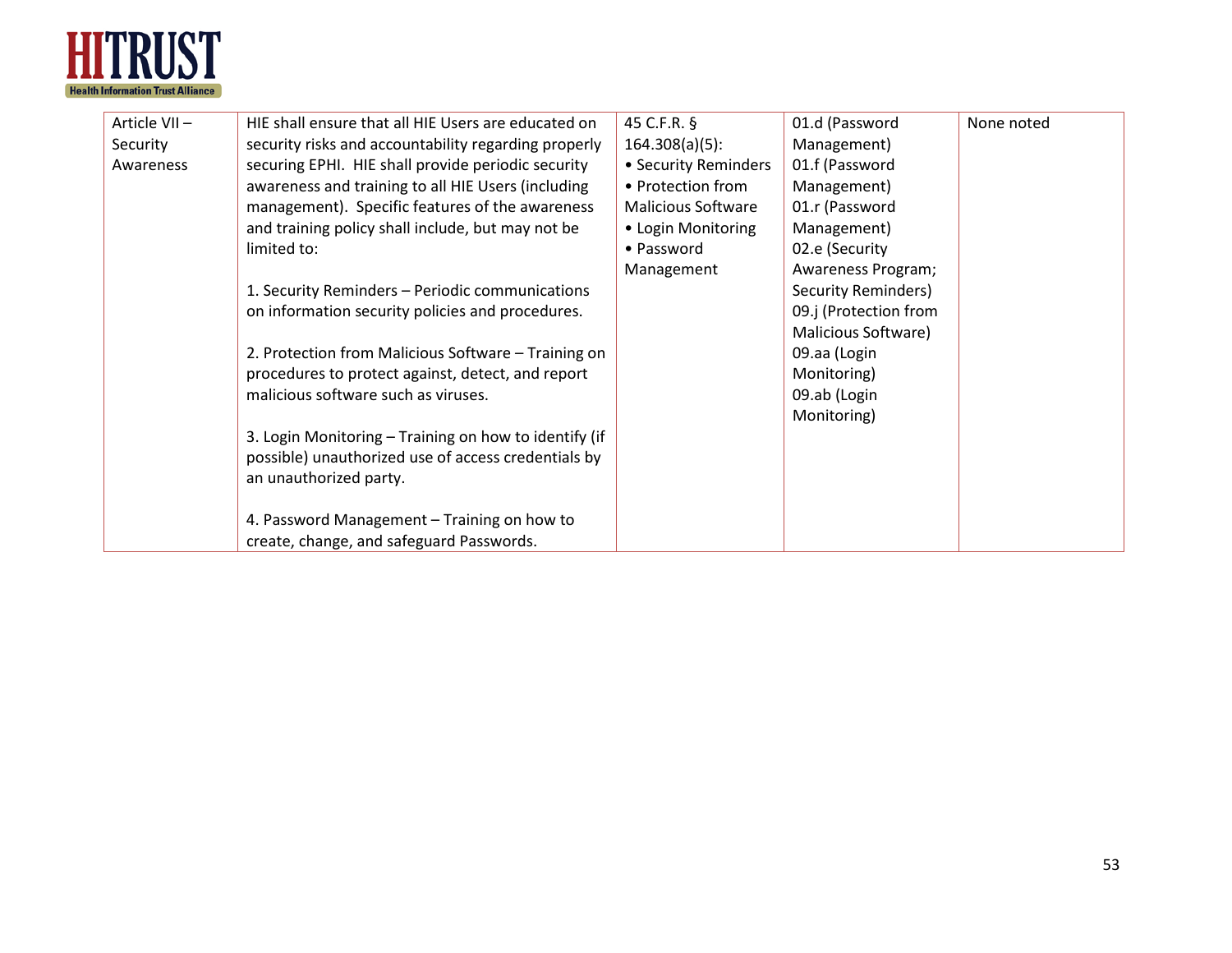| Article VII – Security Awareness | HIE shall ensure that all HIE Users are educated on security risks and accountability regarding properly securing EPHI. HIE shall provide periodic security awareness and training to all HIE Users (including management). Specific features of the awareness and training policy shall include, but may not be limited to:<br><br>1. Security Reminders – Periodic communications on information security policies and procedures.<br><br>2. Protection from Malicious Software – Training on procedures to protect against, detect, and report malicious software such as viruses.<br><br>3. Login Monitoring – Training on how to identify (if possible) unauthorized use of access credentials by an unauthorized party.<br><br>4. Password Management – Training on how to create, change, and safeguard Passwords. | 45 C.F.R. § 164.308(a)(5):<br>• Security Reminders<br>• Protection from Malicious Software<br>• Login Monitoring<br>• Password Management | 01.d (Password Management)<br>01.f (Password Management)<br>01.r (Password Management)<br>02.e (Security Awareness Program; Security Reminders)<br>09.j (Protection from Malicious Software)<br>09.aa (Login Monitoring)<br>09.ab (Login Monitoring) | None noted |
|---|---|---|---|---|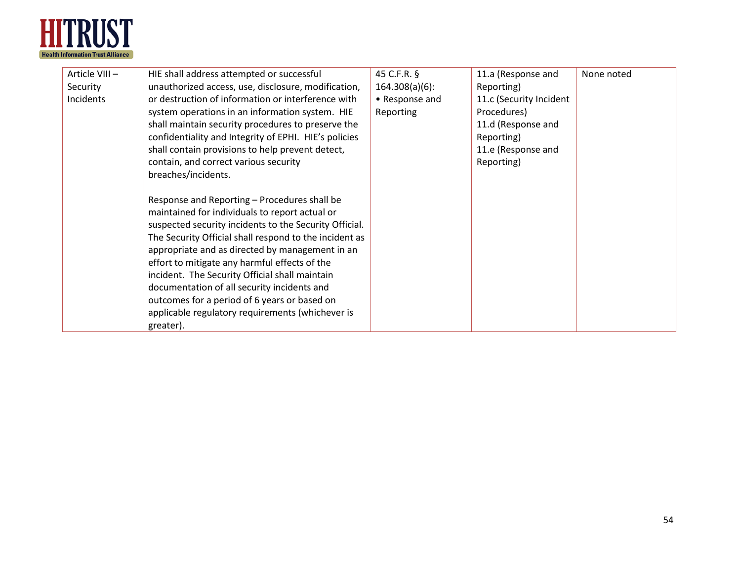| Article VIII – Security Incidents | HIE shall address attempted or successful unauthorized access, use, disclosure, modification, or destruction of information or interference with system operations in an information system. HIE shall maintain security procedures to preserve the confidentiality and Integrity of EPHI. HIE's policies shall contain provisions to help prevent detect, contain, and correct various security breaches/incidents.<br><br>Response and Reporting – Procedures shall be maintained for individuals to report actual or suspected security incidents to the Security Official. The Security Official shall respond to the incident as appropriate and as directed by management in an effort to mitigate any harmful effects of the incident. The Security Official shall maintain documentation of all security incidents and outcomes for a period of 6 years or based on applicable regulatory requirements (whichever is greater). | 45 C.F.R. § 164.308(a)(6):<br>• Response and Reporting | 11.a (Response and Reporting)<br>11.c (Security Incident Procedures)<br>11.d (Response and Reporting)<br>11.e (Response and Reporting) | None noted |
|---|---|---|---|---|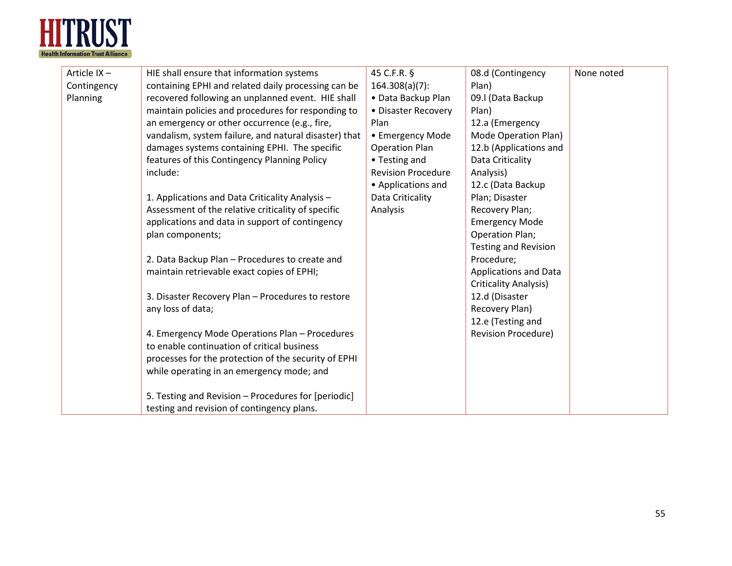| | | | | |
|---|---|---|---|---|
| Article IX – Contingency Planning | HIE shall ensure that information systems containing EPHI and related daily processing can be recovered following an unplanned event. HIE shall maintain policies and procedures for responding to an emergency or other occurrence (e.g., fire, vandalism, system failure, and natural disaster) that damages systems containing EPHI. The specific features of this Contingency Planning Policy include:<br><br>1. Applications and Data Criticality Analysis – Assessment of the relative criticality of specific applications and data in support of contingency plan components;<br><br>2. Data Backup Plan – Procedures to create and maintain retrievable exact copies of EPHI;<br><br>3. Disaster Recovery Plan – Procedures to restore any loss of data;<br><br>4. Emergency Mode Operations Plan – Procedures to enable continuation of critical business processes for the protection of the security of EPHI while operating in an emergency mode; and<br><br>5. Testing and Revision – Procedures for [periodic] testing and revision of contingency plans. | 45 C.F.R. § 164.308(a)(7):<br>• Data Backup Plan<br>• Disaster Recovery Plan<br>• Emergency Mode Operation Plan<br>• Testing and Revision Procedure<br>• Applications and Data Criticality Analysis | 08.d (Contingency Plan)<br>09.l (Data Backup Plan)<br>12.a (Emergency Mode Operation Plan)<br>12.b (Applications and Data Criticality Analysis)<br>12.c (Data Backup Plan; Disaster Recovery Plan; Emergency Mode Operation Plan; Testing and Revision Procedure; Applications and Data Criticality Analysis)<br>12.d (Disaster Recovery Plan)<br>12.e (Testing and Revision Procedure) | None noted |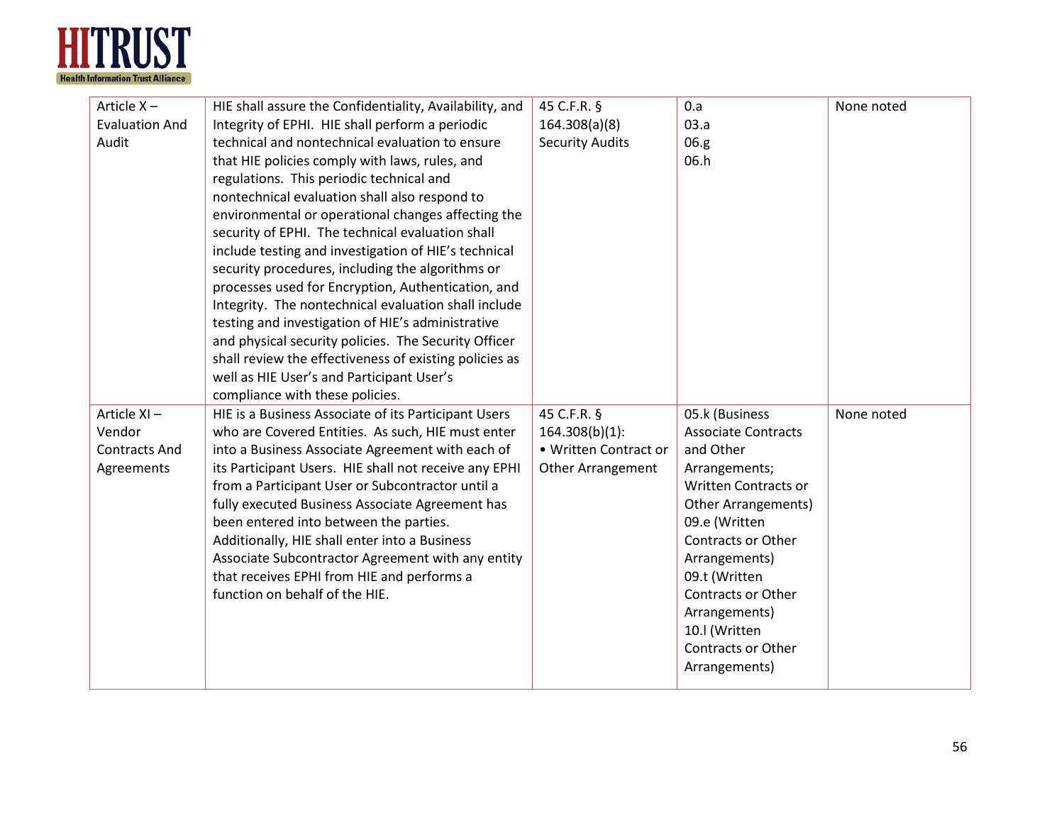| Article X – Evaluation And Audit | HIE shall assure the Confidentiality, Availability, and Integrity of EPHI. HIE shall perform a periodic technical and nontechnical evaluation to ensure that HIE policies comply with laws, rules, and regulations. This periodic technical and nontechnical evaluation shall also respond to environmental or operational changes affecting the security of EPHI. The technical evaluation shall include testing and investigation of HIE's technical security procedures, including the algorithms or processes used for Encryption, Authentication, and Integrity. The nontechnical evaluation shall include testing and investigation of HIE's administrative and physical security policies. The Security Officer shall review the effectiveness of existing policies as well as HIE User's and Participant User's compliance with these policies. | 45 C.F.R. § 164.308(a)(8) Security Audits | 0.a<br>03.a<br>06.g<br>06.h | None noted |
|---|---|---|---|---|
| Article XI – Vendor Contracts And Agreements | HIE is a Business Associate of its Participant Users who are Covered Entities. As such, HIE must enter into a Business Associate Agreement with each of its Participant Users. HIE shall not receive any EPHI from a Participant User or Subcontractor until a fully executed Business Associate Agreement has been entered into between the parties. Additionally, HIE shall enter into a Business Associate Subcontractor Agreement with any entity that receives EPHI from HIE and performs a function on behalf of the HIE. | 45 C.F.R. § 164.308(b)(1):<br>• Written Contract or Other Arrangement | 05.k (Business Associate Contracts and Other Arrangements; Written Contracts or Other Arrangements)<br>09.e (Written Contracts or Other Arrangements)<br>09.t (Written Contracts or Other Arrangements)<br>10.l (Written Contracts or Other Arrangements) | None noted |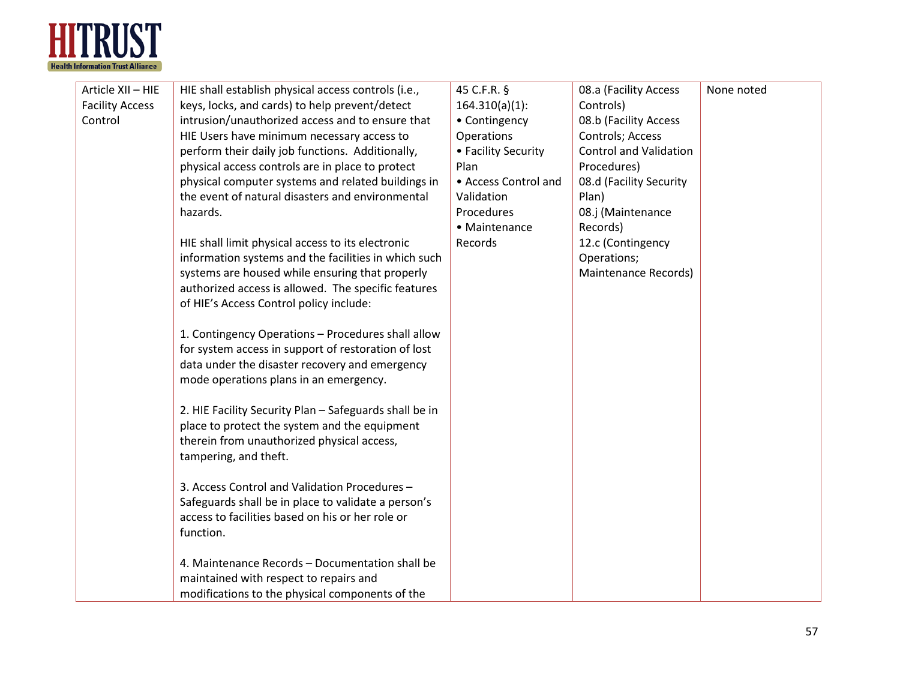| Article XII – HIE Facility Access Control | HIE shall establish physical access controls (i.e., keys, locks, and cards) to help prevent/detect intrusion/unauthorized access and to ensure that HIE Users have minimum necessary access to perform their daily job functions. Additionally, physical access controls are in place to protect physical computer systems and related buildings in the event of natural disasters and environmental hazards.<br><br>HIE shall limit physical access to its electronic information systems and the facilities in which such systems are housed while ensuring that properly authorized access is allowed. The specific features of HIE's Access Control policy include:<br><br>1. Contingency Operations – Procedures shall allow for system access in support of restoration of lost data under the disaster recovery and emergency mode operations plans in an emergency.<br><br>2. HIE Facility Security Plan – Safeguards shall be in place to protect the system and the equipment therein from unauthorized physical access, tampering, and theft.<br><br>3. Access Control and Validation Procedures – Safeguards shall be in place to validate a person's access to facilities based on his or her role or function.<br><br>4. Maintenance Records – Documentation shall be maintained with respect to repairs and modifications to the physical components of the | 45 C.F.R. § 164.310(a)(1):<br>• Contingency Operations<br>• Facility Security Plan<br>• Access Control and Validation Procedures<br>• Maintenance Records | 08.a (Facility Access Controls)<br>08.b (Facility Access Controls; Access Control and Validation Procedures)<br>08.d (Facility Security Plan)<br>08.j (Maintenance Records)<br>12.c (Contingency Operations; Maintenance Records) | None noted |
|---|---|---|---|---|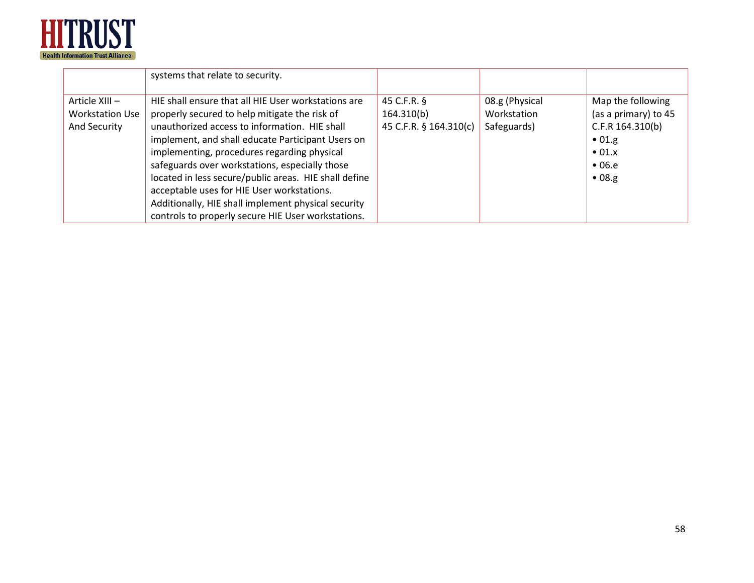| | | | | |
|---|---|---|---|---|
| | systems that relate to security. | | | |
| Article XIII – Workstation Use And Security | HIE shall ensure that all HIE User workstations are properly secured to help mitigate the risk of unauthorized access to information. HIE shall implement, and shall educate Participant Users on implementing, procedures regarding physical safeguards over workstations, especially those located in less secure/public areas. HIE shall define acceptable uses for HIE User workstations. Additionally, HIE shall implement physical security controls to properly secure HIE User workstations. | 45 C.F.R. § 164.310(b)<br>45 C.F.R. § 164.310(c) | 08.g (Physical Workstation Safeguards) | Map the following (as a primary) to 45 C.F.R 164.310(b)<br>• 01.g<br>• 01.x<br>• 06.e<br>• 08.g |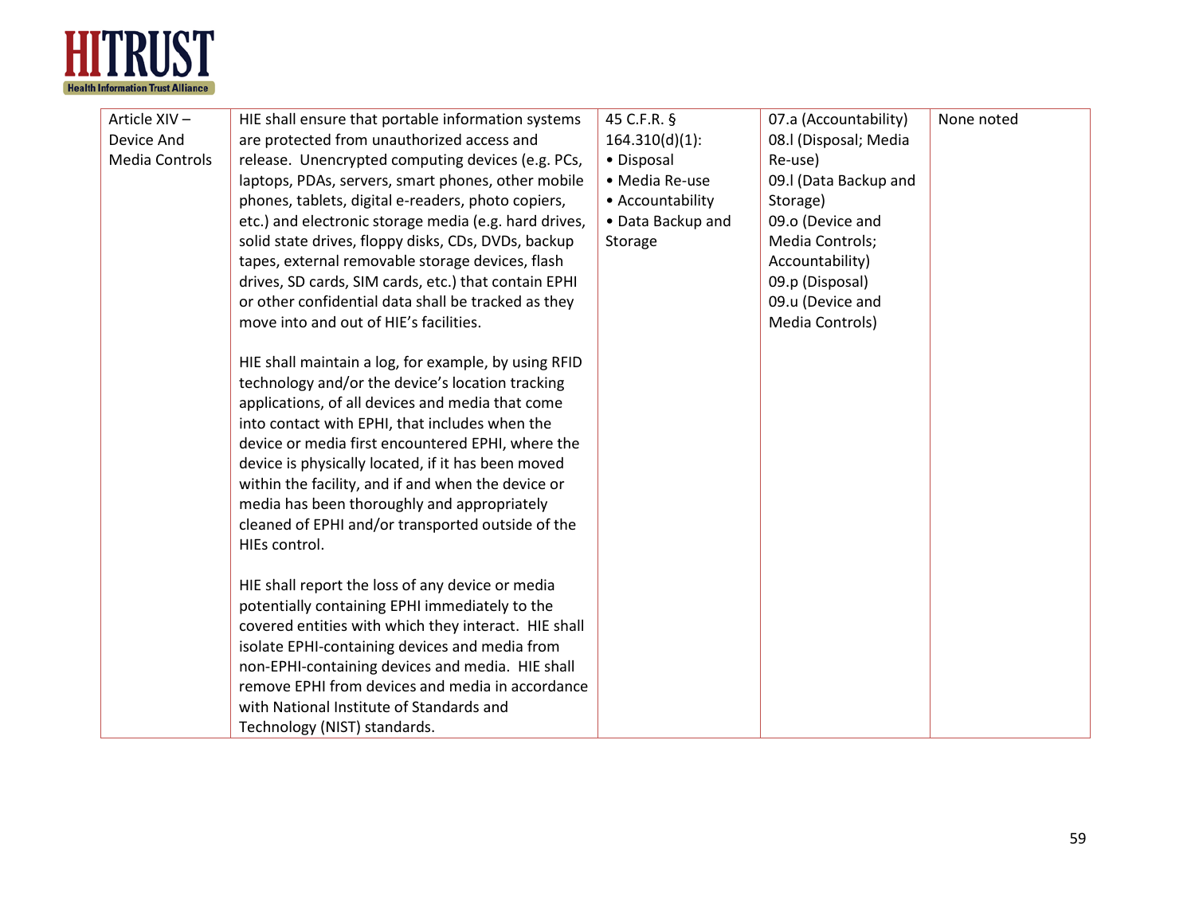| | | | | |
|---|---|---|---|---|
| Article XIV – Device And Media Controls | HIE shall ensure that portable information systems are protected from unauthorized access and release. Unencrypted computing devices (e.g. PCs, laptops, PDAs, servers, smart phones, other mobile phones, tablets, digital e-readers, photo copiers, etc.) and electronic storage media (e.g. hard drives, solid state drives, floppy disks, CDs, DVDs, backup tapes, external removable storage devices, flash drives, SD cards, SIM cards, etc.) that contain EPHI or other confidential data shall be tracked as they move into and out of HIE's facilities.<br><br>HIE shall maintain a log, for example, by using RFID technology and/or the device's location tracking applications, of all devices and media that come into contact with EPHI, that includes when the device or media first encountered EPHI, where the device is physically located, if it has been moved within the facility, and if and when the device or media has been thoroughly and appropriately cleaned of EPHI and/or transported outside of the HIEs control.<br><br>HIE shall report the loss of any device or media potentially containing EPHI immediately to the covered entities with which they interact. HIE shall isolate EPHI-containing devices and media from non-EPHI-containing devices and media. HIE shall remove EPHI from devices and media in accordance with National Institute of Standards and Technology (NIST) standards. | 45 C.F.R. § 164.310(d)(1):<br>• Disposal<br>• Media Re-use<br>• Accountability<br>• Data Backup and Storage | 07.a (Accountability)<br>08.l (Disposal; Media Re-use)<br>09.l (Data Backup and Storage)<br>09.o (Device and Media Controls; Accountability)<br>09.p (Disposal)<br>09.u (Device and Media Controls) | None noted |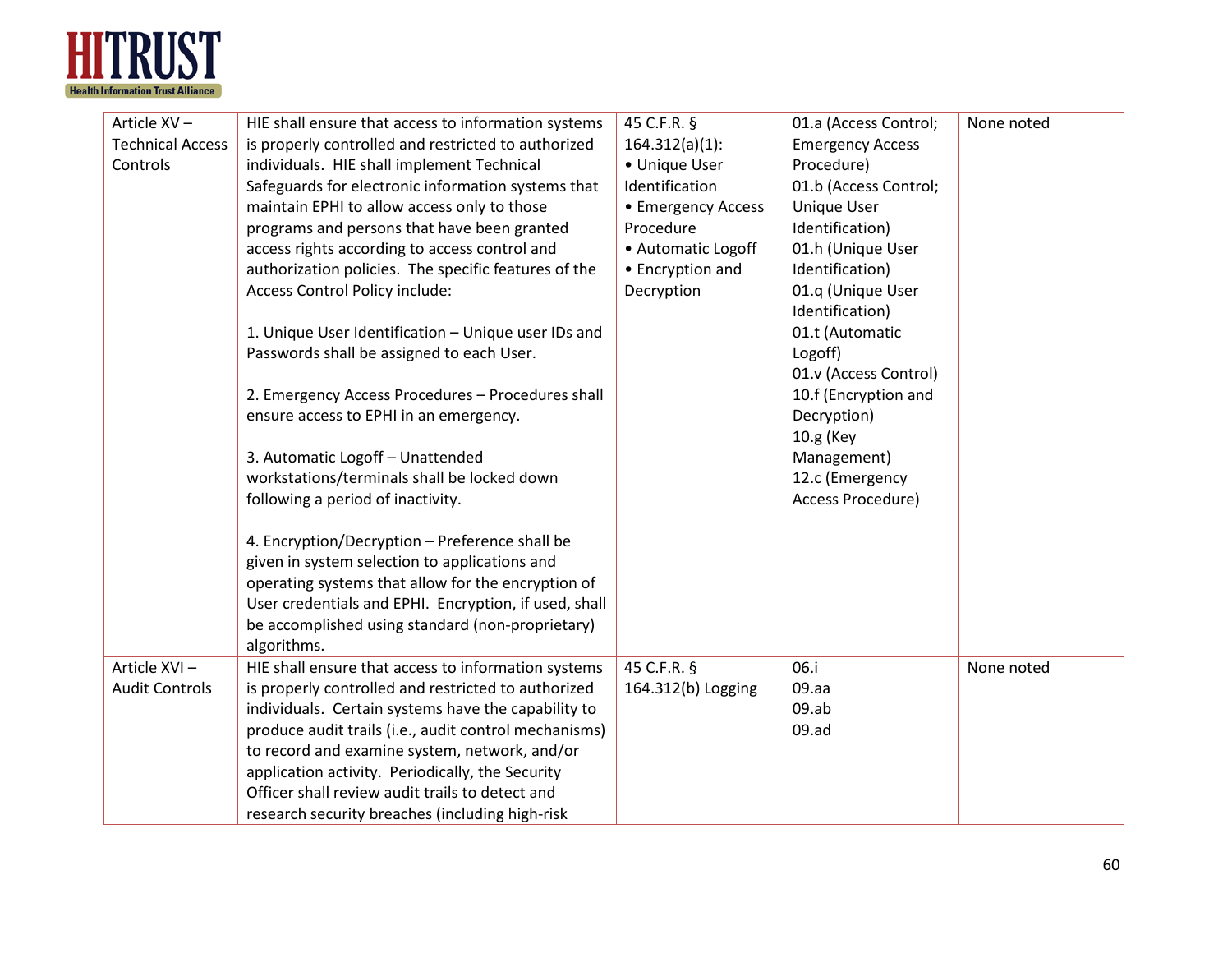| Article XV – Technical Access Controls | HIE shall ensure that access to information systems is properly controlled and restricted to authorized individuals. HIE shall implement Technical Safeguards for electronic information systems that maintain EPHI to allow access only to those programs and persons that have been granted access rights according to access control and authorization policies. The specific features of the Access Control Policy include:<br><br>1. Unique User Identification – Unique user IDs and Passwords shall be assigned to each User.<br><br>2. Emergency Access Procedures – Procedures shall ensure access to EPHI in an emergency.<br><br>3. Automatic Logoff – Unattended workstations/terminals shall be locked down following a period of inactivity.<br><br>4. Encryption/Decryption – Preference shall be given in system selection to applications and operating systems that allow for the encryption of User credentials and EPHI. Encryption, if used, shall be accomplished using standard (non-proprietary) algorithms. | 45 C.F.R. § 164.312(a)(1):<br>• Unique User Identification<br>• Emergency Access Procedure<br>• Automatic Logoff<br>• Encryption and Decryption | 01.a (Access Control; Emergency Access Procedure)<br>01.b (Access Control; Unique User Identification)<br>01.h (Unique User Identification)<br>01.q (Unique User Identification)<br>01.t (Automatic Logoff)<br>01.v (Access Control)<br>10.f (Encryption and Decryption)<br>10.g (Key Management)<br>12.c (Emergency Access Procedure) | None noted |
|---|---|---|---|---|
| Article XVI – Audit Controls | HIE shall ensure that access to information systems is properly controlled and restricted to authorized individuals. Certain systems have the capability to produce audit trails (i.e., audit control mechanisms) to record and examine system, network, and/or application activity. Periodically, the Security Officer shall review audit trails to detect and research security breaches (including high-risk | 45 C.F.R. § 164.312(b) Logging | 06.i<br>09.aa<br>09.ab<br>09.ad | None noted |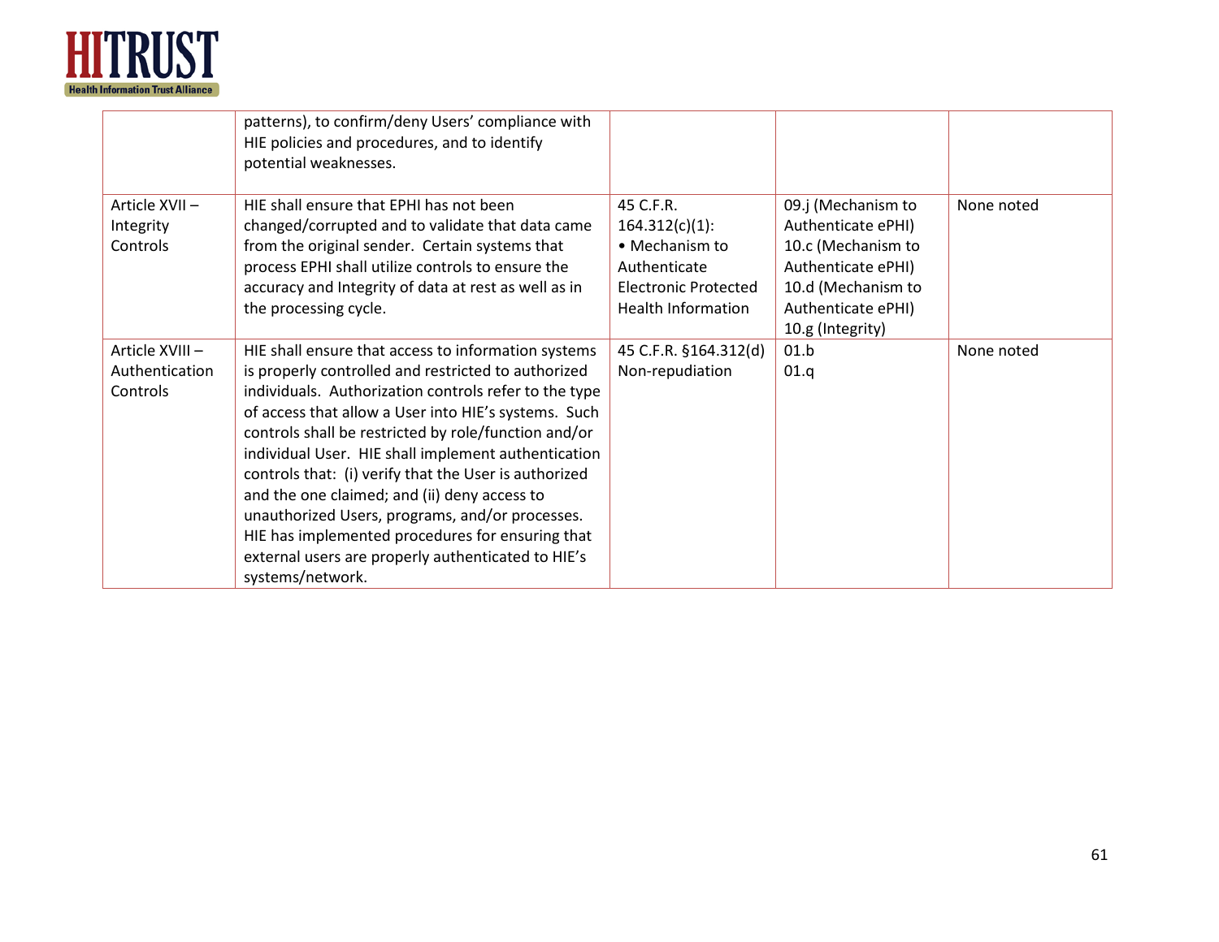| | | | | |
|---|---|---|---|---|
| | patterns), to confirm/deny Users' compliance with HIE policies and procedures, and to identify potential weaknesses. | | | |
| Article XVII – Integrity Controls | HIE shall ensure that EPHI has not been changed/corrupted and to validate that data came from the original sender. Certain systems that process EPHI shall utilize controls to ensure the accuracy and Integrity of data at rest as well as in the processing cycle. | 45 C.F.R. 164.312(c)(1): • Mechanism to Authenticate Electronic Protected Health Information | 09.j (Mechanism to Authenticate ePHI) 10.c (Mechanism to Authenticate ePHI) 10.d (Mechanism to Authenticate ePHI) 10.g (Integrity) | None noted |
| Article XVIII – Authentication Controls | HIE shall ensure that access to information systems is properly controlled and restricted to authorized individuals. Authorization controls refer to the type of access that allow a User into HIE's systems. Such controls shall be restricted by role/function and/or individual User. HIE shall implement authentication controls that: (i) verify that the User is authorized and the one claimed; and (ii) deny access to unauthorized Users, programs, and/or processes. HIE has implemented procedures for ensuring that external users are properly authenticated to HIE's systems/network. | 45 C.F.R. §164.312(d) Non-repudiation | 01.b 01.q | None noted |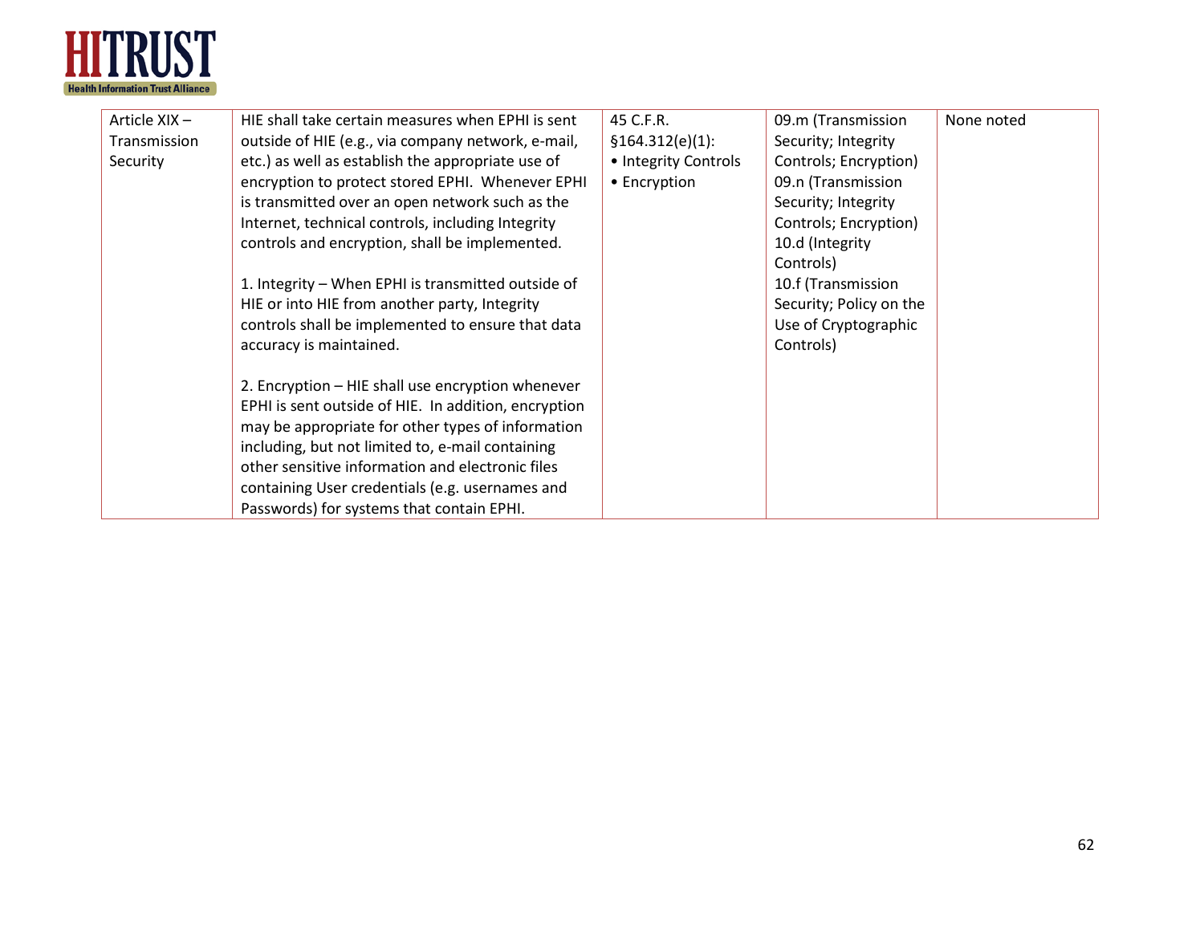| | | | | |
|---|---|---|---|---|
| Article XIX – Transmission Security | HIE shall take certain measures when EPHI is sent outside of HIE (e.g., via company network, e-mail, etc.) as well as establish the appropriate use of encryption to protect stored EPHI. Whenever EPHI is transmitted over an open network such as the Internet, technical controls, including Integrity controls and encryption, shall be implemented.<br><br>1. Integrity – When EPHI is transmitted outside of HIE or into HIE from another party, Integrity controls shall be implemented to ensure that data accuracy is maintained.<br><br>2. Encryption – HIE shall use encryption whenever EPHI is sent outside of HIE. In addition, encryption may be appropriate for other types of information including, but not limited to, e-mail containing other sensitive information and electronic files containing User credentials (e.g. usernames and Passwords) for systems that contain EPHI. | 45 C.F.R. §164.312(e)(1):<br>• Integrity Controls<br>• Encryption | 09.m (Transmission Security; Integrity Controls; Encryption)<br>09.n (Transmission Security; Integrity Controls; Encryption)<br>10.d (Integrity Controls)<br>10.f (Transmission Security; Policy on the Use of Cryptographic Controls) | None noted |